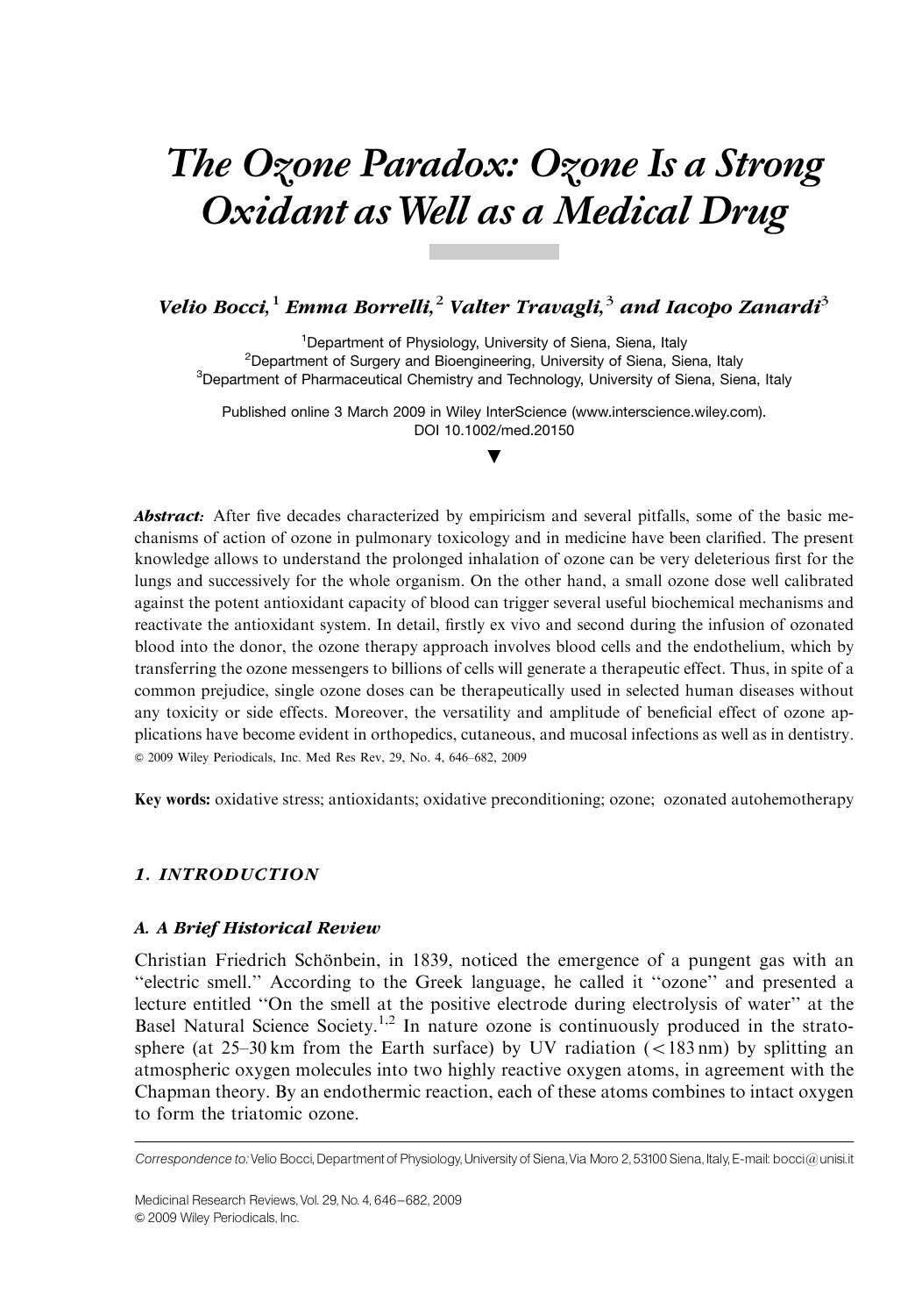# The Ozone Paradox: Ozone Is a Strong Oxidant as Well as a Medical Drug

***Velio Bocci,[1] Emma Borrelli,[2] Valter Travagli,[3] and Iacopo Zanardi[3]***

[1]Department of Physiology, University of Siena, Siena, Italy
[2]Department of Surgery and Bioengineering, University of Siena, Siena, Italy
[3]Department of Pharmaceutical Chemistry and Technology, University of Siena, Siena, Italy

Published online 3 March 2009 in Wiley InterScience (www.interscience.wiley.com).
DOI 10.1002/med.20150

***Abstract:*** After five decades characterized by empiricism and several pitfalls, some of the basic mechanisms of action of ozone in pulmonary toxicology and in medicine have been clarified. The present knowledge allows to understand the prolonged inhalation of ozone can be very deleterious first for the lungs and successively for the whole organism. On the other hand, a small ozone dose well calibrated against the potent antioxidant capacity of blood can trigger several useful biochemical mechanisms and reactivate the antioxidant system. In detail, firstly ex vivo and second during the infusion of ozonated blood into the donor, the ozone therapy approach involves blood cells and the endothelium, which by transferring the ozone messengers to billions of cells will generate a therapeutic effect. Thus, in spite of a common prejudice, single ozone doses can be therapeutically used in selected human diseases without any toxicity or side effects. Moreover, the versatility and amplitude of beneficial effect of ozone applications have become evident in orthopedics, cutaneous, and mucosal infections as well as in dentistry. © 2009 Wiley Periodicals, Inc. Med Res Rev, 29, No. 4, 646–682, 2009

**Key words:** oxidative stress; antioxidants; oxidative preconditioning; ozone; ozonated autohemotherapy

## 1. INTRODUCTION

### A. A Brief Historical Review

Christian Friedrich Schönbein, in 1839, noticed the emergence of a pungent gas with an "electric smell." According to the Greek language, he called it "ozone" and presented a lecture entitled "On the smell at the positive electrode during electrolysis of water" at the Basel Natural Science Society.[1,2] In nature ozone is continuously produced in the stratosphere (at 25–30 km from the Earth surface) by UV radiation (<183 nm) by splitting an atmospheric oxygen molecules into two highly reactive oxygen atoms, in agreement with the Chapman theory. By an endothermic reaction, each of these atoms combines to intact oxygen to form the triatomic ozone.

*Correspondence to:* Velio Bocci, Department of Physiology, University of Siena, Via Moro 2, 53100 Siena, Italy, E-mail: bocci@unisi.it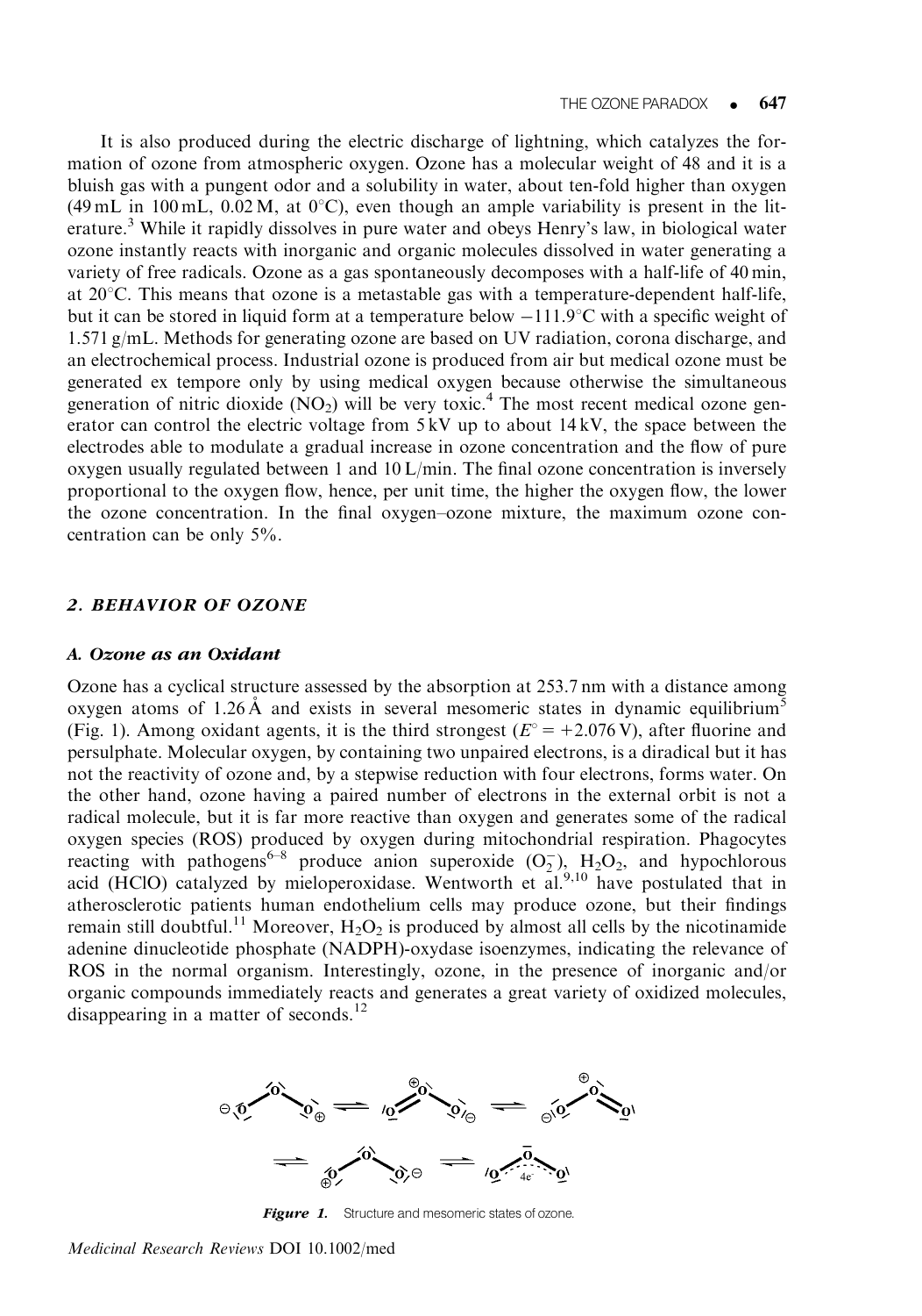It is also produced during the electric discharge of lightning, which catalyzes the formation of ozone from atmospheric oxygen. Ozone has a molecular weight of 48 and it is a bluish gas with a pungent odor and a solubility in water, about ten-fold higher than oxygen (49 mL in 100 mL, 0.02 M, at 0°C), even though an ample variability is present in the literature.[3] While it rapidly dissolves in pure water and obeys Henry's law, in biological water ozone instantly reacts with inorganic and organic molecules dissolved in water generating a variety of free radicals. Ozone as a gas spontaneously decomposes with a half-life of 40 min, at 20°C. This means that ozone is a metastable gas with a temperature-dependent half-life, but it can be stored in liquid form at a temperature below −111.9°C with a specific weight of 1.571 g/mL. Methods for generating ozone are based on UV radiation, corona discharge, and an electrochemical process. Industrial ozone is produced from air but medical ozone must be generated ex tempore only by using medical oxygen because otherwise the simultaneous generation of nitric dioxide ($NO_2$) will be very toxic.[4] The most recent medical ozone generator can control the electric voltage from 5 kV up to about 14 kV, the space between the electrodes able to modulate a gradual increase in ozone concentration and the flow of pure oxygen usually regulated between 1 and 10 L/min. The final ozone concentration is inversely proportional to the oxygen flow, hence, per unit time, the higher the oxygen flow, the lower the ozone concentration. In the final oxygen–ozone mixture, the maximum ozone concentration can be only 5%.

## 2. BEHAVIOR OF OZONE

### A. Ozone as an Oxidant

Ozone has a cyclical structure assessed by the absorption at 253.7 nm with a distance among oxygen atoms of 1.26 Å and exists in several mesomeric states in dynamic equilibrium[5] (Fig. 1). Among oxidant agents, it is the third strongest ($E^\circ = +2.076$ V), after fluorine and persulphate. Molecular oxygen, by containing two unpaired electrons, is a diradical but it has not the reactivity of ozone and, by a stepwise reduction with four electrons, forms water. On the other hand, ozone having a paired number of electrons in the external orbit is not a radical molecule, but it is far more reactive than oxygen and generates some of the radical oxygen species (ROS) produced by oxygen during mitochondrial respiration. Phagocytes reacting with pathogens[6–8] produce anion superoxide ($O_2^-$), $H_2O_2$, and hypochlorous acid (HClO) catalyzed by mieloperoxidase. Wentworth et al.[9,10] have postulated that in atherosclerotic patients human endothelium cells may produce ozone, but their findings remain still doubtful.[11] Moreover, $H_2O_2$ is produced by almost all cells by the nicotinamide adenine dinucleotide phosphate (NADPH)-oxydase isoenzymes, indicating the relevance of ROS in the normal organism. Interestingly, ozone, in the presence of inorganic and/or organic compounds immediately reacts and generates a great variety of oxidized molecules, disappearing in a matter of seconds.[12]

**Figure 1.** Structure and mesomeric states of ozone.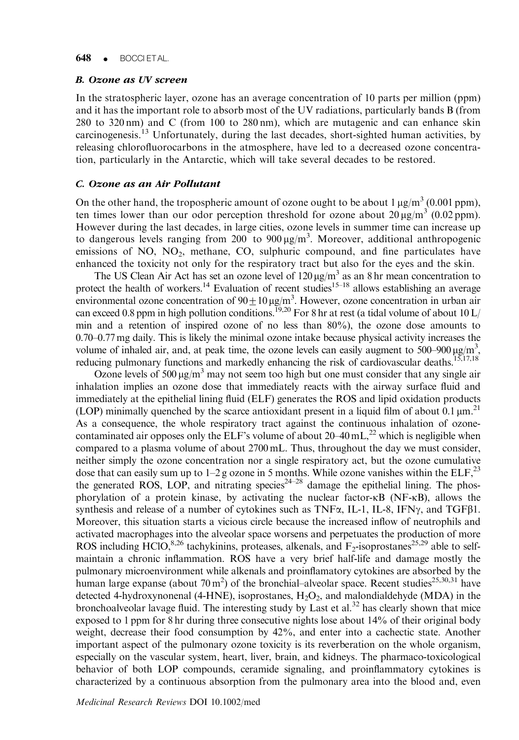### *B. Ozone as UV screen*

In the stratospheric layer, ozone has an average concentration of 10 parts per million (ppm) and it has the important role to absorb most of the UV radiations, particularly bands B (from 280 to 320 nm) and C (from 100 to 280 nm), which are mutagenic and can enhance skin carcinogenesis.[13] Unfortunately, during the last decades, short-sighted human activities, by releasing chlorofluorocarbons in the atmosphere, have led to a decreased ozone concentration, particularly in the Antarctic, which will take several decades to be restored.

### *C. Ozone as an Air Pollutant*

On the other hand, the tropospheric amount of ozone ought to be about 1 $\mu g/m^3$ (0.001 ppm), ten times lower than our odor perception threshold for ozone about 20 $\mu g/m^3$ (0.02 ppm). However during the last decades, in large cities, ozone levels in summer time can increase up to dangerous levels ranging from 200 to 900 $\mu g/m^3$. Moreover, additional anthropogenic emissions of NO, $NO_2$, methane, CO, sulphuric compound, and fine particulates have enhanced the toxicity not only for the respiratory tract but also for the eyes and the skin.

The US Clean Air Act has set an ozone level of 120 $\mu g/m^3$ as an 8 hr mean concentration to protect the health of workers.[14] Evaluation of recent studies[15–18] allows establishing an average environmental ozone concentration of $90 \pm 10\ \mu g/m^3$. However, ozone concentration in urban air can exceed 0.8 ppm in high pollution conditions.[19,20] For 8 hr at rest (a tidal volume of about 10 L/min and a retention of inspired ozone of no less than 80%), the ozone dose amounts to 0.70–0.77 mg daily. This is likely the minimal ozone intake because physical activity increases the volume of inhaled air, and, at peak time, the ozone levels can easily augment to 500–900 $\mu g/m^3$, reducing pulmonary functions and markedly enhancing the risk of cardiovascular deaths.[15,17,18]

Ozone levels of 500 $\mu g/m^3$ may not seem too high but one must consider that any single air inhalation implies an ozone dose that immediately reacts with the airway surface fluid and immediately at the epithelial lining fluid (ELF) generates the ROS and lipid oxidation products (LOP) minimally quenched by the scarce antioxidant present in a liquid film of about 0.1 $\mu m$.[21] As a consequence, the whole respiratory tract against the continuous inhalation of ozone-contaminated air opposes only the ELF's volume of about 20–40 mL,[22] which is negligible when compared to a plasma volume of about 2700 mL. Thus, throughout the day we must consider, neither simply the ozone concentration nor a single respiratory act, but the ozone cumulative dose that can easily sum up to 1–2 g ozone in 5 months. While ozone vanishes within the ELF,[23] the generated ROS, LOP, and nitrating species[24–28] damage the epithelial lining. The phosphorylation of a protein kinase, by activating the nuclear factor-κB (NF-κB), allows the synthesis and release of a number of cytokines such as TNFα, IL-1, IL-8, IFNγ, and TGFβ1. Moreover, this situation starts a vicious circle because the increased inflow of neutrophils and activated macrophages into the alveolar space worsens and perpetuates the production of more ROS including HClO,[8,26] tachykinins, proteases, alkenals, and $F_2$-isoprostanes[25,29] able to self-maintain a chronic inflammation. ROS have a very brief half-life and damage mostly the pulmonary microenvironment while alkenals and proinflamatory cytokines are absorbed by the human large expanse (about 70 $m^2$) of the bronchial–alveolar space. Recent studies[25,30,31] have detected 4-hydroxynonenal (4-HNE), isoprostanes, $H_2O_2$, and malondialdehyde (MDA) in the bronchoalveolar lavage fluid. The interesting study by Last et al.[32] has clearly shown that mice exposed to 1 ppm for 8 hr during three consecutive nights lose about 14% of their original body weight, decrease their food consumption by 42%, and enter into a cachectic state. Another important aspect of the pulmonary ozone toxicity is its reverberation on the whole organism, especially on the vascular system, heart, liver, brain, and kidneys. The pharmaco-toxicological behavior of both LOP compounds, ceramide signaling, and proinflammatory cytokines is characterized by a continuous absorption from the pulmonary area into the blood and, even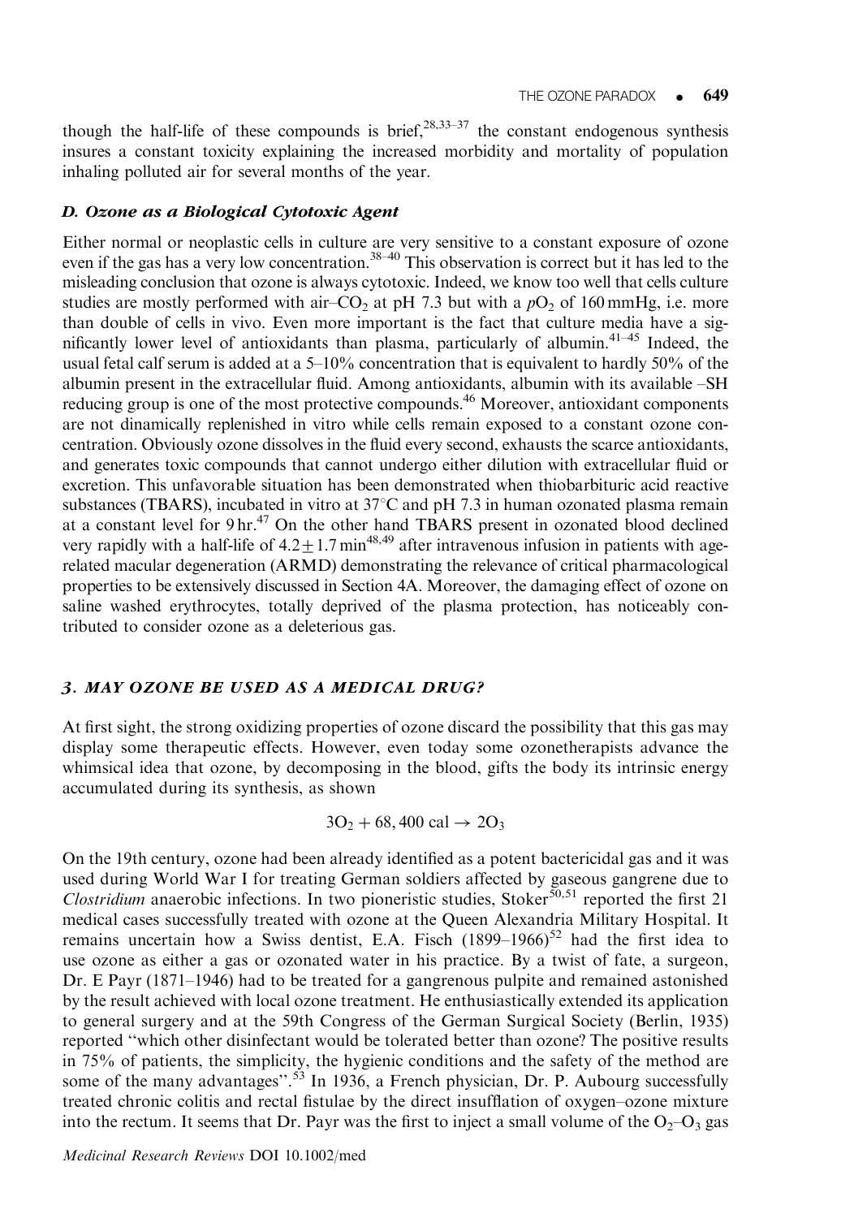though the half-life of these compounds is brief,[28,33–37] the constant endogenous synthesis insures a constant toxicity explaining the increased morbidity and mortality of population inhaling polluted air for several months of the year.

### *D. Ozone as a Biological Cytotoxic Agent*

Either normal or neoplastic cells in culture are very sensitive to a constant exposure of ozone even if the gas has a very low concentration.[38–40] This observation is correct but it has led to the misleading conclusion that ozone is always cytotoxic. Indeed, we know too well that cells culture studies are mostly performed with air–$CO_2$ at pH 7.3 but with a $pO_2$ of 160 mmHg, i.e. more than double of cells in vivo. Even more important is the fact that culture media have a significantly lower level of antioxidants than plasma, particularly of albumin.[41–45] Indeed, the usual fetal calf serum is added at a 5–10% concentration that is equivalent to hardly 50% of the albumin present in the extracellular fluid. Among antioxidants, albumin with its available –SH reducing group is one of the most protective compounds.[46] Moreover, antioxidant components are not dinamically replenished in vitro while cells remain exposed to a constant ozone concentration. Obviously ozone dissolves in the fluid every second, exhausts the scarce antioxidants, and generates toxic compounds that cannot undergo either dilution with extracellular fluid or excretion. This unfavorable situation has been demonstrated when thiobarbituric acid reactive substances (TBARS), incubated in vitro at 37°C and pH 7.3 in human ozonated plasma remain at a constant level for 9 hr.[47] On the other hand TBARS present in ozonated blood declined very rapidly with a half-life of $4.2 \pm 1.7$ min[48,49] after intravenous infusion in patients with age-related macular degeneration (ARMD) demonstrating the relevance of critical pharmacological properties to be extensively discussed in Section 4A. Moreover, the damaging effect of ozone on saline washed erythrocytes, totally deprived of the plasma protection, has noticeably contributed to consider ozone as a deleterious gas.

## *3. MAY OZONE BE USED AS A MEDICAL DRUG?*

At first sight, the strong oxidizing properties of ozone discard the possibility that this gas may display some therapeutic effects. However, even today some ozonetherapists advance the whimsical idea that ozone, by decomposing in the blood, gifts the body its intrinsic energy accumulated during its synthesis, as shown

$$3O_2 + 68,400 \text{ cal} \rightarrow 2O_3$$

On the 19th century, ozone had been already identified as a potent bactericidal gas and it was used during World War I for treating German soldiers affected by gaseous gangrene due to *Clostridium* anaerobic infections. In two pioneristic studies, Stoker[50,51] reported the first 21 medical cases successfully treated with ozone at the Queen Alexandria Military Hospital. It remains uncertain how a Swiss dentist, E.A. Fisch (1899–1966)[52] had the first idea to use ozone as either a gas or ozonated water in his practice. By a twist of fate, a surgeon, Dr. E Payr (1871–1946) had to be treated for a gangrenous pulpite and remained astonished by the result achieved with local ozone treatment. He enthusiastically extended its application to general surgery and at the 59th Congress of the German Surgical Society (Berlin, 1935) reported "which other disinfectant would be tolerated better than ozone? The positive results in 75% of patients, the simplicity, the hygienic conditions and the safety of the method are some of the many advantages".[53] In 1936, a French physician, Dr. P. Aubourg successfully treated chronic colitis and rectal fistulae by the direct insufflation of oxygen–ozone mixture into the rectum. It seems that Dr. Payr was the first to inject a small volume of the $O_2$–$O_3$ gas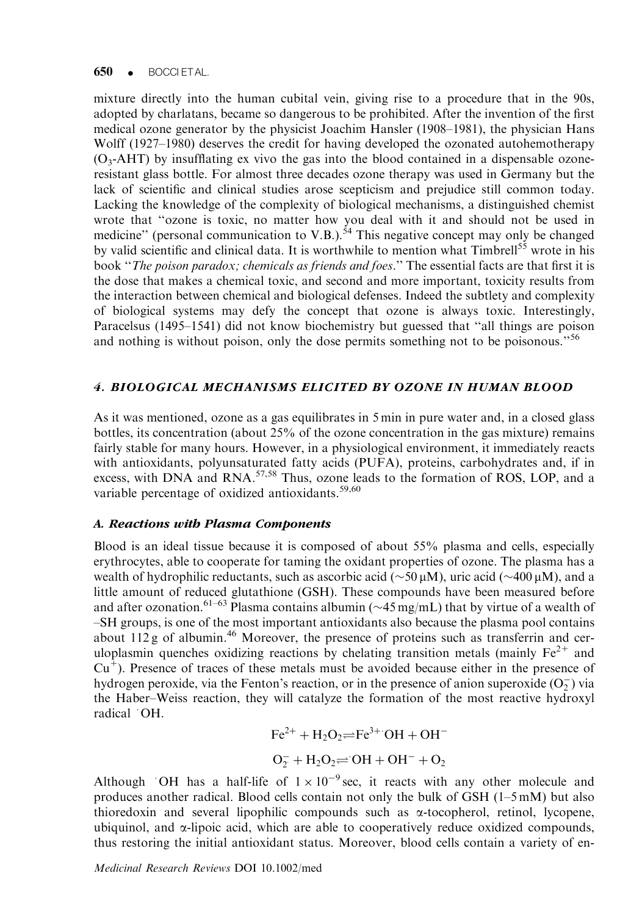mixture directly into the human cubital vein, giving rise to a procedure that in the 90s, adopted by charlatans, became so dangerous to be prohibited. After the invention of the first medical ozone generator by the physicist Joachim Hansler (1908–1981), the physician Hans Wolff (1927–1980) deserves the credit for having developed the ozonated autohemotherapy ($O_3$-AHT) by insufflating ex vivo the gas into the blood contained in a dispensable ozone-resistant glass bottle. For almost three decades ozone therapy was used in Germany but the lack of scientific and clinical studies arose scepticism and prejudice still common today. Lacking the knowledge of the complexity of biological mechanisms, a distinguished chemist wrote that "ozone is toxic, no matter how you deal with it and should not be used in medicine" (personal communication to V.B.).[54] This negative concept may only be changed by valid scientific and clinical data. It is worthwhile to mention what Timbrell[55] wrote in his book "*The poison paradox; chemicals as friends and foes*." The essential facts are that first it is the dose that makes a chemical toxic, and second and more important, toxicity results from the interaction between chemical and biological defenses. Indeed the subtlety and complexity of biological systems may defy the concept that ozone is always toxic. Interestingly, Paracelsus (1495–1541) did not know biochemistry but guessed that "all things are poison and nothing is without poison, only the dose permits something not to be poisonous."[56]

## 4. BIOLOGICAL MECHANISMS ELICITED BY OZONE IN HUMAN BLOOD

As it was mentioned, ozone as a gas equilibrates in 5 min in pure water and, in a closed glass bottles, its concentration (about 25% of the ozone concentration in the gas mixture) remains fairly stable for many hours. However, in a physiological environment, it immediately reacts with antioxidants, polyunsaturated fatty acids (PUFA), proteins, carbohydrates and, if in excess, with DNA and RNA.[57,58] Thus, ozone leads to the formation of ROS, LOP, and a variable percentage of oxidized antioxidants.[59,60]

### A. Reactions with Plasma Components

Blood is an ideal tissue because it is composed of about 55% plasma and cells, especially erythrocytes, able to cooperate for taming the oxidant properties of ozone. The plasma has a wealth of hydrophilic reductants, such as ascorbic acid (~50 μM), uric acid (~400 μM), and a little amount of reduced glutathione (GSH). These compounds have been measured before and after ozonation.[61–63] Plasma contains albumin (~45 mg/mL) that by virtue of a wealth of –SH groups, is one of the most important antioxidants also because the plasma pool contains about 112 g of albumin.[46] Moreover, the presence of proteins such as transferrin and ceruloplasmin quenches oxidizing reactions by chelating transition metals (mainly $Fe^{2+}$ and $Cu^{+}$). Presence of traces of these metals must be avoided because either in the presence of hydrogen peroxide, via the Fenton's reaction, or in the presence of anion superoxide ($O_2^-$) via the Haber–Weiss reaction, they will catalyze the formation of the most reactive hydroxyl radical $\cdot OH$.

$$Fe^{2+} + H_2O_2 \rightleftharpoons Fe^{3+} \cdot OH + OH^-$$

$$O_2^- + H_2O_2 \rightleftharpoons \cdot OH + OH^- + O_2$$

Although $\cdot OH$ has a half-life of $1 \times 10^{-9}$ sec, it reacts with any other molecule and produces another radical. Blood cells contain not only the bulk of GSH (1–5 mM) but also thioredoxin and several lipophilic compounds such as α-tocopherol, retinol, lycopene, ubiquinol, and α-lipoic acid, which are able to cooperatively reduce oxidized compounds, thus restoring the initial antioxidant status. Moreover, blood cells contain a variety of en-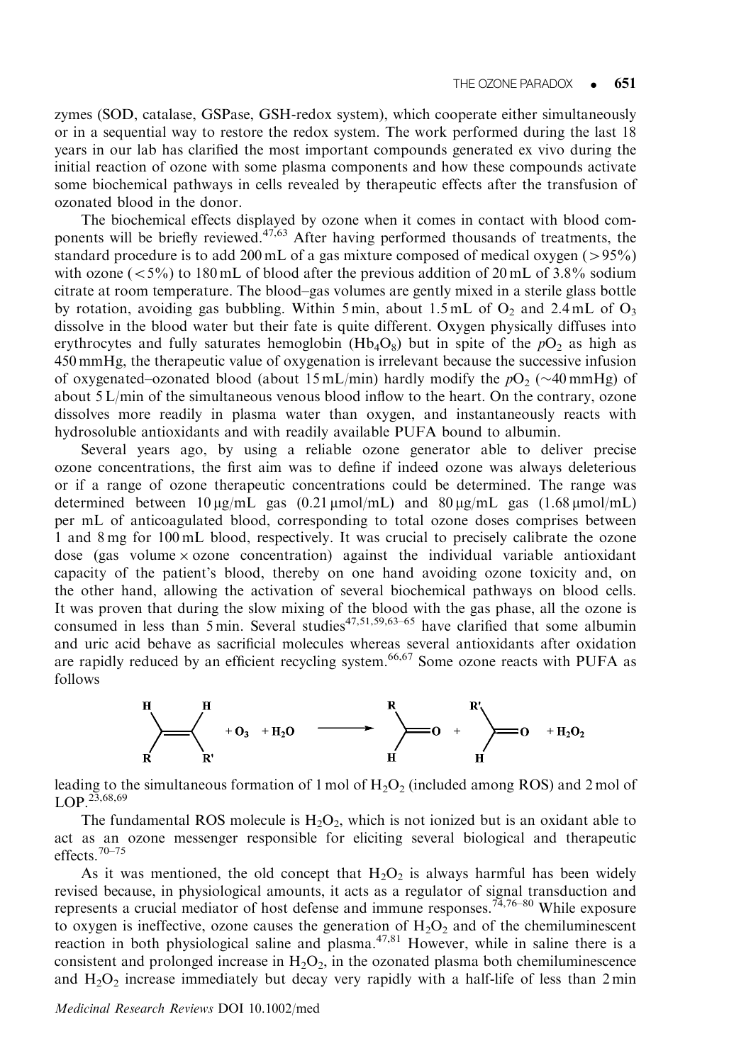zymes (SOD, catalase, GSPase, GSH-redox system), which cooperate either simultaneously or in a sequential way to restore the redox system. The work performed during the last 18 years in our lab has clarified the most important compounds generated ex vivo during the initial reaction of ozone with some plasma components and how these compounds activate some biochemical pathways in cells revealed by therapeutic effects after the transfusion of ozonated blood in the donor.

The biochemical effects displayed by ozone when it comes in contact with blood components will be briefly reviewed.[47,63] After having performed thousands of treatments, the standard procedure is to add 200 mL of a gas mixture composed of medical oxygen (>95%) with ozone (<5%) to 180 mL of blood after the previous addition of 20 mL of 3.8% sodium citrate at room temperature. The blood–gas volumes are gently mixed in a sterile glass bottle by rotation, avoiding gas bubbling. Within 5 min, about 1.5 mL of $O_2$ and 2.4 mL of $O_3$ dissolve in the blood water but their fate is quite different. Oxygen physically diffuses into erythrocytes and fully saturates hemoglobin ($Hb_4O_8$) but in spite of the $pO_2$ as high as 450 mmHg, the therapeutic value of oxygenation is irrelevant because the successive infusion of oxygenated–ozonated blood (about 15 mL/min) hardly modify the $pO_2$ (~40 mmHg) of about 5 L/min of the simultaneous venous blood inflow to the heart. On the contrary, ozone dissolves more readily in plasma water than oxygen, and instantaneously reacts with hydrosoluble antioxidants and with readily available PUFA bound to albumin.

Several years ago, by using a reliable ozone generator able to deliver precise ozone concentrations, the first aim was to define if indeed ozone was always deleterious or if a range of ozone therapeutic concentrations could be determined. The range was determined between 10 μg/mL gas (0.21 μmol/mL) and 80 μg/mL gas (1.68 μmol/mL) per mL of anticoagulated blood, corresponding to total ozone doses comprises between 1 and 8 mg for 100 mL blood, respectively. It was crucial to precisely calibrate the ozone dose (gas volume × ozone concentration) against the individual variable antioxidant capacity of the patient's blood, thereby on one hand avoiding ozone toxicity and, on the other hand, allowing the activation of several biochemical pathways on blood cells. It was proven that during the slow mixing of the blood with the gas phase, all the ozone is consumed in less than 5 min. Several studies[47,51,59,63–65] have clarified that some albumin and uric acid behave as sacrificial molecules whereas several antioxidants after oxidation are rapidly reduced by an efficient recycling system.[66,67] Some ozone reacts with PUFA as follows

$$RHC{=}CHR' + O_3 + H_2O \longrightarrow RHC{=}O + R'HC{=}O + H_2O_2$$

leading to the simultaneous formation of 1 mol of $H_2O_2$ (included among ROS) and 2 mol of LOP.[23,68,69]

The fundamental ROS molecule is $H_2O_2$, which is not ionized but is an oxidant able to act as an ozone messenger responsible for eliciting several biological and therapeutic effects.[70–75]

As it was mentioned, the old concept that $H_2O_2$ is always harmful has been widely revised because, in physiological amounts, it acts as a regulator of signal transduction and represents a crucial mediator of host defense and immune responses.[74,76–80] While exposure to oxygen is ineffective, ozone causes the generation of $H_2O_2$ and of the chemiluminescent reaction in both physiological saline and plasma.[47,81] However, while in saline there is a consistent and prolonged increase in $H_2O_2$, in the ozonated plasma both chemiluminescence and $H_2O_2$ increase immediately but decay very rapidly with a half-life of less than 2 min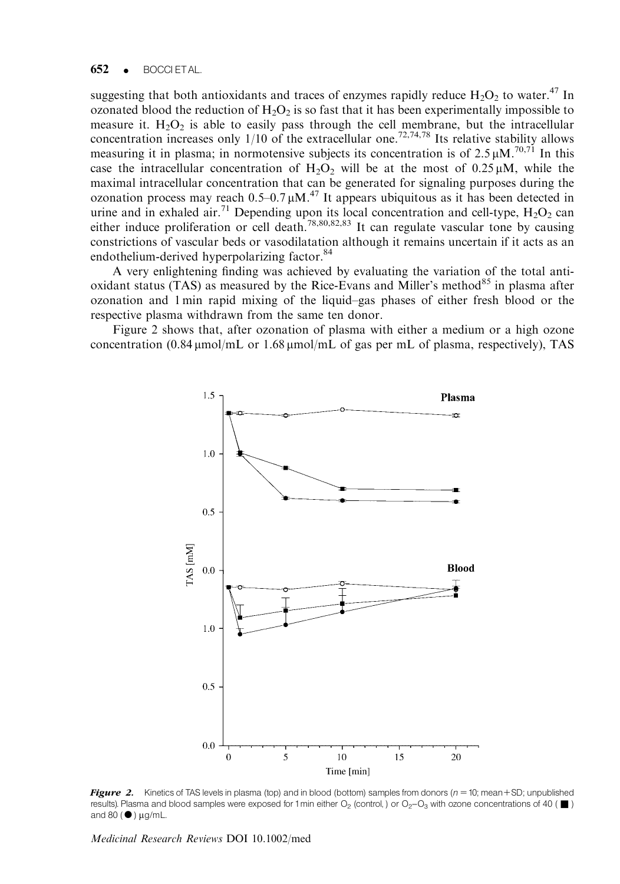suggesting that both antioxidants and traces of enzymes rapidly reduce $H_2O_2$ to water.[47] In ozonated blood the reduction of $H_2O_2$ is so fast that it has been experimentally impossible to measure it. $H_2O_2$ is able to easily pass through the cell membrane, but the intracellular concentration increases only 1/10 of the extracellular one.[72,74,78] Its relative stability allows measuring it in plasma; in normotensive subjects its concentration is of 2.5 μM.[70,71] In this case the intracellular concentration of $H_2O_2$ will be at the most of 0.25 μM, while the maximal intracellular concentration that can be generated for signaling purposes during the ozonation process may reach 0.5–0.7 μM.[47] It appears ubiquitous as it has been detected in urine and in exhaled air.[71] Depending upon its local concentration and cell-type, $H_2O_2$ can either induce proliferation or cell death.[78,80,82,83] It can regulate vascular tone by causing constrictions of vascular beds or vasodilatation although it remains uncertain if it acts as an endothelium-derived hyperpolarizing factor.[84]

A very enlightening finding was achieved by evaluating the variation of the total antioxidant status (TAS) as measured by the Rice-Evans and Miller's method[85] in plasma after ozonation and 1 min rapid mixing of the liquid–gas phases of either fresh blood or the respective plasma withdrawn from the same ten donor.

Figure 2 shows that, after ozonation of plasma with either a medium or a high ozone concentration (0.84 μmol/mL or 1.68 μmol/mL of gas per mL of plasma, respectively), TAS

***Figure 2.*** Kinetics of TAS levels in plasma (top) and in blood (bottom) samples from donors ($n = 10$; mean+SD; unpublished results). Plasma and blood samples were exposed for 1 min either $O_2$ (control, ) or $O_2$–$O_3$ with ozone concentrations of 40 (■) and 80 (●) μg/mL.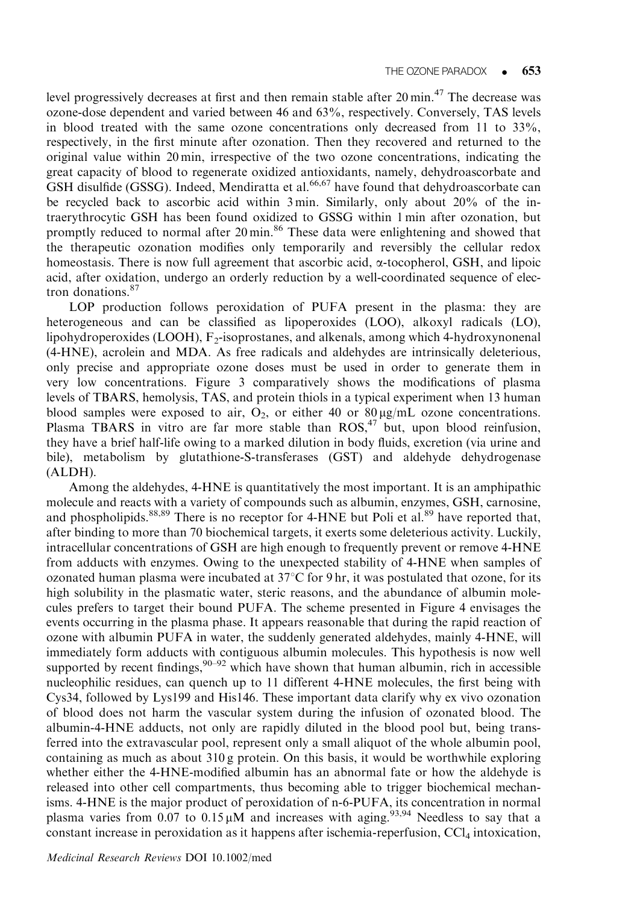level progressively decreases at first and then remain stable after 20 min.[47] The decrease was ozone-dose dependent and varied between 46 and 63%, respectively. Conversely, TAS levels in blood treated with the same ozone concentrations only decreased from 11 to 33%, respectively, in the first minute after ozonation. Then they recovered and returned to the original value within 20 min, irrespective of the two ozone concentrations, indicating the great capacity of blood to regenerate oxidized antioxidants, namely, dehydroascorbate and GSH disulfide (GSSG). Indeed, Mendiratta et al.[66,67] have found that dehydroascorbate can be recycled back to ascorbic acid within 3 min. Similarly, only about 20% of the intraerythrocytic GSH has been found oxidized to GSSG within 1 min after ozonation, but promptly reduced to normal after 20 min.[86] These data were enlightening and showed that the therapeutic ozonation modifies only temporarily and reversibly the cellular redox homeostasis. There is now full agreement that ascorbic acid, α-tocopherol, GSH, and lipoic acid, after oxidation, undergo an orderly reduction by a well-coordinated sequence of electron donations.[87]

LOP production follows peroxidation of PUFA present in the plasma: they are heterogeneous and can be classified as lipoperoxides (LOO), alkoxyl radicals (LO), lipohydroperoxides (LOOH), $F_2$-isoprostanes, and alkenals, among which 4-hydroxynonenal (4-HNE), acrolein and MDA. As free radicals and aldehydes are intrinsically deleterious, only precise and appropriate ozone doses must be used in order to generate them in very low concentrations. Figure 3 comparatively shows the modifications of plasma levels of TBARS, hemolysis, TAS, and protein thiols in a typical experiment when 13 human blood samples were exposed to air, $O_2$, or either 40 or 80 μg/mL ozone concentrations. Plasma TBARS in vitro are far more stable than ROS,[47] but, upon blood reinfusion, they have a brief half-life owing to a marked dilution in body fluids, excretion (via urine and bile), metabolism by glutathione-S-transferases (GST) and aldehyde dehydrogenase (ALDH).

Among the aldehydes, 4-HNE is quantitatively the most important. It is an amphipathic molecule and reacts with a variety of compounds such as albumin, enzymes, GSH, carnosine, and phospholipids.[88,89] There is no receptor for 4-HNE but Poli et al.[89] have reported that, after binding to more than 70 biochemical targets, it exerts some deleterious activity. Luckily, intracellular concentrations of GSH are high enough to frequently prevent or remove 4-HNE from adducts with enzymes. Owing to the unexpected stability of 4-HNE when samples of ozonated human plasma were incubated at 37°C for 9 hr, it was postulated that ozone, for its high solubility in the plasmatic water, steric reasons, and the abundance of albumin molecules prefers to target their bound PUFA. The scheme presented in Figure 4 envisages the events occurring in the plasma phase. It appears reasonable that during the rapid reaction of ozone with albumin PUFA in water, the suddenly generated aldehydes, mainly 4-HNE, will immediately form adducts with contiguous albumin molecules. This hypothesis is now well supported by recent findings,[90–92] which have shown that human albumin, rich in accessible nucleophilic residues, can quench up to 11 different 4-HNE molecules, the first being with Cys34, followed by Lys199 and His146. These important data clarify why ex vivo ozonation of blood does not harm the vascular system during the infusion of ozonated blood. The albumin-4-HNE adducts, not only are rapidly diluted in the blood pool but, being transferred into the extravascular pool, represent only a small aliquot of the whole albumin pool, containing as much as about 310 g protein. On this basis, it would be worthwhile exploring whether either the 4-HNE-modified albumin has an abnormal fate or how the aldehyde is released into other cell compartments, thus becoming able to trigger biochemical mechanisms. 4-HNE is the major product of peroxidation of n-6-PUFA, its concentration in normal plasma varies from 0.07 to 0.15 μM and increases with aging.[93,94] Needless to say that a constant increase in peroxidation as it happens after ischemia-reperfusion, $CCl_4$ intoxication,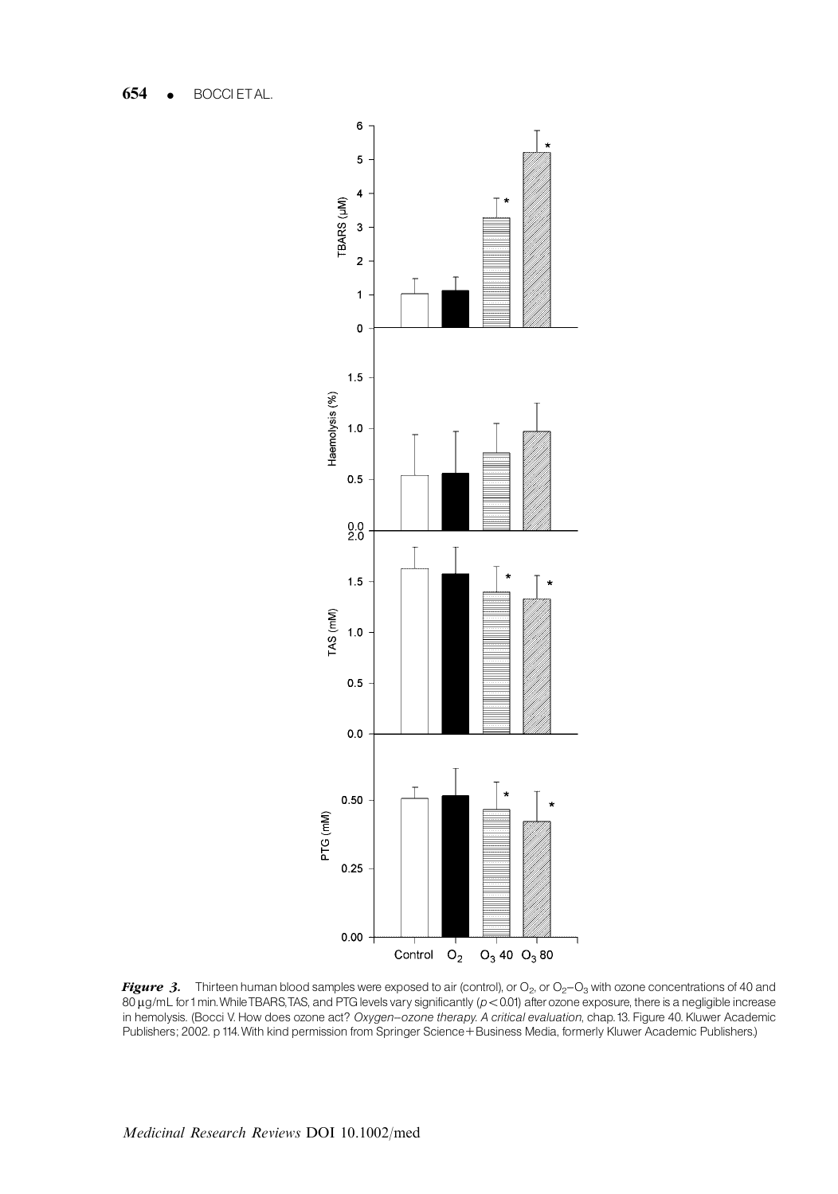***Figure 3.*** Thirteen human blood samples were exposed to air (control), or $O_2$, or $O_2$–$O_3$ with ozone concentrations of 40 and 80 μg/mL for 1 min. While TBARS, TAS, and PTG levels vary significantly ($p < 0.01$) after ozone exposure, there is a negligible increase in hemolysis. (Bocci V. How does ozone act? *Oxygen–ozone therapy. A critical evaluation*, chap. 13. Figure 40. Kluwer Academic Publishers; 2002. p 114. With kind permission from Springer Science+Business Media, formerly Kluwer Academic Publishers.)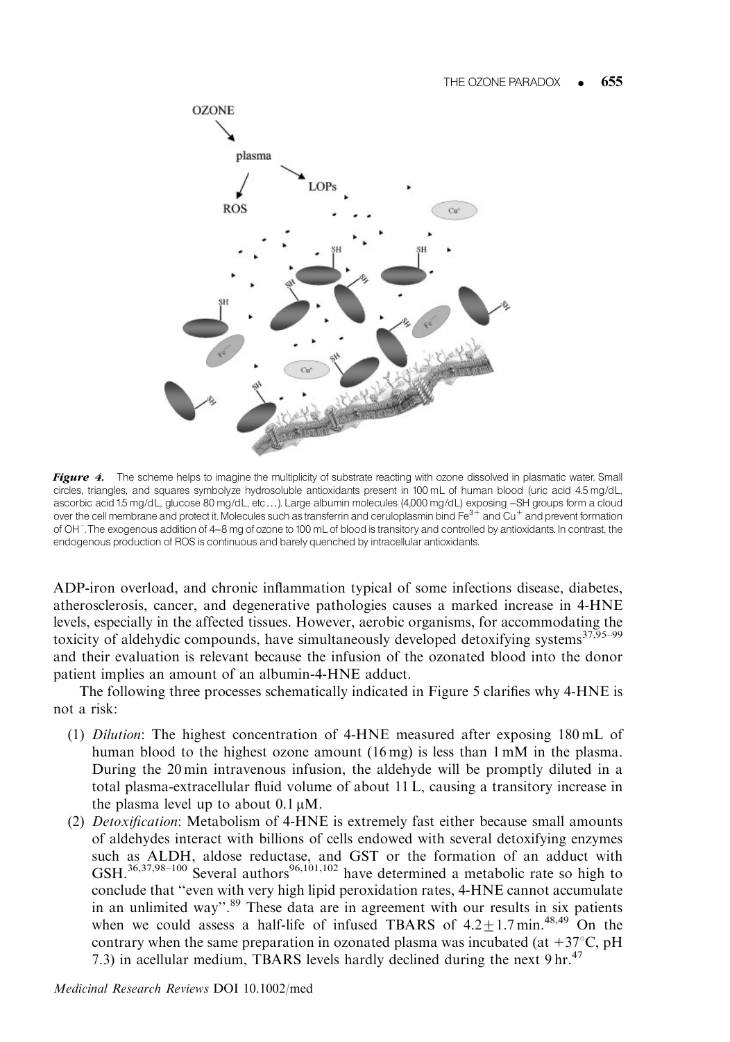**Figure 4.** The scheme helps to imagine the multiplicity of substrate reacting with ozone dissolved in plasmatic water. Small circles, triangles, and squares symbolyze hydrosoluble antioxidants present in 100 mL of human blood (uric acid 4.5 mg/dL, ascorbic acid 1.5 mg/dL, glucose 80 mg/dL, etc...). Large albumin molecules (4,000 mg/dL) exposing –SH groups form a cloud over the cell membrane and protect it. Molecules such as transferrin and ceruloplasmin bind $Fe^{3+}$ and $Cu^{+}$ and prevent formation of $OH^{\cdot}$. The exogenous addition of 4–8 mg of ozone to 100 mL of blood is transitory and controlled by antioxidants. In contrast, the endogenous production of ROS is continuous and barely quenched by intracellular antioxidants.

ADP-iron overload, and chronic inflammation typical of some infections disease, diabetes, atherosclerosis, cancer, and degenerative pathologies causes a marked increase in 4-HNE levels, especially in the affected tissues. However, aerobic organisms, for accommodating the toxicity of aldehydic compounds, have simultaneously developed detoxifying systems[37,95–99] and their evaluation is relevant because the infusion of the ozonated blood into the donor patient implies an amount of an albumin-4-HNE adduct.

The following three processes schematically indicated in Figure 5 clarifies why 4-HNE is not a risk:

(1) *Dilution*: The highest concentration of 4-HNE measured after exposing 180 mL of human blood to the highest ozone amount (16 mg) is less than 1 mM in the plasma. During the 20 min intravenous infusion, the aldehyde will be promptly diluted in a total plasma-extracellular fluid volume of about 11 L, causing a transitory increase in the plasma level up to about 0.1 μM.

(2) *Detoxification*: Metabolism of 4-HNE is extremely fast either because small amounts of aldehydes interact with billions of cells endowed with several detoxifying enzymes such as ALDH, aldose reductase, and GST or the formation of an adduct with GSH.[36,37,98–100] Several authors[96,101,102] have determined a metabolic rate so high to conclude that "even with very high lipid peroxidation rates, 4-HNE cannot accumulate in an unlimited way".[89] These data are in agreement with our results in six patients when we could assess a half-life of infused TBARS of $4.2 \pm 1.7$ min.[48,49] On the contrary when the same preparation in ozonated plasma was incubated (at $+37^{\circ}$C, pH 7.3) in acellular medium, TBARS levels hardly declined during the next 9 hr.[47]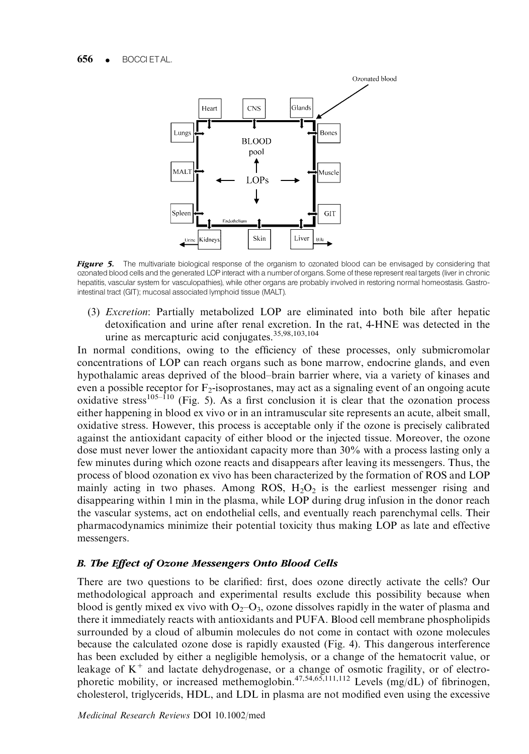**Figure 5.** The multivariate biological response of the organism to ozonated blood can be envisaged by considering that ozonated blood cells and the generated LOP interact with a number of organs. Some of these represent real targets (liver in chronic hepatitis, vascular system for vasculopathies), while other organs are probably involved in restoring normal homeostasis. Gastrointestinal tract (GIT); mucosal associated lymphoid tissue (MALT).

(3) *Excretion*: Partially metabolized LOP are eliminated into both bile after hepatic detoxification and urine after renal excretion. In the rat, 4-HNE was detected in the urine as mercapturic acid conjugates.[35,98,103,104]

In normal conditions, owing to the efficiency of these processes, only submicromolar concentrations of LOP can reach organs such as bone marrow, endocrine glands, and even hypothalamic areas deprived of the blood–brain barrier where, via a variety of kinases and even a possible receptor for $F_2$-isoprostanes, may act as a signaling event of an ongoing acute oxidative stress[105–110] (Fig. 5). As a first conclusion it is clear that the ozonation process either happening in blood ex vivo or in an intramuscular site represents an acute, albeit small, oxidative stress. However, this process is acceptable only if the ozone is precisely calibrated against the antioxidant capacity of either blood or the injected tissue. Moreover, the ozone dose must never lower the antioxidant capacity more than 30% with a process lasting only a few minutes during which ozone reacts and disappears after leaving its messengers. Thus, the process of blood ozonation ex vivo has been characterized by the formation of ROS and LOP mainly acting in two phases. Among ROS, $H_2O_2$ is the earliest messenger rising and disappearing within 1 min in the plasma, while LOP during drug infusion in the donor reach the vascular systems, act on endothelial cells, and eventually reach parenchymal cells. Their pharmacodynamics minimize their potential toxicity thus making LOP as late and effective messengers.

### B. The Effect of Ozone Messengers Onto Blood Cells

There are two questions to be clarified: first, does ozone directly activate the cells? Our methodological approach and experimental results exclude this possibility because when blood is gently mixed ex vivo with $O_2$–$O_3$, ozone dissolves rapidly in the water of plasma and there it immediately reacts with antioxidants and PUFA. Blood cell membrane phospholipids surrounded by a cloud of albumin molecules do not come in contact with ozone molecules because the calculated ozone dose is rapidly exausted (Fig. 4). This dangerous interference has been excluded by either a negligible hemolysis, or a change of the hematocrit value, or leakage of $K^+$ and lactate dehydrogenase, or a change of osmotic fragility, or of electrophoretic mobility, or increased methemoglobin.[47,54,65,111,112] Levels (mg/dL) of fibrinogen, cholesterol, triglycerids, HDL, and LDL in plasma are not modified even using the excessive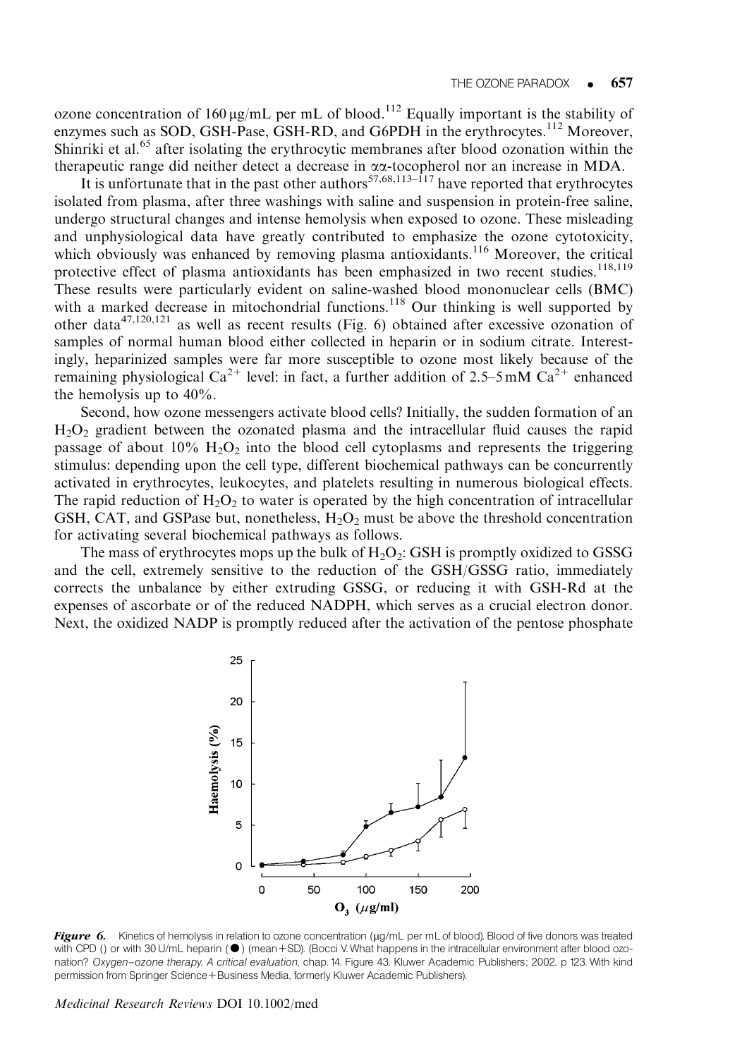ozone concentration of 160 μg/mL per mL of blood.[112] Equally important is the stability of enzymes such as SOD, GSH-Pase, GSH-RD, and G6PDH in the erythrocytes.[112] Moreover, Shinriki et al.[65] after isolating the erythrocytic membranes after blood ozonation within the therapeutic range did neither detect a decrease in αα-tocopherol nor an increase in MDA.

It is unfortunate that in the past other authors[57,68,113–117] have reported that erythrocytes isolated from plasma, after three washings with saline and suspension in protein-free saline, undergo structural changes and intense hemolysis when exposed to ozone. These misleading and unphysiological data have greatly contributed to emphasize the ozone cytotoxicity, which obviously was enhanced by removing plasma antioxidants.[116] Moreover, the critical protective effect of plasma antioxidants has been emphasized in two recent studies.[118,119] These results were particularly evident on saline-washed blood mononuclear cells (BMC) with a marked decrease in mitochondrial functions.[118] Our thinking is well supported by other data[47,120,121] as well as recent results (Fig. 6) obtained after excessive ozonation of samples of normal human blood either collected in heparin or in sodium citrate. Interestingly, heparinized samples were far more susceptible to ozone most likely because of the remaining physiological $Ca^{2+}$ level: in fact, a further addition of 2.5–5 mM $Ca^{2+}$ enhanced the hemolysis up to 40%.

Second, how ozone messengers activate blood cells? Initially, the sudden formation of an $H_2O_2$ gradient between the ozonated plasma and the intracellular fluid causes the rapid passage of about 10% $H_2O_2$ into the blood cell cytoplasms and represents the triggering stimulus: depending upon the cell type, different biochemical pathways can be concurrently activated in erythrocytes, leukocytes, and platelets resulting in numerous biological effects. The rapid reduction of $H_2O_2$ to water is operated by the high concentration of intracellular GSH, CAT, and GSPase but, nonetheless, $H_2O_2$ must be above the threshold concentration for activating several biochemical pathways as follows.

The mass of erythrocytes mops up the bulk of $H_2O_2$: GSH is promptly oxidized to GSSG and the cell, extremely sensitive to the reduction of the GSH/GSSG ratio, immediately corrects the unbalance by either extruding GSSG, or reducing it with GSH-Rd at the expenses of ascorbate or of the reduced NADPH, which serves as a crucial electron donor. Next, the oxidized NADP is promptly reduced after the activation of the pentose phosphate

***Figure 6.*** Kinetics of hemolysis in relation to ozone concentration (μg/mL per mL of blood). Blood of five donors was treated with CPD () or with 30 U/mL heparin (●) (mean+SD). (Bocci V. What happens in the intracellular environment after blood ozonation? *Oxygen–ozone therapy. A critical evaluation*, chap. 14. Figure 43. Kluwer Academic Publishers; 2002. p 123. With kind permission from Springer Science+Business Media, formerly Kluwer Academic Publishers).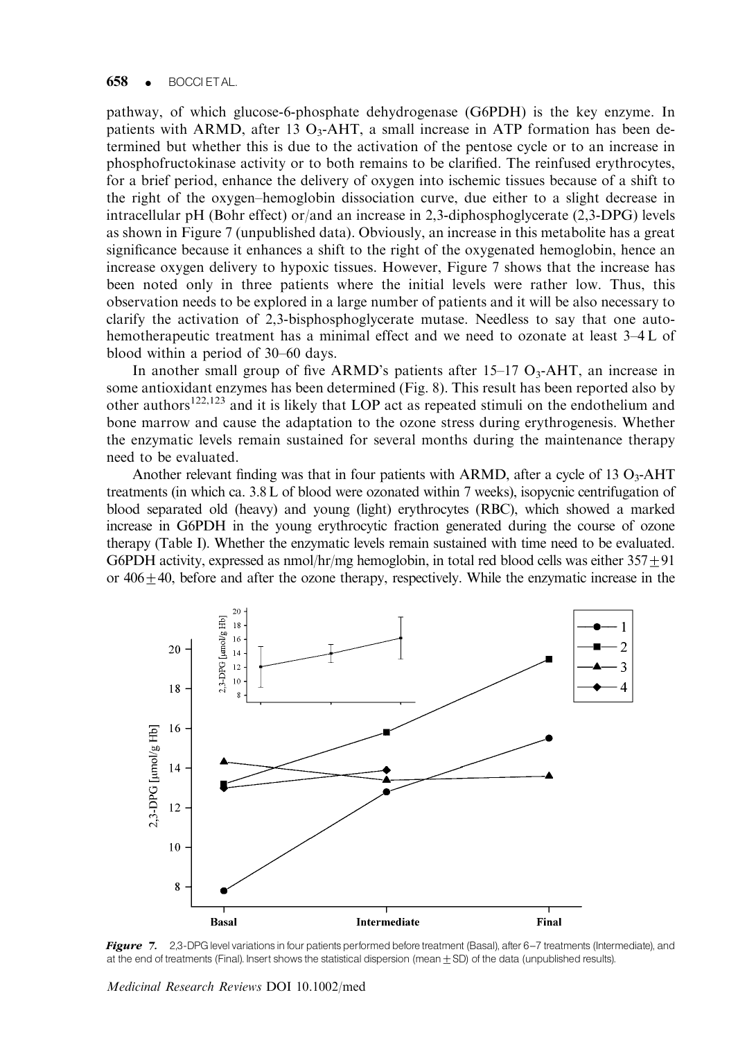pathway, of which glucose-6-phosphate dehydrogenase (G6PDH) is the key enzyme. In patients with ARMD, after 13 $O_3$-AHT, a small increase in ATP formation has been determined but whether this is due to the activation of the pentose cycle or to an increase in phosphofructokinase activity or to both remains to be clarified. The reinfused erythrocytes, for a brief period, enhance the delivery of oxygen into ischemic tissues because of a shift to the right of the oxygen–hemoglobin dissociation curve, due either to a slight decrease in intracellular pH (Bohr effect) or/and an increase in 2,3-diphosphoglycerate (2,3-DPG) levels as shown in Figure 7 (unpublished data). Obviously, an increase in this metabolite has a great significance because it enhances a shift to the right of the oxygenated hemoglobin, hence an increase oxygen delivery to hypoxic tissues. However, Figure 7 shows that the increase has been noted only in three patients where the initial levels were rather low. Thus, this observation needs to be explored in a large number of patients and it will be also necessary to clarify the activation of 2,3-bisphosphoglycerate mutase. Needless to say that one autohemotherapeutic treatment has a minimal effect and we need to ozonate at least 3–4 L of blood within a period of 30–60 days.

In another small group of five ARMD's patients after 15–17 $O_3$-AHT, an increase in some antioxidant enzymes has been determined (Fig. 8). This result has been reported also by other authors[122,123] and it is likely that LOP act as repeated stimuli on the endothelium and bone marrow and cause the adaptation to the ozone stress during erythrogenesis. Whether the enzymatic levels remain sustained for several months during the maintenance therapy need to be evaluated.

Another relevant finding was that in four patients with ARMD, after a cycle of 13 $O_3$-AHT treatments (in which ca. 3.8 L of blood were ozonated within 7 weeks), isopycnic centrifugation of blood separated old (heavy) and young (light) erythrocytes (RBC), which showed a marked increase in G6PDH in the young erythrocytic fraction generated during the course of ozone therapy (Table I). Whether the enzymatic levels remain sustained with time need to be evaluated. G6PDH activity, expressed as nmol/hr/mg hemoglobin, in total red blood cells was either $357 \pm 91$ or $406 \pm 40$, before and after the ozone therapy, respectively. While the enzymatic increase in the

**Figure 7.** 2,3-DPG level variations in four patients performed before treatment (Basal), after 6–7 treatments (Intermediate), and at the end of treatments (Final). Insert shows the statistical dispersion (mean $\pm$ SD) of the data (unpublished results).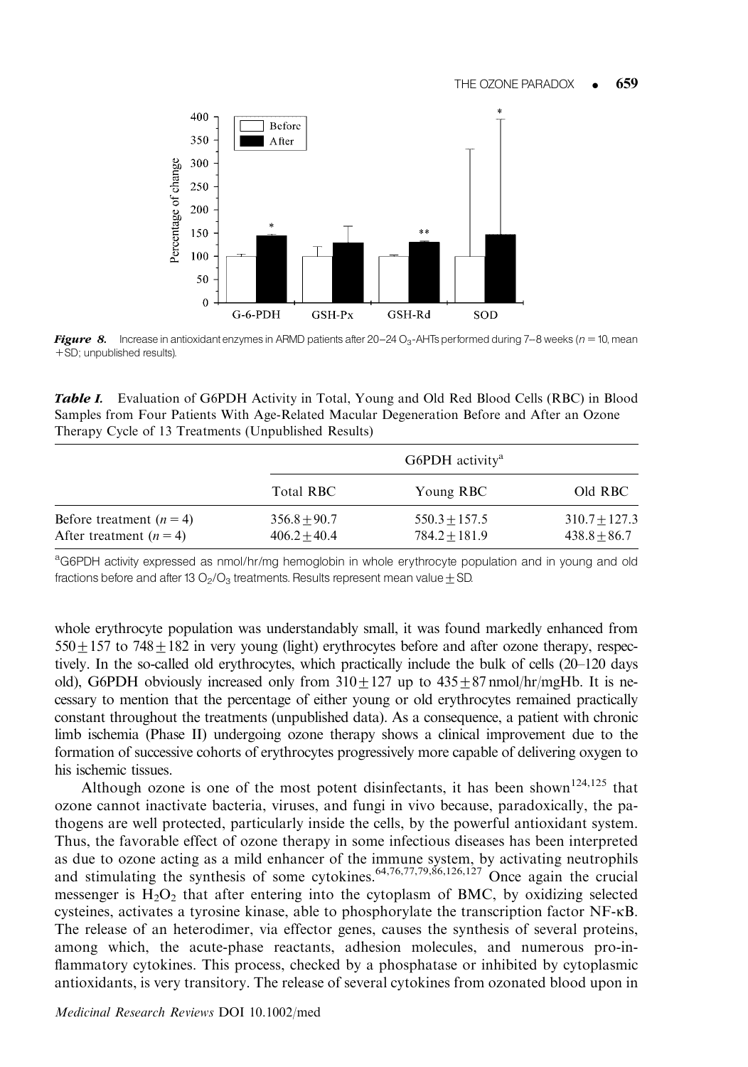**Figure 8.** Increase in antioxidant enzymes in ARMD patients after 20–24 $O_3$-AHTs performed during 7–8 weeks ($n = 10$, mean +SD; unpublished results).

**Table I.** Evaluation of G6PDH Activity in Total, Young and Old Red Blood Cells (RBC) in Blood Samples from Four Patients With Age-Related Macular Degeneration Before and After an Ozone Therapy Cycle of 13 Treatments (Unpublished Results)

| | G6PDH activity[a] | | |
|---|---|---|---|
| | Total RBC | Young RBC | Old RBC |
| Before treatment ($n = 4$) | 356.8 ± 90.7 | 550.3 ± 157.5 | 310.7 ± 127.3 |
| After treatment ($n = 4$) | 406.2 ± 40.4 | 784.2 ± 181.9 | 438.8 ± 86.7 |

[a]G6PDH activity expressed as nmol/hr/mg hemoglobin in whole erythrocyte population and in young and old fractions before and after 13 $O_2/O_3$ treatments. Results represent mean value ± SD.

whole erythrocyte population was understandably small, it was found markedly enhanced from 550 ± 157 to 748 ± 182 in very young (light) erythrocytes before and after ozone therapy, respectively. In the so-called old erythrocytes, which practically include the bulk of cells (20–120 days old), G6PDH obviously increased only from 310 ± 127 up to 435 ± 87 nmol/hr/mgHb. It is necessary to mention that the percentage of either young or old erythrocytes remained practically constant throughout the treatments (unpublished data). As a consequence, a patient with chronic limb ischemia (Phase II) undergoing ozone therapy shows a clinical improvement due to the formation of successive cohorts of erythrocytes progressively more capable of delivering oxygen to his ischemic tissues.

Although ozone is one of the most potent disinfectants, it has been shown[124,125] that ozone cannot inactivate bacteria, viruses, and fungi in vivo because, paradoxically, the pathogens are well protected, particularly inside the cells, by the powerful antioxidant system. Thus, the favorable effect of ozone therapy in some infectious diseases has been interpreted as due to ozone acting as a mild enhancer of the immune system, by activating neutrophils and stimulating the synthesis of some cytokines.[64,76,77,79,86,126,127] Once again the crucial messenger is $H_2O_2$ that after entering into the cytoplasm of BMC, by oxidizing selected cysteines, activates a tyrosine kinase, able to phosphorylate the transcription factor NF-κB. The release of an heterodimer, via effector genes, causes the synthesis of several proteins, among which, the acute-phase reactants, adhesion molecules, and numerous pro-inflammatory cytokines. This process, checked by a phosphatase or inhibited by cytoplasmic antioxidants, is very transitory. The release of several cytokines from ozonated blood upon in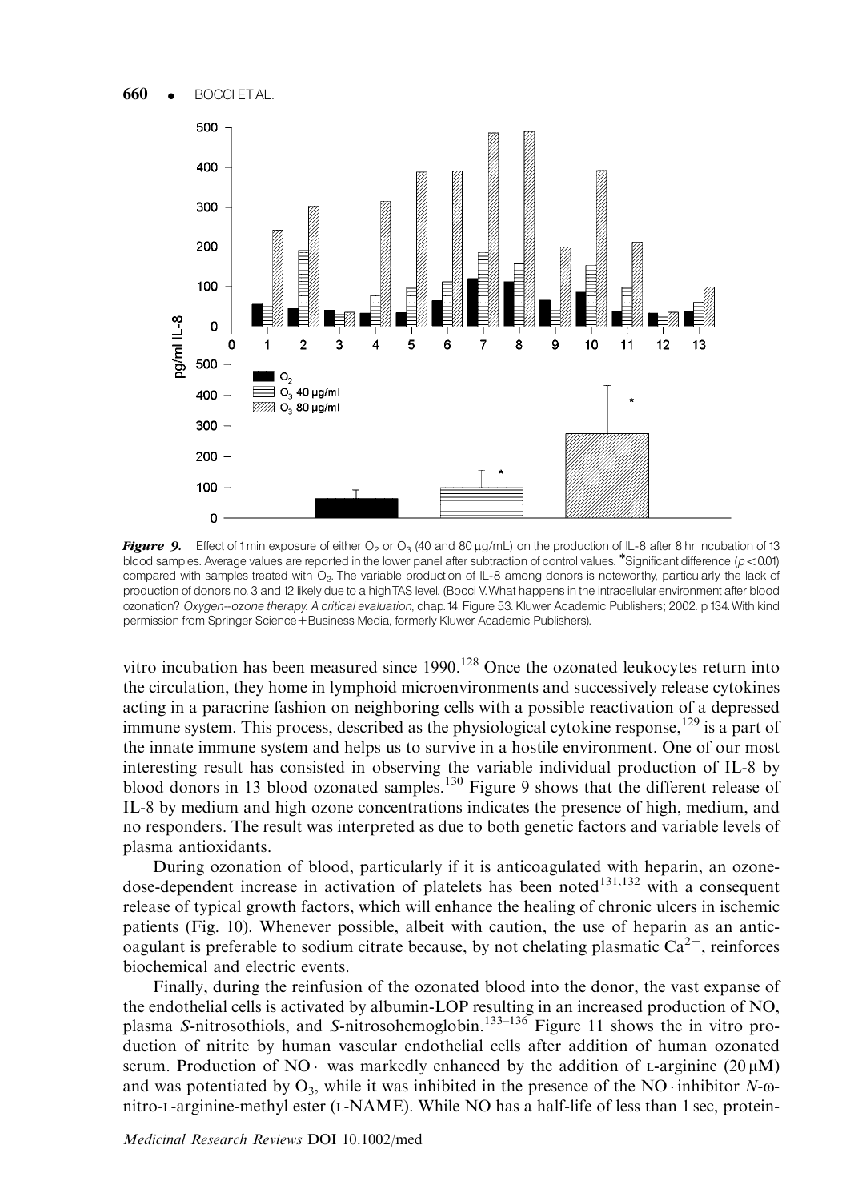***Figure 9.*** Effect of 1 min exposure of either $O_2$ or $O_3$ (40 and 80 μg/mL) on the production of IL-8 after 8 hr incubation of 13 blood samples. Average values are reported in the lower panel after subtraction of control values. *Significant difference ($p < 0.01$) compared with samples treated with $O_2$. The variable production of IL-8 among donors is noteworthy, particularly the lack of production of donors no. 3 and 12 likely due to a high TAS level. (Bocci V. What happens in the intracellular environment after blood ozonation? *Oxygen–ozone therapy. A critical evaluation*, chap. 14. Figure 53. Kluwer Academic Publishers; 2002. p 134. With kind permission from Springer Science+Business Media, formerly Kluwer Academic Publishers).

vitro incubation has been measured since 1990.[128] Once the ozonated leukocytes return into the circulation, they home in lymphoid microenvironments and successively release cytokines acting in a paracrine fashion on neighboring cells with a possible reactivation of a depressed immune system. This process, described as the physiological cytokine response,[129] is a part of the innate immune system and helps us to survive in a hostile environment. One of our most interesting result has consisted in observing the variable individual production of IL-8 by blood donors in 13 blood ozonated samples.[130] Figure 9 shows that the different release of IL-8 by medium and high ozone concentrations indicates the presence of high, medium, and no responders. The result was interpreted as due to both genetic factors and variable levels of plasma antioxidants.

During ozonation of blood, particularly if it is anticoagulated with heparin, an ozone-dose-dependent increase in activation of platelets has been noted[131,132] with a consequent release of typical growth factors, which will enhance the healing of chronic ulcers in ischemic patients (Fig. 10). Whenever possible, albeit with caution, the use of heparin as an anticoagulant is preferable to sodium citrate because, by not chelating plasmatic $Ca^{2+}$, reinforces biochemical and electric events.

Finally, during the reinfusion of the ozonated blood into the donor, the vast expanse of the endothelial cells is activated by albumin-LOP resulting in an increased production of NO, plasma *S*-nitrosothiols, and *S*-nitrosohemoglobin.[133–136] Figure 11 shows the in vitro production of nitrite by human vascular endothelial cells after addition of human ozonated serum. Production of NO· was markedly enhanced by the addition of L-arginine (20 μM) and was potentiated by $O_3$, while it was inhibited in the presence of the NO· inhibitor *N*-ω-nitro-L-arginine-methyl ester (L-NAME). While NO has a half-life of less than 1 sec, protein-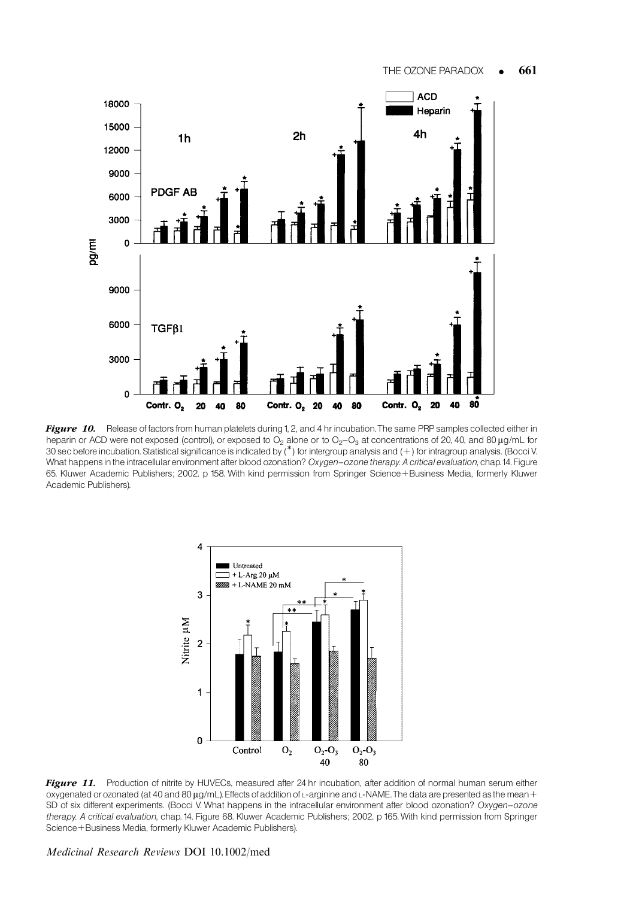*Figure 10.* Release of factors from human platelets during 1, 2, and 4 hr incubation. The same PRP samples collected either in heparin or ACD were not exposed (control), or exposed to $O_2$ alone or to $O_2$–$O_3$ at concentrations of 20, 40, and 80 μg/mL for 30 sec before incubation. Statistical significance is indicated by (*) for intergroup analysis and (+) for intragroup analysis. (Bocci V. What happens in the intracellular environment after blood ozonation? *Oxygen–ozone therapy. A critical evaluation*, chap. 14. Figure 65. Kluwer Academic Publishers; 2002. p 158. With kind permission from Springer Science+Business Media, formerly Kluwer Academic Publishers).

*Figure 11.* Production of nitrite by HUVECs, measured after 24 hr incubation, after addition of normal human serum either oxygenated or ozonated (at 40 and 80 μg/mL). Effects of addition of L-arginine and L-NAME. The data are presented as the mean+SD of six different experiments. (Bocci V. What happens in the intracellular environment after blood ozonation? *Oxygen–ozone therapy. A critical evaluation*, chap. 14. Figure 68. Kluwer Academic Publishers; 2002. p 165. With kind permission from Springer Science+Business Media, formerly Kluwer Academic Publishers).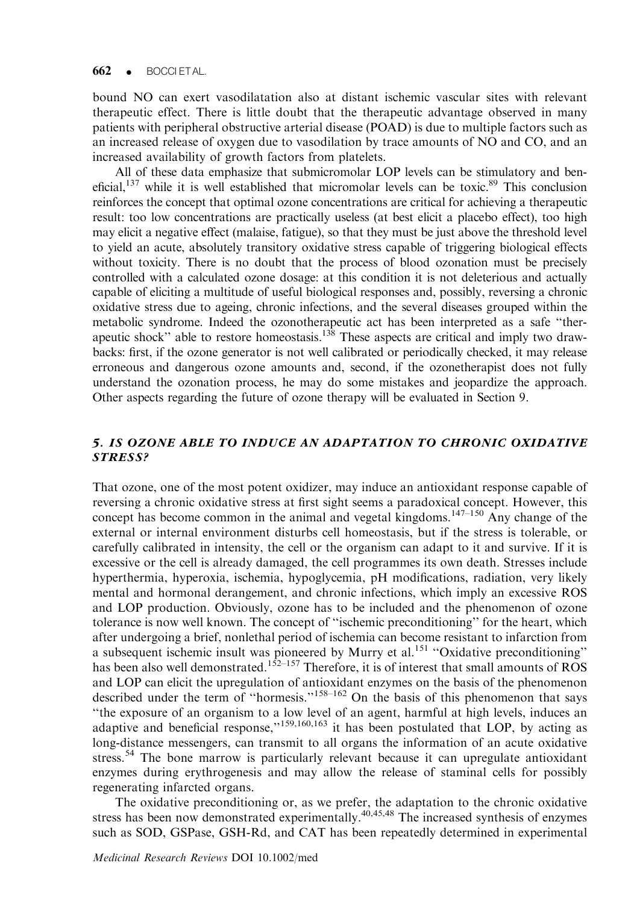bound NO can exert vasodilatation also at distant ischemic vascular sites with relevant therapeutic effect. There is little doubt that the therapeutic advantage observed in many patients with peripheral obstructive arterial disease (POAD) is due to multiple factors such as an increased release of oxygen due to vasodilation by trace amounts of NO and CO, and an increased availability of growth factors from platelets.

All of these data emphasize that submicromolar LOP levels can be stimulatory and beneficial,[137] while it is well established that micromolar levels can be toxic.[89] This conclusion reinforces the concept that optimal ozone concentrations are critical for achieving a therapeutic result: too low concentrations are practically useless (at best elicit a placebo effect), too high may elicit a negative effect (malaise, fatigue), so that they must be just above the threshold level to yield an acute, absolutely transitory oxidative stress capable of triggering biological effects without toxicity. There is no doubt that the process of blood ozonation must be precisely controlled with a calculated ozone dosage: at this condition it is not deleterious and actually capable of eliciting a multitude of useful biological responses and, possibly, reversing a chronic oxidative stress due to ageing, chronic infections, and the several diseases grouped within the metabolic syndrome. Indeed the ozonotherapeutic act has been interpreted as a safe "therapeutic shock" able to restore homeostasis.[138] These aspects are critical and imply two drawbacks: first, if the ozone generator is not well calibrated or periodically checked, it may release erroneous and dangerous ozone amounts and, second, if the ozonetherapist does not fully understand the ozonation process, he may do some mistakes and jeopardize the approach. Other aspects regarding the future of ozone therapy will be evaluated in Section 9.

## 5. IS OZONE ABLE TO INDUCE AN ADAPTATION TO CHRONIC OXIDATIVE STRESS?

That ozone, one of the most potent oxidizer, may induce an antioxidant response capable of reversing a chronic oxidative stress at first sight seems a paradoxical concept. However, this concept has become common in the animal and vegetal kingdoms.[147–150] Any change of the external or internal environment disturbs cell homeostasis, but if the stress is tolerable, or carefully calibrated in intensity, the cell or the organism can adapt to it and survive. If it is excessive or the cell is already damaged, the cell programmes its own death. Stresses include hyperthermia, hyperoxia, ischemia, hypoglycemia, pH modifications, radiation, very likely mental and hormonal derangement, and chronic infections, which imply an excessive ROS and LOP production. Obviously, ozone has to be included and the phenomenon of ozone tolerance is now well known. The concept of "ischemic preconditioning" for the heart, which after undergoing a brief, nonlethal period of ischemia can become resistant to infarction from a subsequent ischemic insult was pioneered by Murry et al.[151] "Oxidative preconditioning" has been also well demonstrated.[152–157] Therefore, it is of interest that small amounts of ROS and LOP can elicit the upregulation of antioxidant enzymes on the basis of the phenomenon described under the term of "hormesis."[158–162] On the basis of this phenomenon that says "the exposure of an organism to a low level of an agent, harmful at high levels, induces an adaptive and beneficial response,"[159,160,163] it has been postulated that LOP, by acting as long-distance messengers, can transmit to all organs the information of an acute oxidative stress.[54] The bone marrow is particularly relevant because it can upregulate antioxidant enzymes during erythrogenesis and may allow the release of staminal cells for possibly regenerating infarcted organs.

The oxidative preconditioning or, as we prefer, the adaptation to the chronic oxidative stress has been now demonstrated experimentally.[40,45,48] The increased synthesis of enzymes such as SOD, GSPase, GSH-Rd, and CAT has been repeatedly determined in experimental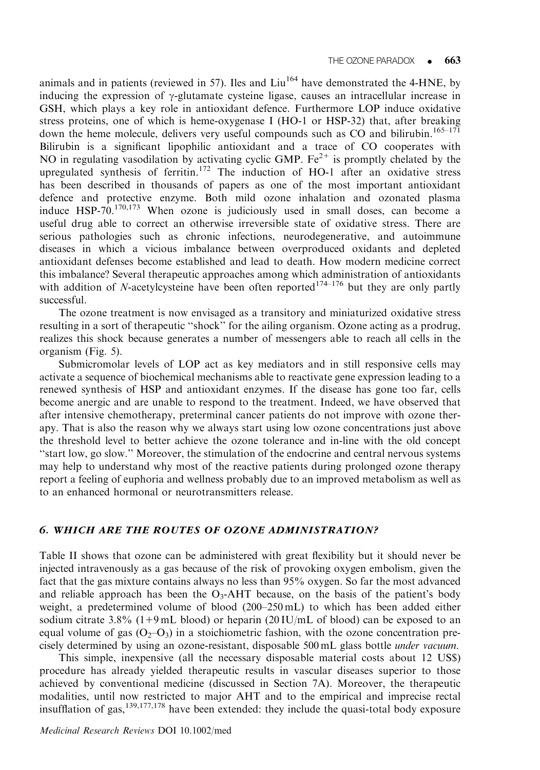animals and in patients (reviewed in 57). Iles and Liu[164] have demonstrated the 4-HNE, by inducing the expression of γ-glutamate cysteine ligase, causes an intracellular increase in GSH, which plays a key role in antioxidant defence. Furthermore LOP induce oxidative stress proteins, one of which is heme-oxygenase I (HO-1 or HSP-32) that, after breaking down the heme molecule, delivers very useful compounds such as CO and bilirubin.[165–171] Bilirubin is a significant lipophilic antioxidant and a trace of CO cooperates with NO in regulating vasodilation by activating cyclic GMP. $Fe^{2+}$ is promptly chelated by the upregulated synthesis of ferritin.[172] The induction of HO-1 after an oxidative stress has been described in thousands of papers as one of the most important antioxidant defence and protective enzyme. Both mild ozone inhalation and ozonated plasma induce HSP-70.[170,173] When ozone is judiciously used in small doses, can become a useful drug able to correct an otherwise irreversible state of oxidative stress. There are serious pathologies such as chronic infections, neurodegenerative, and autoimmune diseases in which a vicious imbalance between overproduced oxidants and depleted antioxidant defenses become established and lead to death. How modern medicine correct this imbalance? Several therapeutic approaches among which administration of antioxidants with addition of *N*-acetylcysteine have been often reported[174–176] but they are only partly successful.

The ozone treatment is now envisaged as a transitory and miniaturized oxidative stress resulting in a sort of therapeutic "shock" for the ailing organism. Ozone acting as a prodrug, realizes this shock because generates a number of messengers able to reach all cells in the organism (Fig. 5).

Submicromolar levels of LOP act as key mediators and in still responsive cells may activate a sequence of biochemical mechanisms able to reactivate gene expression leading to a renewed synthesis of HSP and antioxidant enzymes. If the disease has gone too far, cells become anergic and are unable to respond to the treatment. Indeed, we have observed that after intensive chemotherapy, preterminal cancer patients do not improve with ozone therapy. That is also the reason why we always start using low ozone concentrations just above the threshold level to better achieve the ozone tolerance and in-line with the old concept "start low, go slow." Moreover, the stimulation of the endocrine and central nervous systems may help to understand why most of the reactive patients during prolonged ozone therapy report a feeling of euphoria and wellness probably due to an improved metabolism as well as to an enhanced hormonal or neurotransmitters release.

## 6. WHICH ARE THE ROUTES OF OZONE ADMINISTRATION?

Table II shows that ozone can be administered with great flexibility but it should never be injected intravenously as a gas because of the risk of provoking oxygen embolism, given the fact that the gas mixture contains always no less than 95% oxygen. So far the most advanced and reliable approach has been the $O_3$-AHT because, on the basis of the patient's body weight, a predetermined volume of blood (200–250 mL) to which has been added either sodium citrate 3.8% (1+9 mL blood) or heparin (20 IU/mL of blood) can be exposed to an equal volume of gas ($O_2$–$O_3$) in a stoichiometric fashion, with the ozone concentration precisely determined by using an ozone-resistant, disposable 500 mL glass bottle *under vacuum*.

This simple, inexpensive (all the necessary disposable material costs about 12 US$) procedure has already yielded therapeutic results in vascular diseases superior to those achieved by conventional medicine (discussed in Section 7A). Moreover, the therapeutic modalities, until now restricted to major AHT and to the empirical and imprecise rectal insufflation of gas,[139,177,178] have been extended: they include the quasi-total body exposure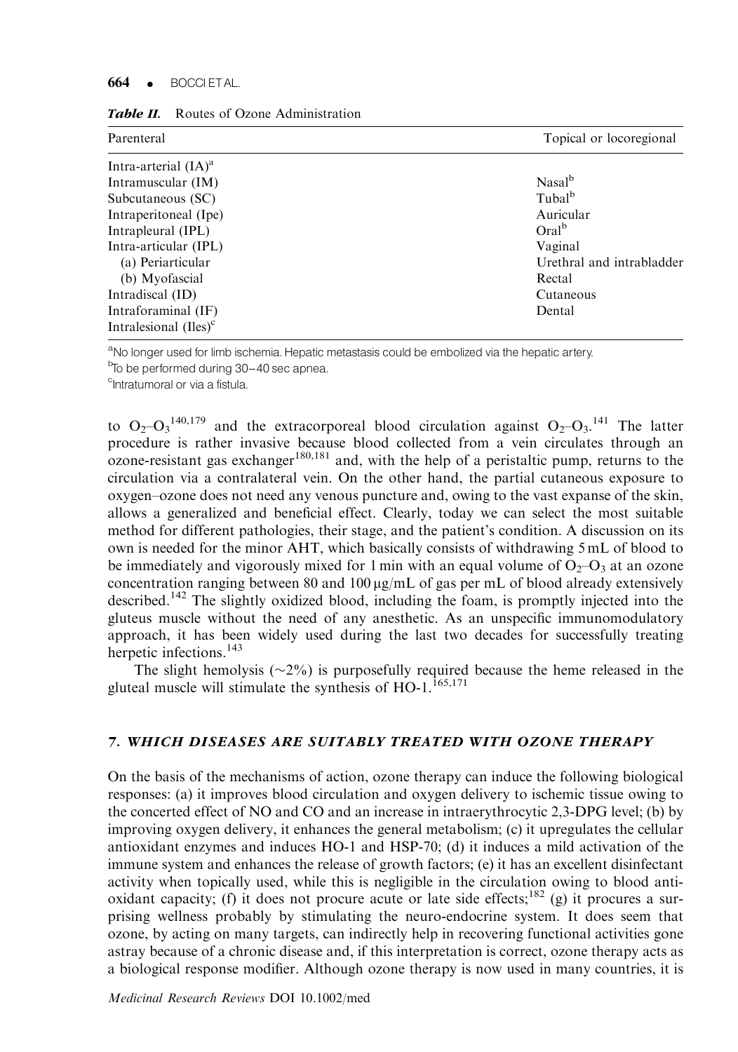**Table II.** Routes of Ozone Administration

| Parenteral | Topical or locoregional |
|---|---|
| Intra-arterial (IA)[a] | |
| Intramuscular (IM) | Nasal[b] |
| Subcutaneous (SC) | Tubal[b] |
| Intraperitoneal (Ipe) | Auricular |
| Intrapleural (IPL) | Oral[b] |
| Intra-articular (IPL) | Vaginal |
| (a) Periarticular | Urethral and intrabladder |
| (b) Myofascial | Rectal |
| Intradiscal (ID) | Cutaneous |
| Intraforaminal (IF) | Dental |
| Intralesional (Iles)[c] | |

[a]No longer used for limb ischemia. Hepatic metastasis could be embolized via the hepatic artery.
[b]To be performed during 30–40 sec apnea.
[c]Intratumoral or via a fistula.

to $O_2$–$O_3$[140,179] and the extracorporeal blood circulation against $O_2$–$O_3$.[141] The latter procedure is rather invasive because blood collected from a vein circulates through an ozone-resistant gas exchanger[180,181] and, with the help of a peristaltic pump, returns to the circulation via a contralateral vein. On the other hand, the partial cutaneous exposure to oxygen–ozone does not need any venous puncture and, owing to the vast expanse of the skin, allows a generalized and beneficial effect. Clearly, today we can select the most suitable method for different pathologies, their stage, and the patient's condition. A discussion on its own is needed for the minor AHT, which basically consists of withdrawing 5 mL of blood to be immediately and vigorously mixed for 1 min with an equal volume of $O_2$–$O_3$ at an ozone concentration ranging between 80 and 100 μg/mL of gas per mL of blood already extensively described.[142] The slightly oxidized blood, including the foam, is promptly injected into the gluteus muscle without the need of any anesthetic. As an unspecific immunomodulatory approach, it has been widely used during the last two decades for successfully treating herpetic infections.[143]

The slight hemolysis (~2%) is purposefully required because the heme released in the gluteal muscle will stimulate the synthesis of HO-1.[165,171]

## 7. WHICH DISEASES ARE SUITABLY TREATED WITH OZONE THERAPY

On the basis of the mechanisms of action, ozone therapy can induce the following biological responses: (a) it improves blood circulation and oxygen delivery to ischemic tissue owing to the concerted effect of NO and CO and an increase in intraerythrocytic 2,3-DPG level; (b) by improving oxygen delivery, it enhances the general metabolism; (c) it upregulates the cellular antioxidant enzymes and induces HO-1 and HSP-70; (d) it induces a mild activation of the immune system and enhances the release of growth factors; (e) it has an excellent disinfectant activity when topically used, while this is negligible in the circulation owing to blood antioxidant capacity; (f) it does not procure acute or late side effects;[182] (g) it procures a surprising wellness probably by stimulating the neuro-endocrine system. It does seem that ozone, by acting on many targets, can indirectly help in recovering functional activities gone astray because of a chronic disease and, if this interpretation is correct, ozone therapy acts as a biological response modifier. Although ozone therapy is now used in many countries, it is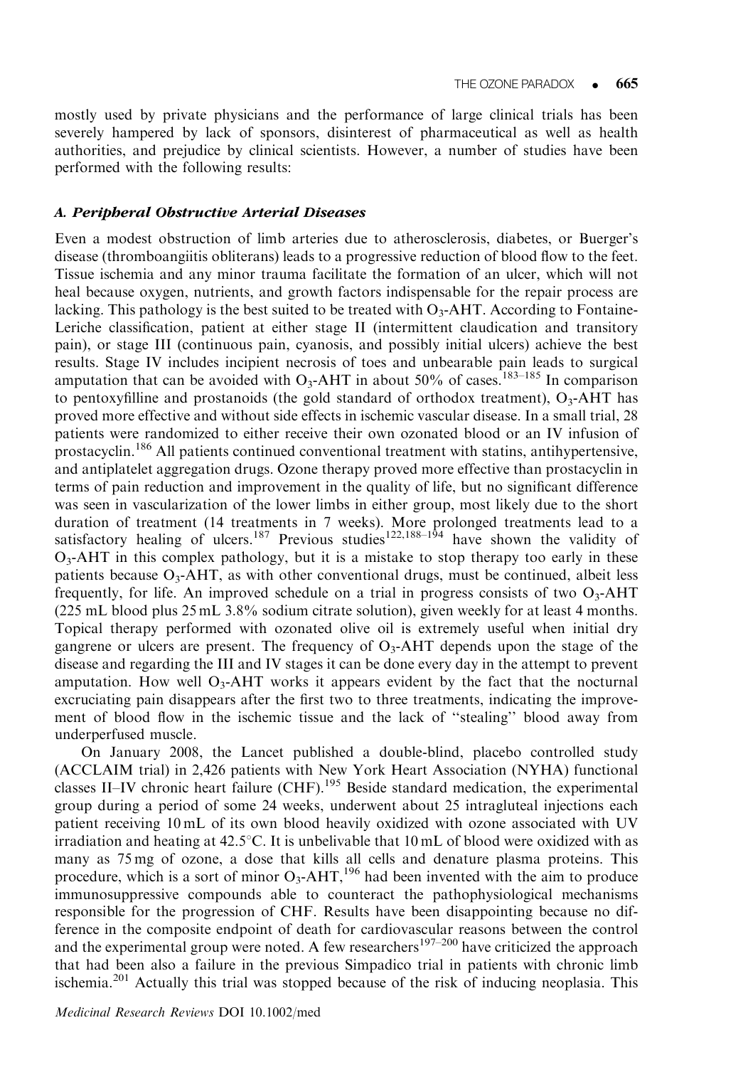mostly used by private physicians and the performance of large clinical trials has been severely hampered by lack of sponsors, disinterest of pharmaceutical as well as health authorities, and prejudice by clinical scientists. However, a number of studies have been performed with the following results:

### *A. Peripheral Obstructive Arterial Diseases*

Even a modest obstruction of limb arteries due to atherosclerosis, diabetes, or Buerger's disease (thromboangiitis obliterans) leads to a progressive reduction of blood flow to the feet. Tissue ischemia and any minor trauma facilitate the formation of an ulcer, which will not heal because oxygen, nutrients, and growth factors indispensable for the repair process are lacking. This pathology is the best suited to be treated with $O_3$-AHT. According to Fontaine-Leriche classification, patient at either stage II (intermittent claudication and transitory pain), or stage III (continuous pain, cyanosis, and possibly initial ulcers) achieve the best results. Stage IV includes incipient necrosis of toes and unbearable pain leads to surgical amputation that can be avoided with $O_3$-AHT in about 50% of cases.[183–185] In comparison to pentoxyfilline and prostanoids (the gold standard of orthodox treatment), $O_3$-AHT has proved more effective and without side effects in ischemic vascular disease. In a small trial, 28 patients were randomized to either receive their own ozonated blood or an IV infusion of prostacyclin.[186] All patients continued conventional treatment with statins, antihypertensive, and antiplatelet aggregation drugs. Ozone therapy proved more effective than prostacyclin in terms of pain reduction and improvement in the quality of life, but no significant difference was seen in vascularization of the lower limbs in either group, most likely due to the short duration of treatment (14 treatments in 7 weeks). More prolonged treatments lead to a satisfactory healing of ulcers.[187] Previous studies[122,188–194] have shown the validity of $O_3$-AHT in this complex pathology, but it is a mistake to stop therapy too early in these patients because $O_3$-AHT, as with other conventional drugs, must be continued, albeit less frequently, for life. An improved schedule on a trial in progress consists of two $O_3$-AHT (225 mL blood plus 25 mL 3.8% sodium citrate solution), given weekly for at least 4 months. Topical therapy performed with ozonated olive oil is extremely useful when initial dry gangrene or ulcers are present. The frequency of $O_3$-AHT depends upon the stage of the disease and regarding the III and IV stages it can be done every day in the attempt to prevent amputation. How well $O_3$-AHT works it appears evident by the fact that the nocturnal excruciating pain disappears after the first two to three treatments, indicating the improvement of blood flow in the ischemic tissue and the lack of ''stealing'' blood away from underperfused muscle.

On January 2008, the Lancet published a double-blind, placebo controlled study (ACCLAIM trial) in 2,426 patients with New York Heart Association (NYHA) functional classes II–IV chronic heart failure (CHF).[195] Beside standard medication, the experimental group during a period of some 24 weeks, underwent about 25 intragluteal injections each patient receiving 10 mL of its own blood heavily oxidized with ozone associated with UV irradiation and heating at 42.5°C. It is unbelievable that 10 mL of blood were oxidized with as many as 75 mg of ozone, a dose that kills all cells and denature plasma proteins. This procedure, which is a sort of minor $O_3$-AHT,[196] had been invented with the aim to produce immunosuppressive compounds able to counteract the pathophysiological mechanisms responsible for the progression of CHF. Results have been disappointing because no difference in the composite endpoint of death for cardiovascular reasons between the control and the experimental group were noted. A few researchers[197–200] have criticized the approach that had been also a failure in the previous Simpadico trial in patients with chronic limb ischemia.[201] Actually this trial was stopped because of the risk of inducing neoplasia. This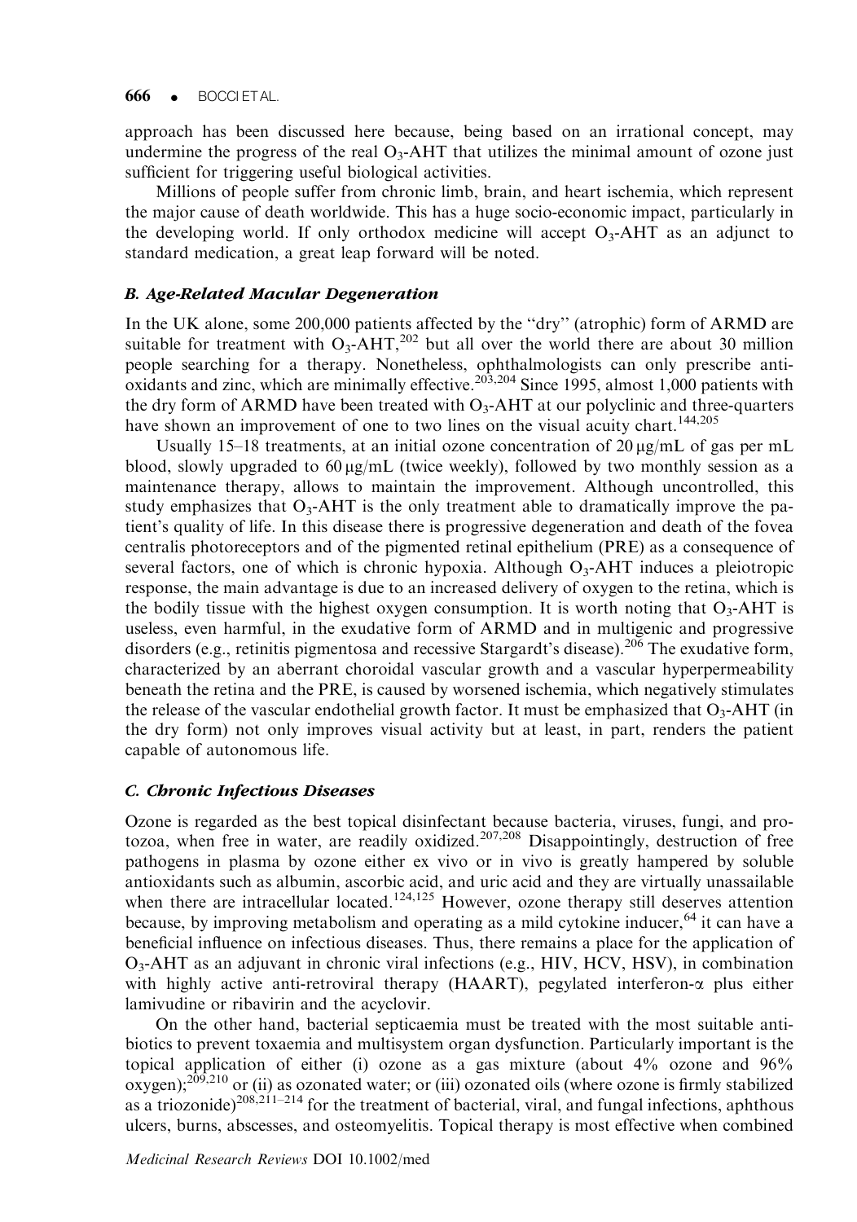approach has been discussed here because, being based on an irrational concept, may undermine the progress of the real $O_3$-AHT that utilizes the minimal amount of ozone just sufficient for triggering useful biological activities.

Millions of people suffer from chronic limb, brain, and heart ischemia, which represent the major cause of death worldwide. This has a huge socio-economic impact, particularly in the developing world. If only orthodox medicine will accept $O_3$-AHT as an adjunct to standard medication, a great leap forward will be noted.

### *B. Age-Related Macular Degeneration*

In the UK alone, some 200,000 patients affected by the ''dry'' (atrophic) form of ARMD are suitable for treatment with $O_3$-AHT,[202] but all over the world there are about 30 million people searching for a therapy. Nonetheless, ophthalmologists can only prescribe antioxidants and zinc, which are minimally effective.[203,204] Since 1995, almost 1,000 patients with the dry form of ARMD have been treated with $O_3$-AHT at our polyclinic and three-quarters have shown an improvement of one to two lines on the visual acuity chart.[144,205]

Usually 15–18 treatments, at an initial ozone concentration of 20 μg/mL of gas per mL blood, slowly upgraded to 60 μg/mL (twice weekly), followed by two monthly session as a maintenance therapy, allows to maintain the improvement. Although uncontrolled, this study emphasizes that $O_3$-AHT is the only treatment able to dramatically improve the patient's quality of life. In this disease there is progressive degeneration and death of the fovea centralis photoreceptors and of the pigmented retinal epithelium (PRE) as a consequence of several factors, one of which is chronic hypoxia. Although $O_3$-AHT induces a pleiotropic response, the main advantage is due to an increased delivery of oxygen to the retina, which is the bodily tissue with the highest oxygen consumption. It is worth noting that $O_3$-AHT is useless, even harmful, in the exudative form of ARMD and in multigenic and progressive disorders (e.g., retinitis pigmentosa and recessive Stargardt's disease).[206] The exudative form, characterized by an aberrant choroidal vascular growth and a vascular hyperpermeability beneath the retina and the PRE, is caused by worsened ischemia, which negatively stimulates the release of the vascular endothelial growth factor. It must be emphasized that $O_3$-AHT (in the dry form) not only improves visual activity but at least, in part, renders the patient capable of autonomous life.

### *C. Chronic Infectious Diseases*

Ozone is regarded as the best topical disinfectant because bacteria, viruses, fungi, and protozoa, when free in water, are readily oxidized.[207,208] Disappointingly, destruction of free pathogens in plasma by ozone either ex vivo or in vivo is greatly hampered by soluble antioxidants such as albumin, ascorbic acid, and uric acid and they are virtually unassailable when there are intracellular located.[124,125] However, ozone therapy still deserves attention because, by improving metabolism and operating as a mild cytokine inducer,[64] it can have a beneficial influence on infectious diseases. Thus, there remains a place for the application of $O_3$-AHT as an adjuvant in chronic viral infections (e.g., HIV, HCV, HSV), in combination with highly active anti-retroviral therapy (HAART), pegylated interferon-$\alpha$ plus either lamivudine or ribavirin and the acyclovir.

On the other hand, bacterial septicaemia must be treated with the most suitable antibiotics to prevent toxaemia and multisystem organ dysfunction. Particularly important is the topical application of either (i) ozone as a gas mixture (about 4% ozone and 96% oxygen);[209,210] or (ii) as ozonated water; or (iii) ozonated oils (where ozone is firmly stabilized as a triozonide)[208,211–214] for the treatment of bacterial, viral, and fungal infections, aphthous ulcers, burns, abscesses, and osteomyelitis. Topical therapy is most effective when combined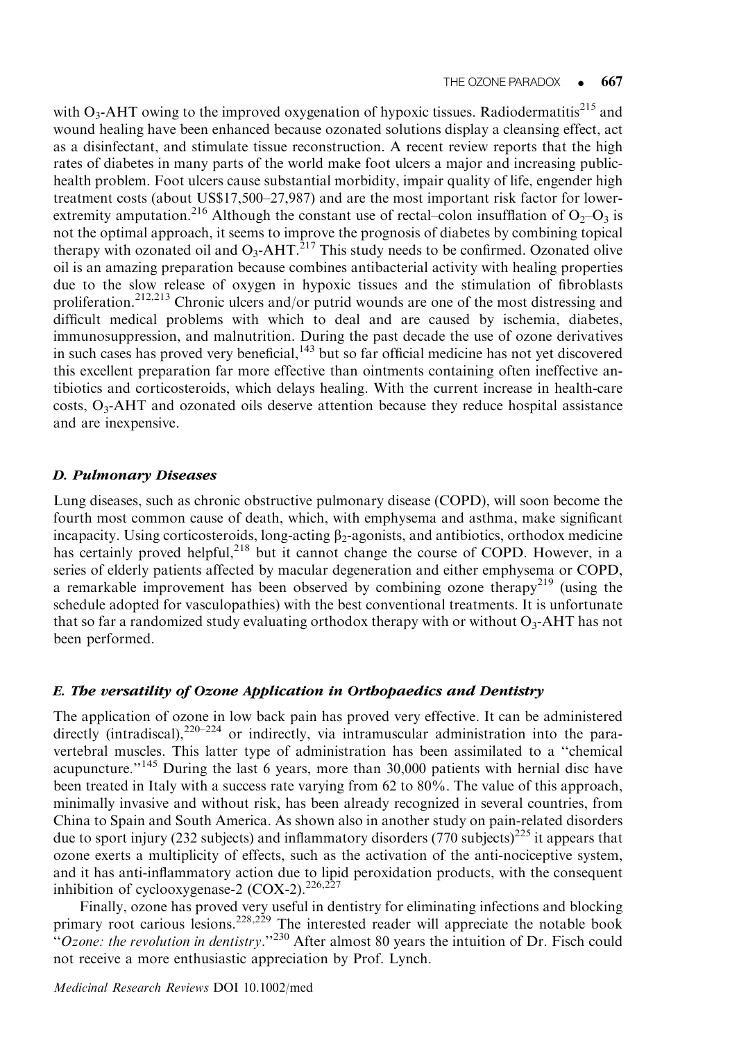with $O_3$-AHT owing to the improved oxygenation of hypoxic tissues. Radiodermatitis[215] and wound healing have been enhanced because ozonated solutions display a cleansing effect, act as a disinfectant, and stimulate tissue reconstruction. A recent review reports that the high rates of diabetes in many parts of the world make foot ulcers a major and increasing public-health problem. Foot ulcers cause substantial morbidity, impair quality of life, engender high treatment costs (about US$17,500–27,987) and are the most important risk factor for lower-extremity amputation.[216] Although the constant use of rectal–colon insufflation of $O_2$–$O_3$ is not the optimal approach, it seems to improve the prognosis of diabetes by combining topical therapy with ozonated oil and $O_3$-AHT.[217] This study needs to be confirmed. Ozonated olive oil is an amazing preparation because combines antibacterial activity with healing properties due to the slow release of oxygen in hypoxic tissues and the stimulation of fibroblasts proliferation.[212,213] Chronic ulcers and/or putrid wounds are one of the most distressing and difficult medical problems with which to deal and are caused by ischemia, diabetes, immunosuppression, and malnutrition. During the past decade the use of ozone derivatives in such cases has proved very beneficial,[143] but so far official medicine has not yet discovered this excellent preparation far more effective than ointments containing often ineffective antibiotics and corticosteroids, which delays healing. With the current increase in health-care costs, $O_3$-AHT and ozonated oils deserve attention because they reduce hospital assistance and are inexpensive.

### D. Pulmonary Diseases

Lung diseases, such as chronic obstructive pulmonary disease (COPD), will soon become the fourth most common cause of death, which, with emphysema and asthma, make significant incapacity. Using corticosteroids, long-acting $\beta_2$-agonists, and antibiotics, orthodox medicine has certainly proved helpful,[218] but it cannot change the course of COPD. However, in a series of elderly patients affected by macular degeneration and either emphysema or COPD, a remarkable improvement has been observed by combining ozone therapy[219] (using the schedule adopted for vasculopathies) with the best conventional treatments. It is unfortunate that so far a randomized study evaluating orthodox therapy with or without $O_3$-AHT has not been performed.

### E. The versatility of Ozone Application in Orthopaedics and Dentistry

The application of ozone in low back pain has proved very effective. It can be administered directly (intradiscal),[220–224] or indirectly, via intramuscular administration into the paravertebral muscles. This latter type of administration has been assimilated to a "chemical acupuncture."[145] During the last 6 years, more than 30,000 patients with hernial disc have been treated in Italy with a success rate varying from 62 to 80%. The value of this approach, minimally invasive and without risk, has been already recognized in several countries, from China to Spain and South America. As shown also in another study on pain-related disorders due to sport injury (232 subjects) and inflammatory disorders (770 subjects)[225] it appears that ozone exerts a multiplicity of effects, such as the activation of the anti-nociceptive system, and it has anti-inflammatory action due to lipid peroxidation products, with the consequent inhibition of cyclooxygenase-2 (COX-2).[226,227]

Finally, ozone has proved very useful in dentistry for eliminating infections and blocking primary root carious lesions.[228,229] The interested reader will appreciate the notable book "*Ozone: the revolution in dentistry*."[230] After almost 80 years the intuition of Dr. Fisch could not receive a more enthusiastic appreciation by Prof. Lynch.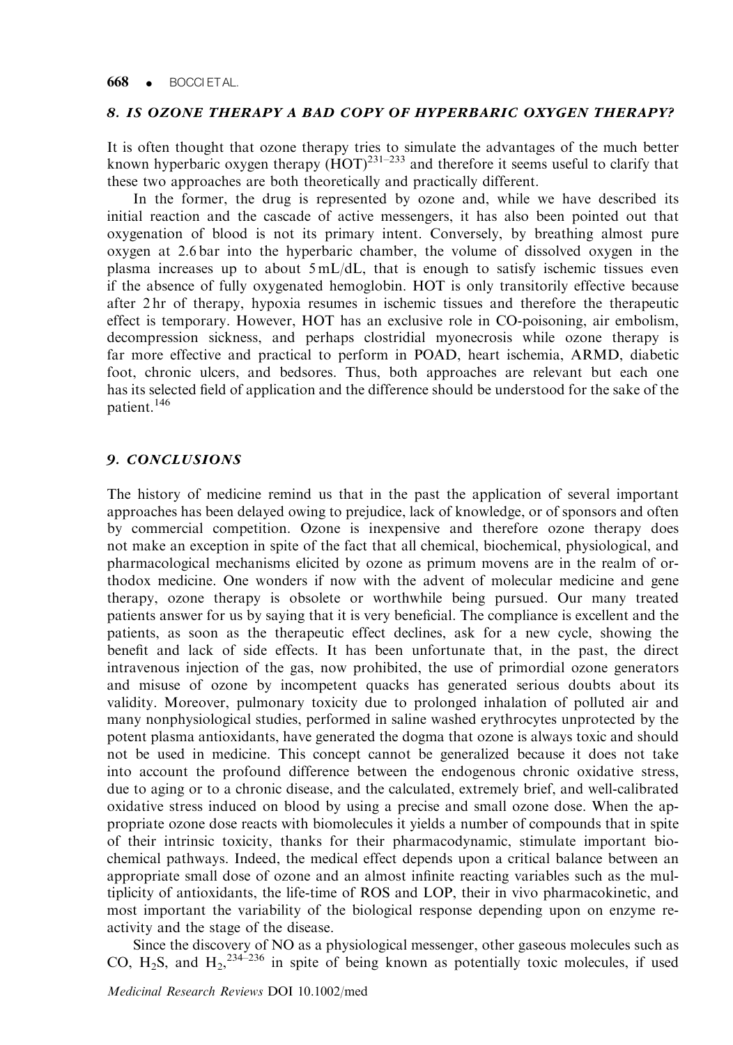## *8. IS OZONE THERAPY A BAD COPY OF HYPERBARIC OXYGEN THERAPY?*

It is often thought that ozone therapy tries to simulate the advantages of the much better known hyperbaric oxygen therapy (HOT)[231–233] and therefore it seems useful to clarify that these two approaches are both theoretically and practically different.

In the former, the drug is represented by ozone and, while we have described its initial reaction and the cascade of active messengers, it has also been pointed out that oxygenation of blood is not its primary intent. Conversely, by breathing almost pure oxygen at 2.6 bar into the hyperbaric chamber, the volume of dissolved oxygen in the plasma increases up to about 5 mL/dL, that is enough to satisfy ischemic tissues even if the absence of fully oxygenated hemoglobin. HOT is only transitorily effective because after 2 hr of therapy, hypoxia resumes in ischemic tissues and therefore the therapeutic effect is temporary. However, HOT has an exclusive role in CO-poisoning, air embolism, decompression sickness, and perhaps clostridial myonecrosis while ozone therapy is far more effective and practical to perform in POAD, heart ischemia, ARMD, diabetic foot, chronic ulcers, and bedsores. Thus, both approaches are relevant but each one has its selected field of application and the difference should be understood for the sake of the patient.[146]

## *9. CONCLUSIONS*

The history of medicine remind us that in the past the application of several important approaches has been delayed owing to prejudice, lack of knowledge, or of sponsors and often by commercial competition. Ozone is inexpensive and therefore ozone therapy does not make an exception in spite of the fact that all chemical, biochemical, physiological, and pharmacological mechanisms elicited by ozone as primum movens are in the realm of orthodox medicine. One wonders if now with the advent of molecular medicine and gene therapy, ozone therapy is obsolete or worthwhile being pursued. Our many treated patients answer for us by saying that it is very beneficial. The compliance is excellent and the patients, as soon as the therapeutic effect declines, ask for a new cycle, showing the benefit and lack of side effects. It has been unfortunate that, in the past, the direct intravenous injection of the gas, now prohibited, the use of primordial ozone generators and misuse of ozone by incompetent quacks has generated serious doubts about its validity. Moreover, pulmonary toxicity due to prolonged inhalation of polluted air and many nonphysiological studies, performed in saline washed erythrocytes unprotected by the potent plasma antioxidants, have generated the dogma that ozone is always toxic and should not be used in medicine. This concept cannot be generalized because it does not take into account the profound difference between the endogenous chronic oxidative stress, due to aging or to a chronic disease, and the calculated, extremely brief, and well-calibrated oxidative stress induced on blood by using a precise and small ozone dose. When the appropriate ozone dose reacts with biomolecules it yields a number of compounds that in spite of their intrinsic toxicity, thanks for their pharmacodynamic, stimulate important biochemical pathways. Indeed, the medical effect depends upon a critical balance between an appropriate small dose of ozone and an almost infinite reacting variables such as the multiplicity of antioxidants, the life-time of ROS and LOP, their in vivo pharmacokinetic, and most important the variability of the biological response depending upon on enzyme reactivity and the stage of the disease.

Since the discovery of NO as a physiological messenger, other gaseous molecules such as CO, $H_2S$, and $H_2$,[234–236] in spite of being known as potentially toxic molecules, if used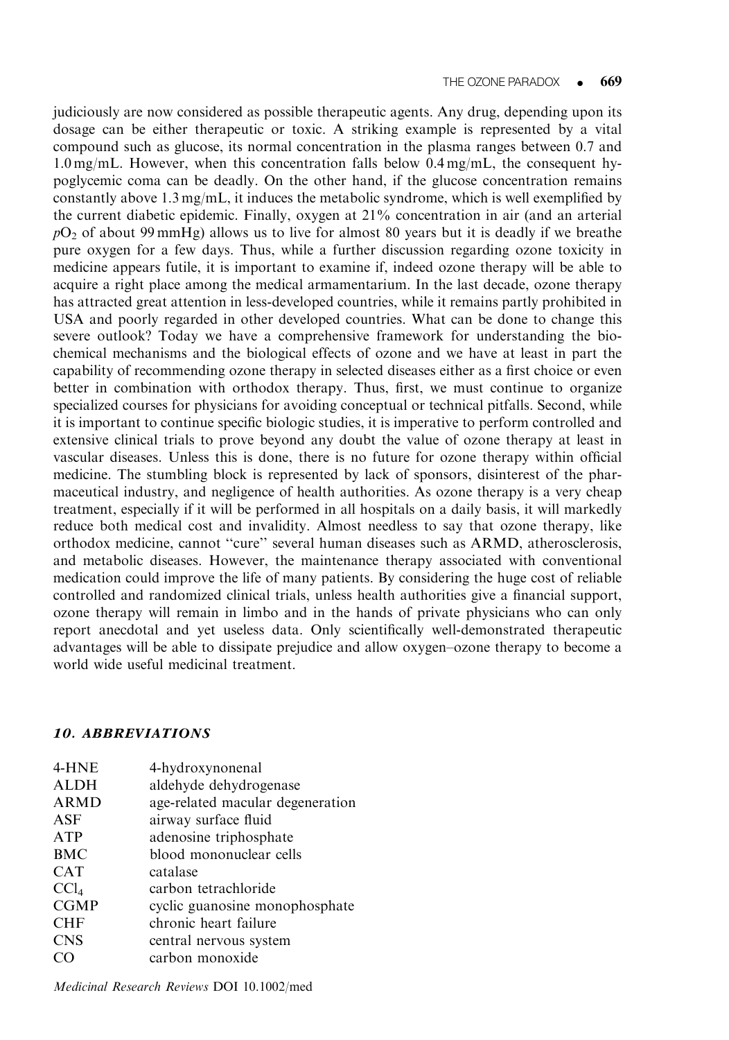judiciously are now considered as possible therapeutic agents. Any drug, depending upon its dosage can be either therapeutic or toxic. A striking example is represented by a vital compound such as glucose, its normal concentration in the plasma ranges between 0.7 and 1.0 mg/mL. However, when this concentration falls below 0.4 mg/mL, the consequent hypoglycemic coma can be deadly. On the other hand, if the glucose concentration remains constantly above 1.3 mg/mL, it induces the metabolic syndrome, which is well exemplified by the current diabetic epidemic. Finally, oxygen at 21% concentration in air (and an arterial $pO_2$ of about 99 mmHg) allows us to live for almost 80 years but it is deadly if we breathe pure oxygen for a few days. Thus, while a further discussion regarding ozone toxicity in medicine appears futile, it is important to examine if, indeed ozone therapy will be able to acquire a right place among the medical armamentarium. In the last decade, ozone therapy has attracted great attention in less-developed countries, while it remains partly prohibited in USA and poorly regarded in other developed countries. What can be done to change this severe outlook? Today we have a comprehensive framework for understanding the biochemical mechanisms and the biological effects of ozone and we have at least in part the capability of recommending ozone therapy in selected diseases either as a first choice or even better in combination with orthodox therapy. Thus, first, we must continue to organize specialized courses for physicians for avoiding conceptual or technical pitfalls. Second, while it is important to continue specific biologic studies, it is imperative to perform controlled and extensive clinical trials to prove beyond any doubt the value of ozone therapy at least in vascular diseases. Unless this is done, there is no future for ozone therapy within official medicine. The stumbling block is represented by lack of sponsors, disinterest of the pharmaceutical industry, and negligence of health authorities. As ozone therapy is a very cheap treatment, especially if it will be performed in all hospitals on a daily basis, it will markedly reduce both medical cost and invalidity. Almost needless to say that ozone therapy, like orthodox medicine, cannot "cure" several human diseases such as ARMD, atherosclerosis, and metabolic diseases. However, the maintenance therapy associated with conventional medication could improve the life of many patients. By considering the huge cost of reliable controlled and randomized clinical trials, unless health authorities give a financial support, ozone therapy will remain in limbo and in the hands of private physicians who can only report anecdotal and yet useless data. Only scientifically well-demonstrated therapeutic advantages will be able to dissipate prejudice and allow oxygen–ozone therapy to become a world wide useful medicinal treatment.

## *10. ABBREVIATIONS*

| | |
|---|---|
| 4-HNE | 4-hydroxynonenal |
| ALDH | aldehyde dehydrogenase |
| ARMD | age-related macular degeneration |
| ASF | airway surface fluid |
| ATP | adenosine triphosphate |
| BMC | blood mononuclear cells |
| CAT | catalase |
| $CCl_4$ | carbon tetrachloride |
| CGMP | cyclic guanosine monophosphate |
| CHF | chronic heart failure |
| CNS | central nervous system |
| CO | carbon monoxide |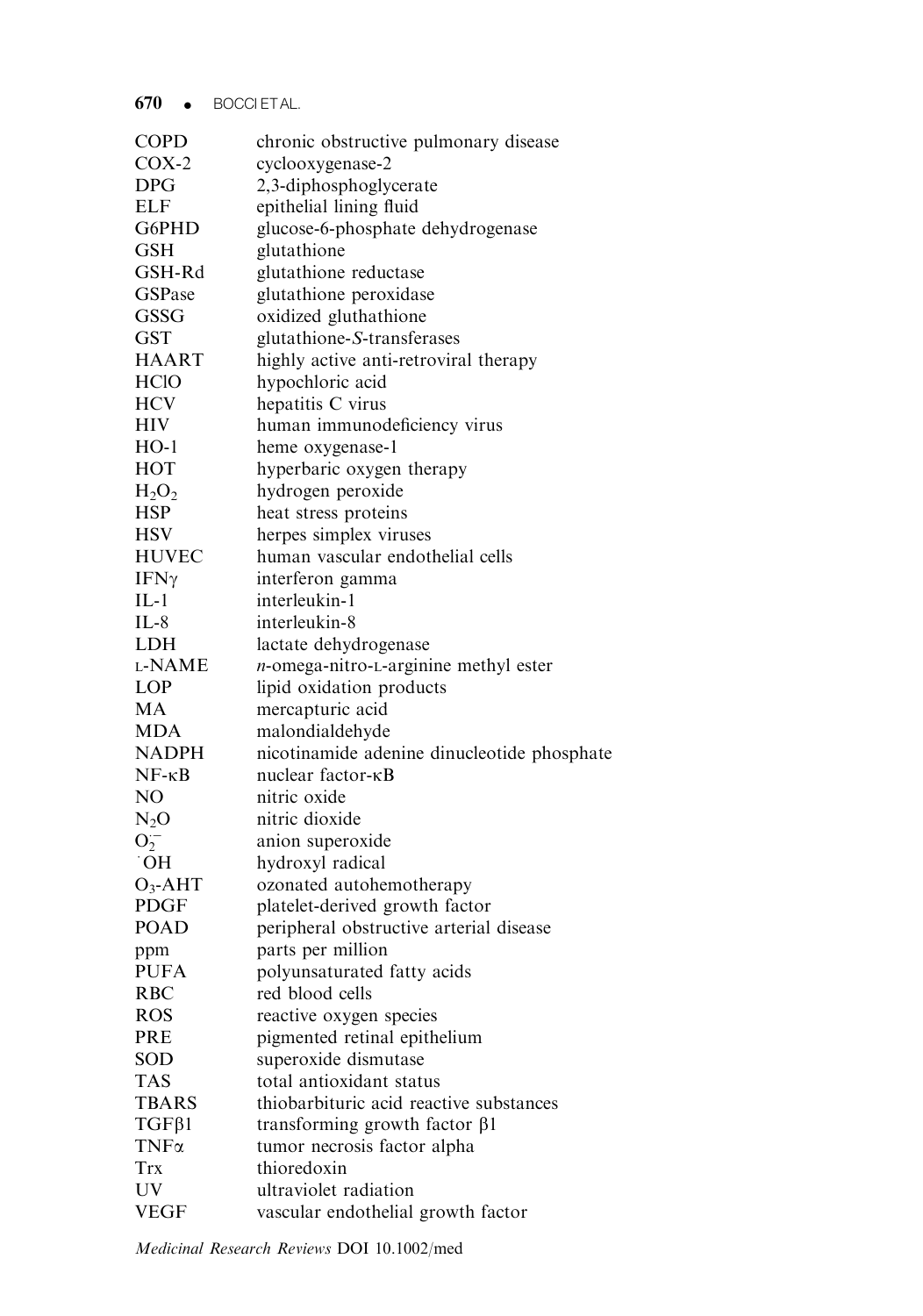| | |
|---|---|
| COPD | chronic obstructive pulmonary disease |
| COX-2 | cyclooxygenase-2 |
| DPG | 2,3-diphosphoglycerate |
| ELF | epithelial lining fluid |
| G6PHD | glucose-6-phosphate dehydrogenase |
| GSH | glutathione |
| GSH-Rd | glutathione reductase |
| GSPase | glutathione peroxidase |
| GSSG | oxidized gluthathione |
| GST | glutathione-*S*-transferases |
| HAART | highly active anti-retroviral therapy |
| HClO | hypochloric acid |
| HCV | hepatitis C virus |
| HIV | human immunodeficiency virus |
| HO-1 | heme oxygenase-1 |
| HOT | hyperbaric oxygen therapy |
| $H_2O_2$ | hydrogen peroxide |
| HSP | heat stress proteins |
| HSV | herpes simplex viruses |
| HUVEC | human vascular endothelial cells |
| IFN$\gamma$ | interferon gamma |
| IL-1 | interleukin-1 |
| IL-8 | interleukin-8 |
| LDH | lactate dehydrogenase |
| L-NAME | *n*-omega-nitro-L-arginine methyl ester |
| LOP | lipid oxidation products |
| MA | mercapturic acid |
| MDA | malondialdehyde |
| NADPH | nicotinamide adenine dinucleotide phosphate |
| NF-$\kappa$B | nuclear factor-$\kappa$B |
| NO | nitric oxide |
| $N_2O$ | nitric dioxide |
| $O_2^{\cdot-}$ | anion superoxide |
| $^{\cdot}OH$ | hydroxyl radical |
| $O_3$-AHT | ozonated autohemotherapy |
| PDGF | platelet-derived growth factor |
| POAD | peripheral obstructive arterial disease |
| ppm | parts per million |
| PUFA | polyunsaturated fatty acids |
| RBC | red blood cells |
| ROS | reactive oxygen species |
| PRE | pigmented retinal epithelium |
| SOD | superoxide dismutase |
| TAS | total antioxidant status |
| TBARS | thiobarbituric acid reactive substances |
| TGF$\beta$1 | transforming growth factor $\beta$1 |
| TNF$\alpha$ | tumor necrosis factor alpha |
| Trx | thioredoxin |
| UV | ultraviolet radiation |
| VEGF | vascular endothelial growth factor |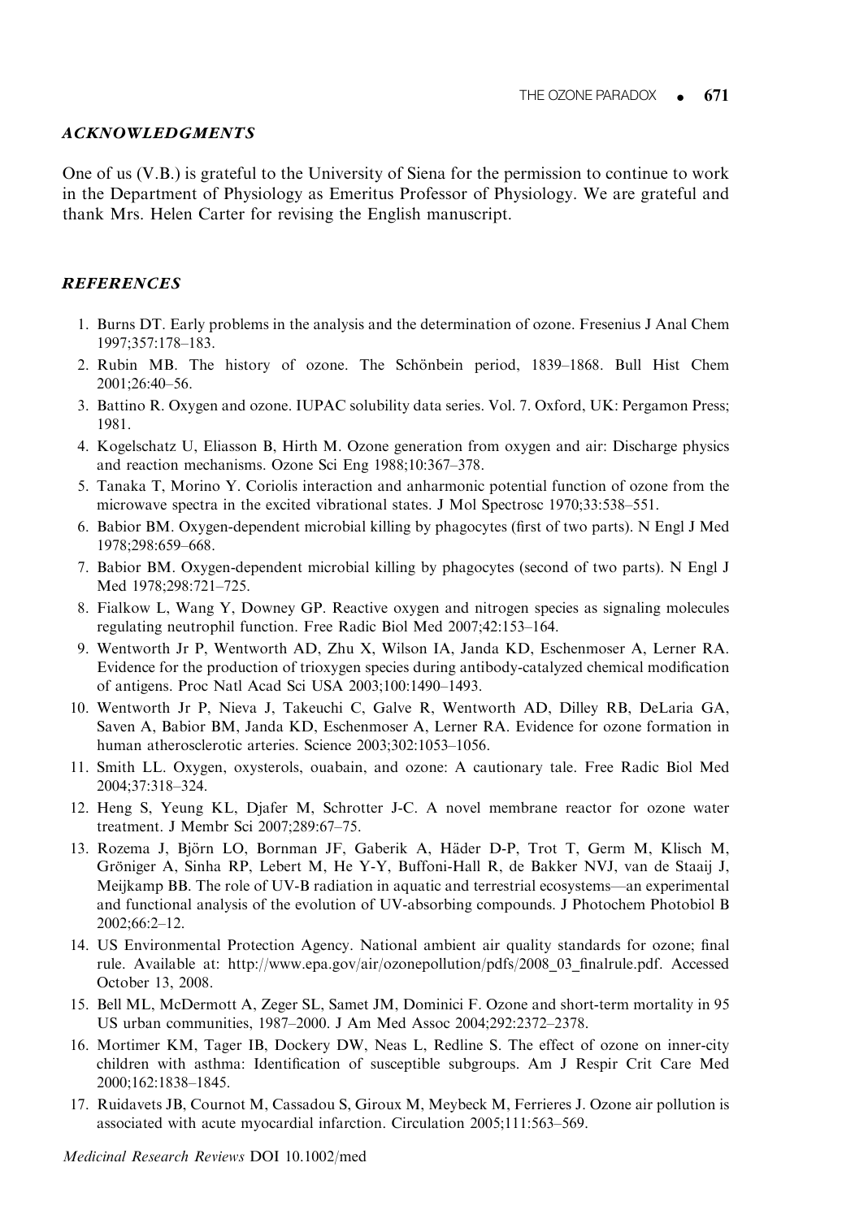### ACKNOWLEDGMENTS

One of us (V.B.) is grateful to the University of Siena for the permission to continue to work in the Department of Physiology as Emeritus Professor of Physiology. We are grateful and thank Mrs. Helen Carter for revising the English manuscript.

### REFERENCES

1. Burns DT. Early problems in the analysis and the determination of ozone. Fresenius J Anal Chem 1997;357:178–183.
2. Rubin MB. The history of ozone. The Schönbein period, 1839–1868. Bull Hist Chem 2001;26:40–56.
3. Battino R. Oxygen and ozone. IUPAC solubility data series. Vol. 7. Oxford, UK: Pergamon Press; 1981.
4. Kogelschatz U, Eliasson B, Hirth M. Ozone generation from oxygen and air: Discharge physics and reaction mechanisms. Ozone Sci Eng 1988;10:367–378.
5. Tanaka T, Morino Y. Coriolis interaction and anharmonic potential function of ozone from the microwave spectra in the excited vibrational states. J Mol Spectrosc 1970;33:538–551.
6. Babior BM. Oxygen-dependent microbial killing by phagocytes (first of two parts). N Engl J Med 1978;298:659–668.
7. Babior BM. Oxygen-dependent microbial killing by phagocytes (second of two parts). N Engl J Med 1978;298:721–725.
8. Fialkow L, Wang Y, Downey GP. Reactive oxygen and nitrogen species as signaling molecules regulating neutrophil function. Free Radic Biol Med 2007;42:153–164.
9. Wentworth Jr P, Wentworth AD, Zhu X, Wilson IA, Janda KD, Eschenmoser A, Lerner RA. Evidence for the production of trioxygen species during antibody-catalyzed chemical modification of antigens. Proc Natl Acad Sci USA 2003;100:1490–1493.
10. Wentworth Jr P, Nieva J, Takeuchi C, Galve R, Wentworth AD, Dilley RB, DeLaria GA, Saven A, Babior BM, Janda KD, Eschenmoser A, Lerner RA. Evidence for ozone formation in human atherosclerotic arteries. Science 2003;302:1053–1056.
11. Smith LL. Oxygen, oxysterols, ouabain, and ozone: A cautionary tale. Free Radic Biol Med 2004;37:318–324.
12. Heng S, Yeung KL, Djafer M, Schrotter J-C. A novel membrane reactor for ozone water treatment. J Membr Sci 2007;289:67–75.
13. Rozema J, Björn LO, Bornman JF, Gaberik A, Häder D-P, Trot T, Germ M, Klisch M, Gröniger A, Sinha RP, Lebert M, He Y-Y, Buffoni-Hall R, de Bakker NVJ, van de Staaij J, Meijkamp BB. The role of UV-B radiation in aquatic and terrestrial ecosystems—an experimental and functional analysis of the evolution of UV-absorbing compounds. J Photochem Photobiol B 2002;66:2–12.
14. US Environmental Protection Agency. National ambient air quality standards for ozone; final rule. Available at: http://www.epa.gov/air/ozonepollution/pdfs/2008_03_finalrule.pdf. Accessed October 13, 2008.
15. Bell ML, McDermott A, Zeger SL, Samet JM, Dominici F. Ozone and short-term mortality in 95 US urban communities, 1987–2000. J Am Med Assoc 2004;292:2372–2378.
16. Mortimer KM, Tager IB, Dockery DW, Neas L, Redline S. The effect of ozone on inner-city children with asthma: Identification of susceptible subgroups. Am J Respir Crit Care Med 2000;162:1838–1845.
17. Ruidavets JB, Cournot M, Cassadou S, Giroux M, Meybeck M, Ferrieres J. Ozone air pollution is associated with acute myocardial infarction. Circulation 2005;111:563–569.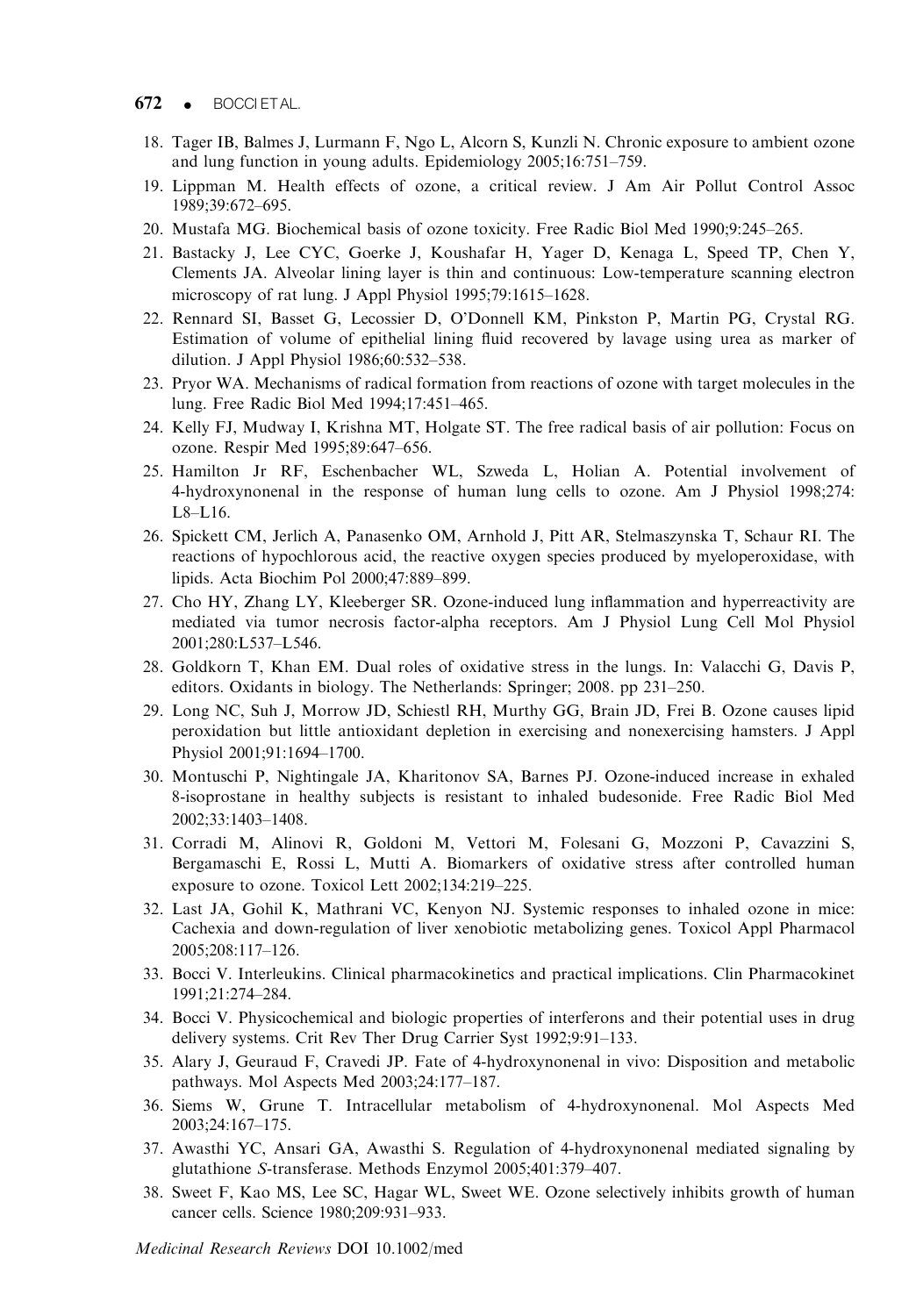18. Tager IB, Balmes J, Lurmann F, Ngo L, Alcorn S, Kunzli N. Chronic exposure to ambient ozone and lung function in young adults. Epidemiology 2005;16:751–759.
19. Lippman M. Health effects of ozone, a critical review. J Am Air Pollut Control Assoc 1989;39:672–695.
20. Mustafa MG. Biochemical basis of ozone toxicity. Free Radic Biol Med 1990;9:245–265.
21. Bastacky J, Lee CYC, Goerke J, Koushafar H, Yager D, Kenaga L, Speed TP, Chen Y, Clements JA. Alveolar lining layer is thin and continuous: Low-temperature scanning electron microscopy of rat lung. J Appl Physiol 1995;79:1615–1628.
22. Rennard SI, Basset G, Lecossier D, O'Donnell KM, Pinkston P, Martin PG, Crystal RG. Estimation of volume of epithelial lining fluid recovered by lavage using urea as marker of dilution. J Appl Physiol 1986;60:532–538.
23. Pryor WA. Mechanisms of radical formation from reactions of ozone with target molecules in the lung. Free Radic Biol Med 1994;17:451–465.
24. Kelly FJ, Mudway I, Krishna MT, Holgate ST. The free radical basis of air pollution: Focus on ozone. Respir Med 1995;89:647–656.
25. Hamilton Jr RF, Eschenbacher WL, Szweda L, Holian A. Potential involvement of 4-hydroxynonenal in the response of human lung cells to ozone. Am J Physiol 1998;274: L8–L16.
26. Spickett CM, Jerlich A, Panasenko OM, Arnhold J, Pitt AR, Stelmaszynska T, Schaur RI. The reactions of hypochlorous acid, the reactive oxygen species produced by myeloperoxidase, with lipids. Acta Biochim Pol 2000;47:889–899.
27. Cho HY, Zhang LY, Kleeberger SR. Ozone-induced lung inflammation and hyperreactivity are mediated via tumor necrosis factor-alpha receptors. Am J Physiol Lung Cell Mol Physiol 2001;280:L537–L546.
28. Goldkorn T, Khan EM. Dual roles of oxidative stress in the lungs. In: Valacchi G, Davis P, editors. Oxidants in biology. The Netherlands: Springer; 2008. pp 231–250.
29. Long NC, Suh J, Morrow JD, Schiestl RH, Murthy GG, Brain JD, Frei B. Ozone causes lipid peroxidation but little antioxidant depletion in exercising and nonexercising hamsters. J Appl Physiol 2001;91:1694–1700.
30. Montuschi P, Nightingale JA, Kharitonov SA, Barnes PJ. Ozone-induced increase in exhaled 8-isoprostane in healthy subjects is resistant to inhaled budesonide. Free Radic Biol Med 2002;33:1403–1408.
31. Corradi M, Alinovi R, Goldoni M, Vettori M, Folesani G, Mozzoni P, Cavazzini S, Bergamaschi E, Rossi L, Mutti A. Biomarkers of oxidative stress after controlled human exposure to ozone. Toxicol Lett 2002;134:219–225.
32. Last JA, Gohil K, Mathrani VC, Kenyon NJ. Systemic responses to inhaled ozone in mice: Cachexia and down-regulation of liver xenobiotic metabolizing genes. Toxicol Appl Pharmacol 2005;208:117–126.
33. Bocci V. Interleukins. Clinical pharmacokinetics and practical implications. Clin Pharmacokinet 1991;21:274–284.
34. Bocci V. Physicochemical and biologic properties of interferons and their potential uses in drug delivery systems. Crit Rev Ther Drug Carrier Syst 1992;9:91–133.
35. Alary J, Geuraud F, Cravedi JP. Fate of 4-hydroxynonenal in vivo: Disposition and metabolic pathways. Mol Aspects Med 2003;24:177–187.
36. Siems W, Grune T. Intracellular metabolism of 4-hydroxynonenal. Mol Aspects Med 2003;24:167–175.
37. Awasthi YC, Ansari GA, Awasthi S. Regulation of 4-hydroxynonenal mediated signaling by glutathione *S*-transferase. Methods Enzymol 2005;401:379–407.
38. Sweet F, Kao MS, Lee SC, Hagar WL, Sweet WE. Ozone selectively inhibits growth of human cancer cells. Science 1980;209:931–933.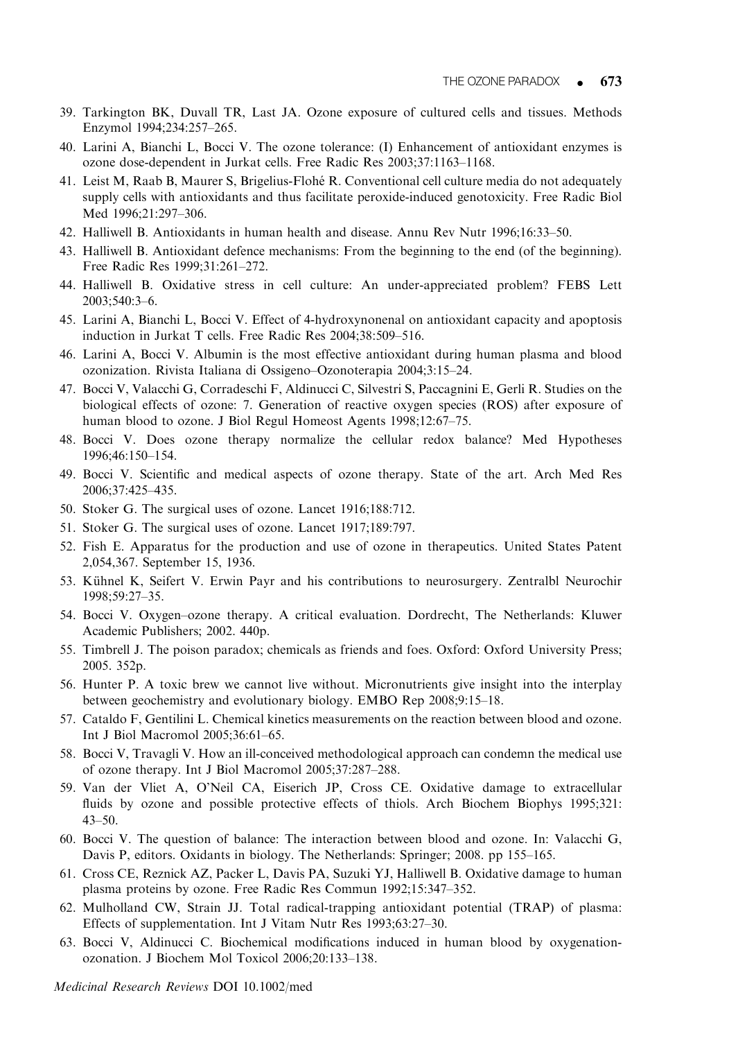39. Tarkington BK, Duvall TR, Last JA. Ozone exposure of cultured cells and tissues. Methods Enzymol 1994;234:257–265.
40. Larini A, Bianchi L, Bocci V. The ozone tolerance: (I) Enhancement of antioxidant enzymes is ozone dose-dependent in Jurkat cells. Free Radic Res 2003;37:1163–1168.
41. Leist M, Raab B, Maurer S, Brigelius-Flohé R. Conventional cell culture media do not adequately supply cells with antioxidants and thus facilitate peroxide-induced genotoxicity. Free Radic Biol Med 1996;21:297–306.
42. Halliwell B. Antioxidants in human health and disease. Annu Rev Nutr 1996;16:33–50.
43. Halliwell B. Antioxidant defence mechanisms: From the beginning to the end (of the beginning). Free Radic Res 1999;31:261–272.
44. Halliwell B. Oxidative stress in cell culture: An under-appreciated problem? FEBS Lett 2003;540:3–6.
45. Larini A, Bianchi L, Bocci V. Effect of 4-hydroxynonenal on antioxidant capacity and apoptosis induction in Jurkat T cells. Free Radic Res 2004;38:509–516.
46. Larini A, Bocci V. Albumin is the most effective antioxidant during human plasma and blood ozonization. Rivista Italiana di Ossigeno–Ozonoterapia 2004;3:15–24.
47. Bocci V, Valacchi G, Corradeschi F, Aldinucci C, Silvestri S, Paccagnini E, Gerli R. Studies on the biological effects of ozone: 7. Generation of reactive oxygen species (ROS) after exposure of human blood to ozone. J Biol Regul Homeost Agents 1998;12:67–75.
48. Bocci V. Does ozone therapy normalize the cellular redox balance? Med Hypotheses 1996;46:150–154.
49. Bocci V. Scientific and medical aspects of ozone therapy. State of the art. Arch Med Res 2006;37:425–435.
50. Stoker G. The surgical uses of ozone. Lancet 1916;188:712.
51. Stoker G. The surgical uses of ozone. Lancet 1917;189:797.
52. Fish E. Apparatus for the production and use of ozone in therapeutics. United States Patent 2,054,367. September 15, 1936.
53. Kühnel K, Seifert V. Erwin Payr and his contributions to neurosurgery. Zentralbl Neurochir 1998;59:27–35.
54. Bocci V. Oxygen–ozone therapy. A critical evaluation. Dordrecht, The Netherlands: Kluwer Academic Publishers; 2002. 440p.
55. Timbrell J. The poison paradox; chemicals as friends and foes. Oxford: Oxford University Press; 2005. 352p.
56. Hunter P. A toxic brew we cannot live without. Micronutrients give insight into the interplay between geochemistry and evolutionary biology. EMBO Rep 2008;9:15–18.
57. Cataldo F, Gentilini L. Chemical kinetics measurements on the reaction between blood and ozone. Int J Biol Macromol 2005;36:61–65.
58. Bocci V, Travagli V. How an ill-conceived methodological approach can condemn the medical use of ozone therapy. Int J Biol Macromol 2005;37:287–288.
59. Van der Vliet A, O'Neil CA, Eiserich JP, Cross CE. Oxidative damage to extracellular fluids by ozone and possible protective effects of thiols. Arch Biochem Biophys 1995;321: 43–50.
60. Bocci V. The question of balance: The interaction between blood and ozone. In: Valacchi G, Davis P, editors. Oxidants in biology. The Netherlands: Springer; 2008. pp 155–165.
61. Cross CE, Reznick AZ, Packer L, Davis PA, Suzuki YJ, Halliwell B. Oxidative damage to human plasma proteins by ozone. Free Radic Res Commun 1992;15:347–352.
62. Mulholland CW, Strain JJ. Total radical-trapping antioxidant potential (TRAP) of plasma: Effects of supplementation. Int J Vitam Nutr Res 1993;63:27–30.
63. Bocci V, Aldinucci C. Biochemical modifications induced in human blood by oxygenation-ozonation. J Biochem Mol Toxicol 2006;20:133–138.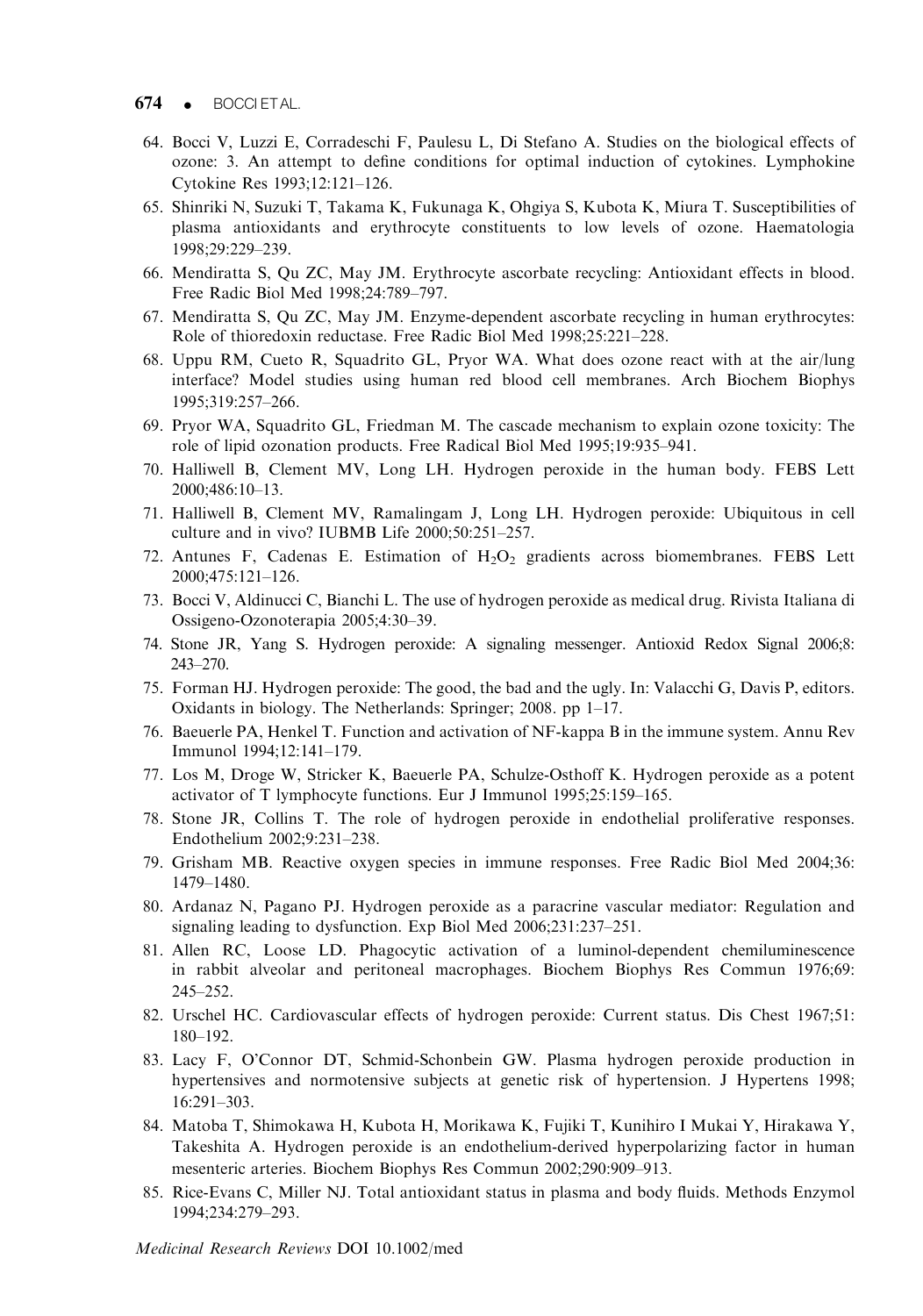64. Bocci V, Luzzi E, Corradeschi F, Paulesu L, Di Stefano A. Studies on the biological effects of ozone: 3. An attempt to define conditions for optimal induction of cytokines. Lymphokine Cytokine Res 1993;12:121–126.
65. Shinriki N, Suzuki T, Takama K, Fukunaga K, Ohgiya S, Kubota K, Miura T. Susceptibilities of plasma antioxidants and erythrocyte constituents to low levels of ozone. Haematologia 1998;29:229–239.
66. Mendiratta S, Qu ZC, May JM. Erythrocyte ascorbate recycling: Antioxidant effects in blood. Free Radic Biol Med 1998;24:789–797.
67. Mendiratta S, Qu ZC, May JM. Enzyme-dependent ascorbate recycling in human erythrocytes: Role of thioredoxin reductase. Free Radic Biol Med 1998;25:221–228.
68. Uppu RM, Cueto R, Squadrito GL, Pryor WA. What does ozone react with at the air/lung interface? Model studies using human red blood cell membranes. Arch Biochem Biophys 1995;319:257–266.
69. Pryor WA, Squadrito GL, Friedman M. The cascade mechanism to explain ozone toxicity: The role of lipid ozonation products. Free Radical Biol Med 1995;19:935–941.
70. Halliwell B, Clement MV, Long LH. Hydrogen peroxide in the human body. FEBS Lett 2000;486:10–13.
71. Halliwell B, Clement MV, Ramalingam J, Long LH. Hydrogen peroxide: Ubiquitous in cell culture and in vivo? IUBMB Life 2000;50:251–257.
72. Antunes F, Cadenas E. Estimation of $H_2O_2$ gradients across biomembranes. FEBS Lett 2000;475:121–126.
73. Bocci V, Aldinucci C, Bianchi L. The use of hydrogen peroxide as medical drug. Rivista Italiana di Ossigeno-Ozonoterapia 2005;4:30–39.
74. Stone JR, Yang S. Hydrogen peroxide: A signaling messenger. Antioxid Redox Signal 2006;8: 243–270.
75. Forman HJ. Hydrogen peroxide: The good, the bad and the ugly. In: Valacchi G, Davis P, editors. Oxidants in biology. The Netherlands: Springer; 2008. pp 1–17.
76. Baeuerle PA, Henkel T. Function and activation of NF-kappa B in the immune system. Annu Rev Immunol 1994;12:141–179.
77. Los M, Droge W, Stricker K, Baeuerle PA, Schulze-Osthoff K. Hydrogen peroxide as a potent activator of T lymphocyte functions. Eur J Immunol 1995;25:159–165.
78. Stone JR, Collins T. The role of hydrogen peroxide in endothelial proliferative responses. Endothelium 2002;9:231–238.
79. Grisham MB. Reactive oxygen species in immune responses. Free Radic Biol Med 2004;36: 1479–1480.
80. Ardanaz N, Pagano PJ. Hydrogen peroxide as a paracrine vascular mediator: Regulation and signaling leading to dysfunction. Exp Biol Med 2006;231:237–251.
81. Allen RC, Loose LD. Phagocytic activation of a luminol-dependent chemiluminescence in rabbit alveolar and peritoneal macrophages. Biochem Biophys Res Commun 1976;69: 245–252.
82. Urschel HC. Cardiovascular effects of hydrogen peroxide: Current status. Dis Chest 1967;51: 180–192.
83. Lacy F, O'Connor DT, Schmid-Schonbein GW. Plasma hydrogen peroxide production in hypertensives and normotensive subjects at genetic risk of hypertension. J Hypertens 1998; 16:291–303.
84. Matoba T, Shimokawa H, Kubota H, Morikawa K, Fujiki T, Kunihiro I Mukai Y, Hirakawa Y, Takeshita A. Hydrogen peroxide is an endothelium-derived hyperpolarizing factor in human mesenteric arteries. Biochem Biophys Res Commun 2002;290:909–913.
85. Rice-Evans C, Miller NJ. Total antioxidant status in plasma and body fluids. Methods Enzymol 1994;234:279–293.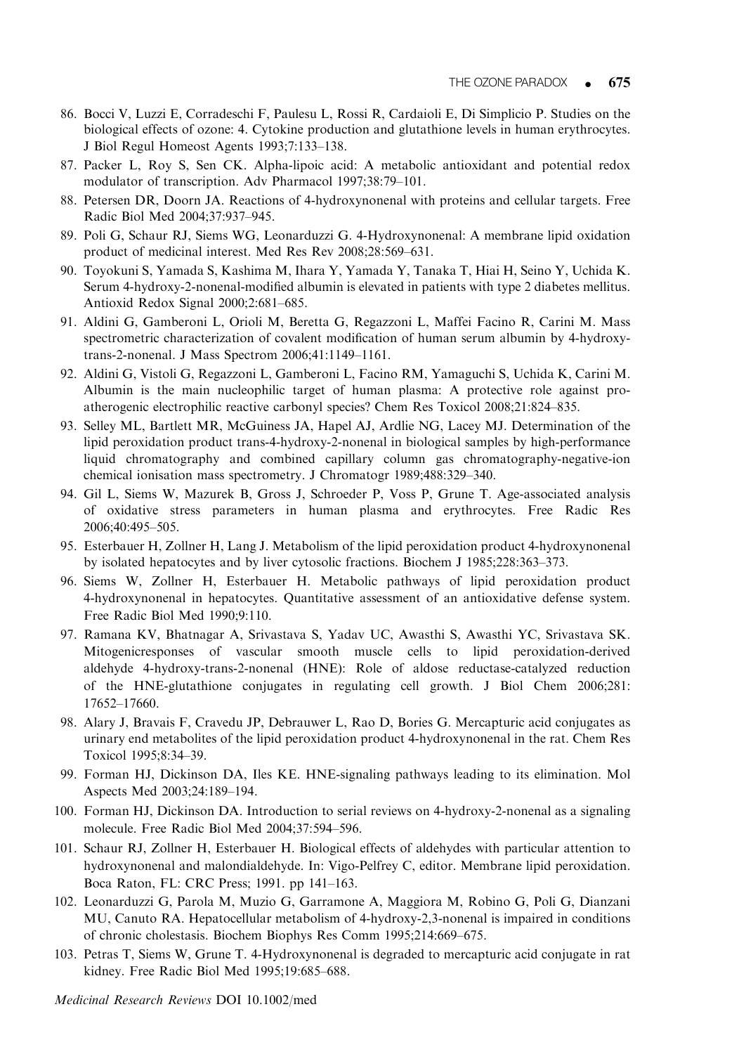86. Bocci V, Luzzi E, Corradeschi F, Paulesu L, Rossi R, Cardaioli E, Di Simplicio P. Studies on the biological effects of ozone: 4. Cytokine production and glutathione levels in human erythrocytes. J Biol Regul Homeost Agents 1993;7:133–138.
87. Packer L, Roy S, Sen CK. Alpha-lipoic acid: A metabolic antioxidant and potential redox modulator of transcription. Adv Pharmacol 1997;38:79–101.
88. Petersen DR, Doorn JA. Reactions of 4-hydroxynonenal with proteins and cellular targets. Free Radic Biol Med 2004;37:937–945.
89. Poli G, Schaur RJ, Siems WG, Leonarduzzi G. 4-Hydroxynonenal: A membrane lipid oxidation product of medicinal interest. Med Res Rev 2008;28:569–631.
90. Toyokuni S, Yamada S, Kashima M, Ihara Y, Yamada Y, Tanaka T, Hiai H, Seino Y, Uchida K. Serum 4-hydroxy-2-nonenal-modified albumin is elevated in patients with type 2 diabetes mellitus. Antioxid Redox Signal 2000;2:681–685.
91. Aldini G, Gamberoni L, Orioli M, Beretta G, Regazzoni L, Maffei Facino R, Carini M. Mass spectrometric characterization of covalent modification of human serum albumin by 4-hydroxy-trans-2-nonenal. J Mass Spectrom 2006;41:1149–1161.
92. Aldini G, Vistoli G, Regazzoni L, Gamberoni L, Facino RM, Yamaguchi S, Uchida K, Carini M. Albumin is the main nucleophilic target of human plasma: A protective role against pro-atherogenic electrophilic reactive carbonyl species? Chem Res Toxicol 2008;21:824–835.
93. Selley ML, Bartlett MR, McGuiness JA, Hapel AJ, Ardlie NG, Lacey MJ. Determination of the lipid peroxidation product trans-4-hydroxy-2-nonenal in biological samples by high-performance liquid chromatography and combined capillary column gas chromatography-negative-ion chemical ionisation mass spectrometry. J Chromatogr 1989;488:329–340.
94. Gil L, Siems W, Mazurek B, Gross J, Schroeder P, Voss P, Grune T. Age-associated analysis of oxidative stress parameters in human plasma and erythrocytes. Free Radic Res 2006;40:495–505.
95. Esterbauer H, Zollner H, Lang J. Metabolism of the lipid peroxidation product 4-hydroxynonenal by isolated hepatocytes and by liver cytosolic fractions. Biochem J 1985;228:363–373.
96. Siems W, Zollner H, Esterbauer H. Metabolic pathways of lipid peroxidation product 4-hydroxynonenal in hepatocytes. Quantitative assessment of an antioxidative defense system. Free Radic Biol Med 1990;9:110.
97. Ramana KV, Bhatnagar A, Srivastava S, Yadav UC, Awasthi S, Awasthi YC, Srivastava SK. Mitogenicresponses of vascular smooth muscle cells to lipid peroxidation-derived aldehyde 4-hydroxy-trans-2-nonenal (HNE): Role of aldose reductase-catalyzed reduction of the HNE-glutathione conjugates in regulating cell growth. J Biol Chem 2006;281: 17652–17660.
98. Alary J, Bravais F, Cravedu JP, Debrauwer L, Rao D, Bories G. Mercapturic acid conjugates as urinary end metabolites of the lipid peroxidation product 4-hydroxynonenal in the rat. Chem Res Toxicol 1995;8:34–39.
99. Forman HJ, Dickinson DA, Iles KE. HNE-signaling pathways leading to its elimination. Mol Aspects Med 2003;24:189–194.
100. Forman HJ, Dickinson DA. Introduction to serial reviews on 4-hydroxy-2-nonenal as a signaling molecule. Free Radic Biol Med 2004;37:594–596.
101. Schaur RJ, Zollner H, Esterbauer H. Biological effects of aldehydes with particular attention to hydroxynonenal and malondialdehyde. In: Vigo-Pelfrey C, editor. Membrane lipid peroxidation. Boca Raton, FL: CRC Press; 1991. pp 141–163.
102. Leonarduzzi G, Parola M, Muzio G, Garramone A, Maggiora M, Robino G, Poli G, Dianzani MU, Canuto RA. Hepatocellular metabolism of 4-hydroxy-2,3-nonenal is impaired in conditions of chronic cholestasis. Biochem Biophys Res Comm 1995;214:669–675.
103. Petras T, Siems W, Grune T. 4-Hydroxynonenal is degraded to mercapturic acid conjugate in rat kidney. Free Radic Biol Med 1995;19:685–688.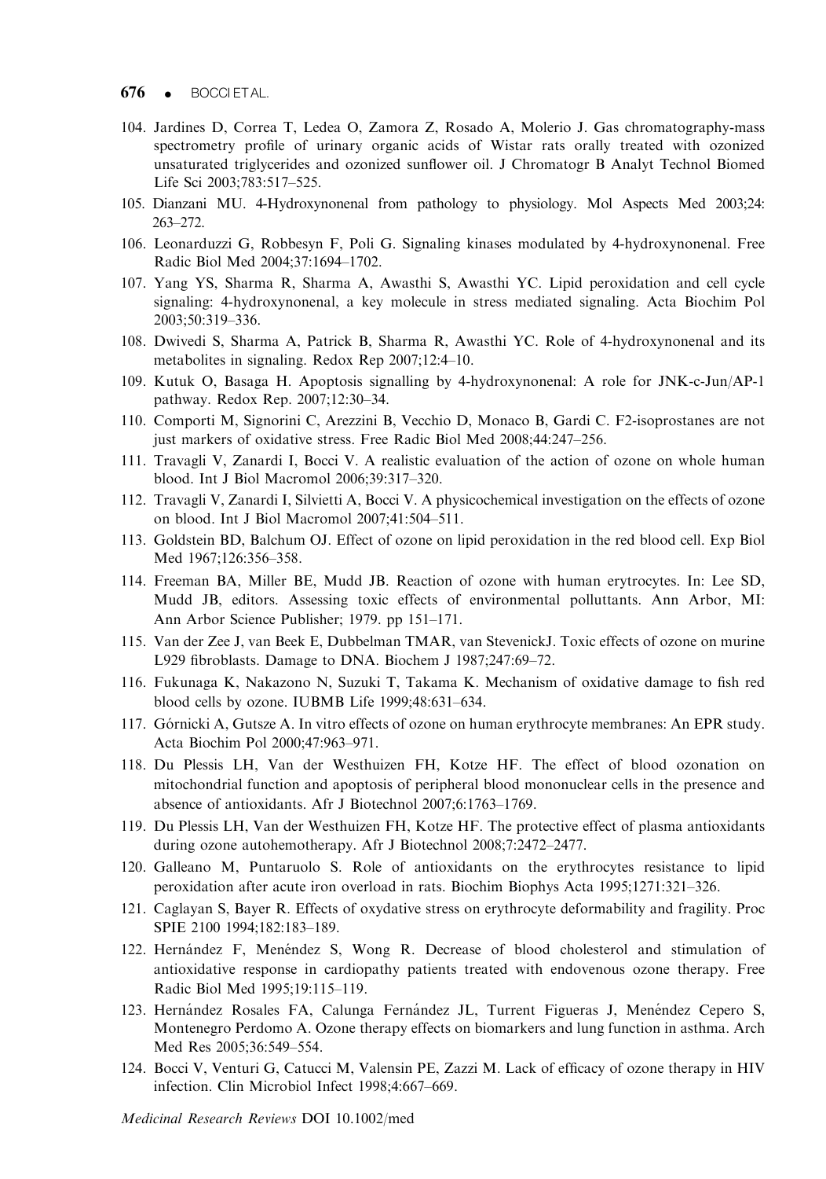104. Jardines D, Correa T, Ledea O, Zamora Z, Rosado A, Molerio J. Gas chromatography-mass spectrometry profile of urinary organic acids of Wistar rats orally treated with ozonized unsaturated triglycerides and ozonized sunflower oil. J Chromatogr B Analyt Technol Biomed Life Sci 2003;783:517–525.

105. Dianzani MU. 4-Hydroxynonenal from pathology to physiology. Mol Aspects Med 2003;24: 263–272.

106. Leonarduzzi G, Robbesyn F, Poli G. Signaling kinases modulated by 4-hydroxynonenal. Free Radic Biol Med 2004;37:1694–1702.

107. Yang YS, Sharma R, Sharma A, Awasthi S, Awasthi YC. Lipid peroxidation and cell cycle signaling: 4-hydroxynonenal, a key molecule in stress mediated signaling. Acta Biochim Pol 2003;50:319–336.

108. Dwivedi S, Sharma A, Patrick B, Sharma R, Awasthi YC. Role of 4-hydroxynonenal and its metabolites in signaling. Redox Rep 2007;12:4–10.

109. Kutuk O, Basaga H. Apoptosis signalling by 4-hydroxynonenal: A role for JNK-c-Jun/AP-1 pathway. Redox Rep. 2007;12:30–34.

110. Comporti M, Signorini C, Arezzini B, Vecchio D, Monaco B, Gardi C. F2-isoprostanes are not just markers of oxidative stress. Free Radic Biol Med 2008;44:247–256.

111. Travagli V, Zanardi I, Bocci V. A realistic evaluation of the action of ozone on whole human blood. Int J Biol Macromol 2006;39:317–320.

112. Travagli V, Zanardi I, Silvietti A, Bocci V. A physicochemical investigation on the effects of ozone on blood. Int J Biol Macromol 2007;41:504–511.

113. Goldstein BD, Balchum OJ. Effect of ozone on lipid peroxidation in the red blood cell. Exp Biol Med 1967;126:356–358.

114. Freeman BA, Miller BE, Mudd JB. Reaction of ozone with human erytrocytes. In: Lee SD, Mudd JB, editors. Assessing toxic effects of environmental polluttants. Ann Arbor, MI: Ann Arbor Science Publisher; 1979. pp 151–171.

115. Van der Zee J, van Beek E, Dubbelman TMAR, van StevenickJ. Toxic effects of ozone on murine L929 fibroblasts. Damage to DNA. Biochem J 1987;247:69–72.

116. Fukunaga K, Nakazono N, Suzuki T, Takama K. Mechanism of oxidative damage to fish red blood cells by ozone. IUBMB Life 1999;48:631–634.

117. Górnicki A, Gutsze A. In vitro effects of ozone on human erythrocyte membranes: An EPR study. Acta Biochim Pol 2000;47:963–971.

118. Du Plessis LH, Van der Westhuizen FH, Kotze HF. The effect of blood ozonation on mitochondrial function and apoptosis of peripheral blood mononuclear cells in the presence and absence of antioxidants. Afr J Biotechnol 2007;6:1763–1769.

119. Du Plessis LH, Van der Westhuizen FH, Kotze HF. The protective effect of plasma antioxidants during ozone autohemotherapy. Afr J Biotechnol 2008;7:2472–2477.

120. Galleano M, Puntaruolo S. Role of antioxidants on the erythrocytes resistance to lipid peroxidation after acute iron overload in rats. Biochim Biophys Acta 1995;1271:321–326.

121. Caglayan S, Bayer R. Effects of oxydative stress on erythrocyte deformability and fragility. Proc SPIE 2100 1994;182:183–189.

122. Hernández F, Menéndez S, Wong R. Decrease of blood cholesterol and stimulation of antioxidative response in cardiopathy patients treated with endovenous ozone therapy. Free Radic Biol Med 1995;19:115–119.

123. Hernández Rosales FA, Calunga Fernández JL, Turrent Figueras J, Menéndez Cepero S, Montenegro Perdomo A. Ozone therapy effects on biomarkers and lung function in asthma. Arch Med Res 2005;36:549–554.

124. Bocci V, Venturi G, Catucci M, Valensin PE, Zazzi M. Lack of efficacy of ozone therapy in HIV infection. Clin Microbiol Infect 1998;4:667–669.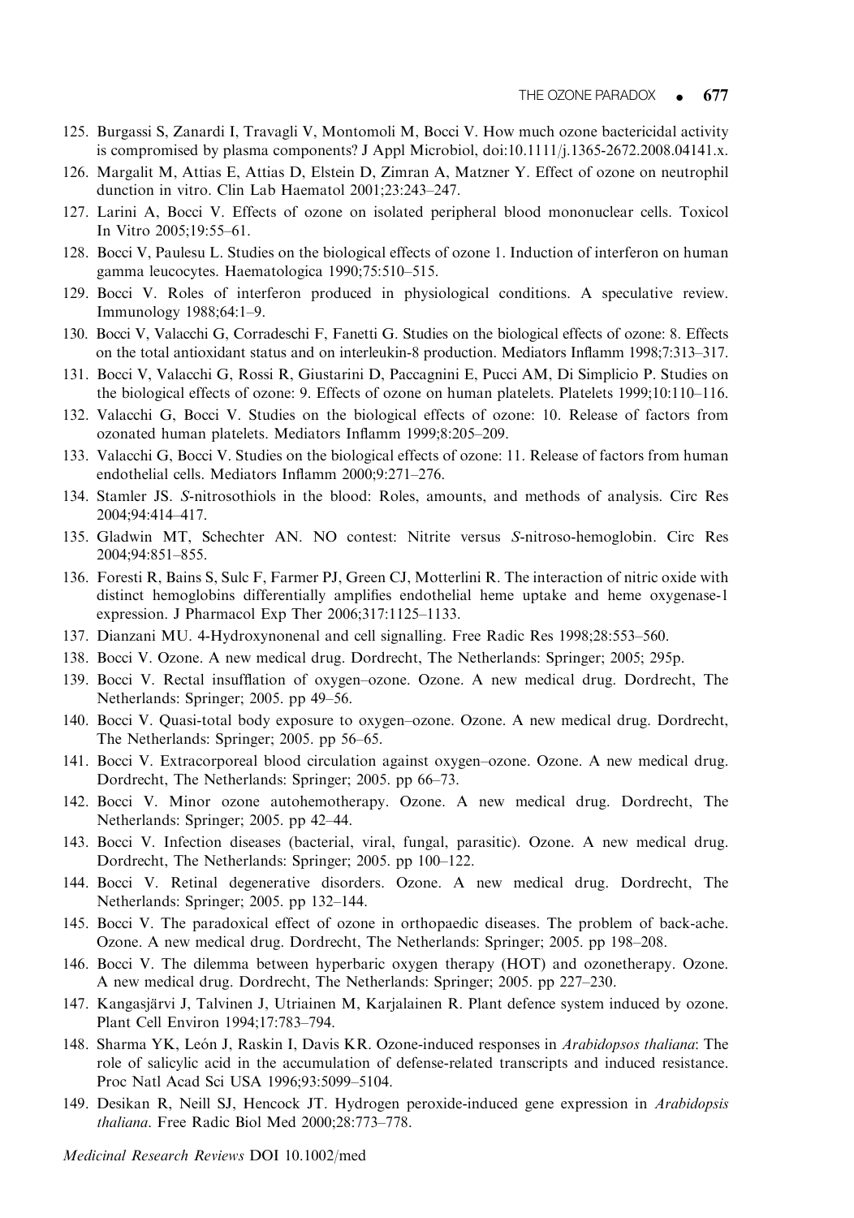125. Burgassi S, Zanardi I, Travagli V, Montomoli M, Bocci V. How much ozone bactericidal activity is compromised by plasma components? J Appl Microbiol, doi:10.1111/j.1365-2672.2008.04141.x.
126. Margalit M, Attias E, Attias D, Elstein D, Zimran A, Matzner Y. Effect of ozone on neutrophil dunction in vitro. Clin Lab Haematol 2001;23:243–247.
127. Larini A, Bocci V. Effects of ozone on isolated peripheral blood mononuclear cells. Toxicol In Vitro 2005;19:55–61.
128. Bocci V, Paulesu L. Studies on the biological effects of ozone 1. Induction of interferon on human gamma leucocytes. Haematologica 1990;75:510–515.
129. Bocci V. Roles of interferon produced in physiological conditions. A speculative review. Immunology 1988;64:1–9.
130. Bocci V, Valacchi G, Corradeschi F, Fanetti G. Studies on the biological effects of ozone: 8. Effects on the total antioxidant status and on interleukin-8 production. Mediators Inflamm 1998;7:313–317.
131. Bocci V, Valacchi G, Rossi R, Giustarini D, Paccagnini E, Pucci AM, Di Simplicio P. Studies on the biological effects of ozone: 9. Effects of ozone on human platelets. Platelets 1999;10:110–116.
132. Valacchi G, Bocci V. Studies on the biological effects of ozone: 10. Release of factors from ozonated human platelets. Mediators Inflamm 1999;8:205–209.
133. Valacchi G, Bocci V. Studies on the biological effects of ozone: 11. Release of factors from human endothelial cells. Mediators Inflamm 2000;9:271–276.
134. Stamler JS. *S*-nitrosothiols in the blood: Roles, amounts, and methods of analysis. Circ Res 2004;94:414–417.
135. Gladwin MT, Schechter AN. NO contest: Nitrite versus *S*-nitroso-hemoglobin. Circ Res 2004;94:851–855.
136. Foresti R, Bains S, Sulc F, Farmer PJ, Green CJ, Motterlini R. The interaction of nitric oxide with distinct hemoglobins differentially amplifies endothelial heme uptake and heme oxygenase-1 expression. J Pharmacol Exp Ther 2006;317:1125–1133.
137. Dianzani MU. 4-Hydroxynonenal and cell signalling. Free Radic Res 1998;28:553–560.
138. Bocci V. Ozone. A new medical drug. Dordrecht, The Netherlands: Springer; 2005; 295p.
139. Bocci V. Rectal insufflation of oxygen–ozone. Ozone. A new medical drug. Dordrecht, The Netherlands: Springer; 2005. pp 49–56.
140. Bocci V. Quasi-total body exposure to oxygen–ozone. Ozone. A new medical drug. Dordrecht, The Netherlands: Springer; 2005. pp 56–65.
141. Bocci V. Extracorporeal blood circulation against oxygen–ozone. Ozone. A new medical drug. Dordrecht, The Netherlands: Springer; 2005. pp 66–73.
142. Bocci V. Minor ozone autohemotherapy. Ozone. A new medical drug. Dordrecht, The Netherlands: Springer; 2005. pp 42–44.
143. Bocci V. Infection diseases (bacterial, viral, fungal, parasitic). Ozone. A new medical drug. Dordrecht, The Netherlands: Springer; 2005. pp 100–122.
144. Bocci V. Retinal degenerative disorders. Ozone. A new medical drug. Dordrecht, The Netherlands: Springer; 2005. pp 132–144.
145. Bocci V. The paradoxical effect of ozone in orthopaedic diseases. The problem of back-ache. Ozone. A new medical drug. Dordrecht, The Netherlands: Springer; 2005. pp 198–208.
146. Bocci V. The dilemma between hyperbaric oxygen therapy (HOT) and ozonetherapy. Ozone. A new medical drug. Dordrecht, The Netherlands: Springer; 2005. pp 227–230.
147. Kangasjärvi J, Talvinen J, Utriainen M, Karjalainen R. Plant defence system induced by ozone. Plant Cell Environ 1994;17:783–794.
148. Sharma YK, León J, Raskin I, Davis KR. Ozone-induced responses in *Arabidopsos thaliana*: The role of salicylic acid in the accumulation of defense-related transcripts and induced resistance. Proc Natl Acad Sci USA 1996;93:5099–5104.
149. Desikan R, Neill SJ, Hencock JT. Hydrogen peroxide-induced gene expression in *Arabidopsis thaliana*. Free Radic Biol Med 2000;28:773–778.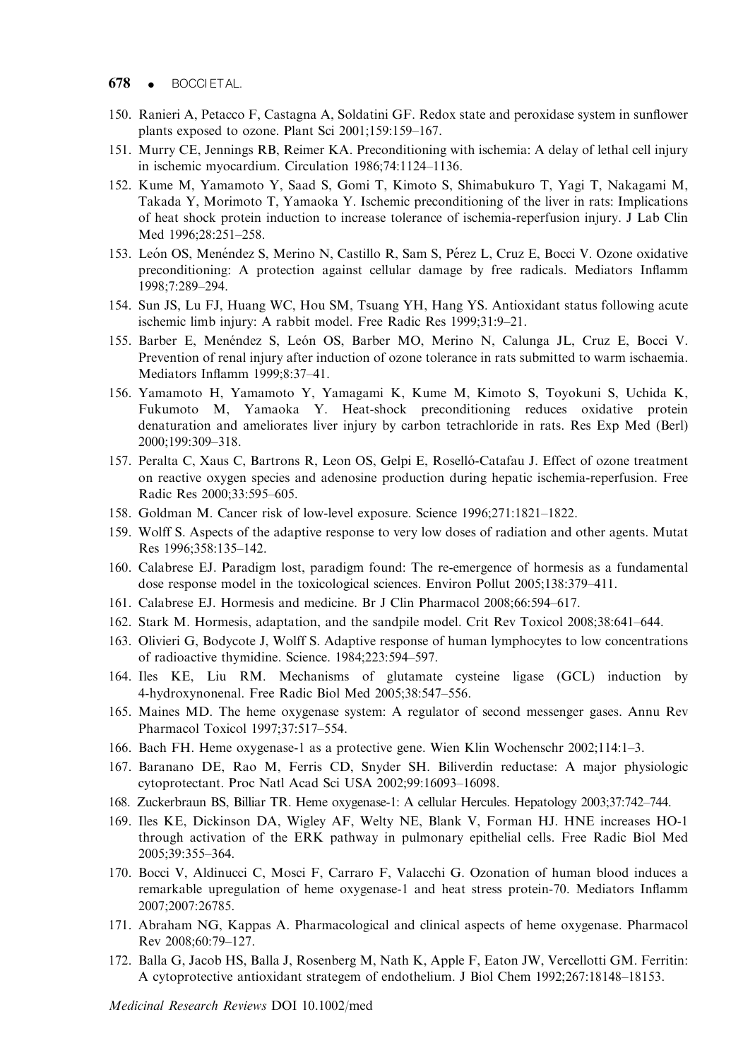150. Ranieri A, Petacco F, Castagna A, Soldatini GF. Redox state and peroxidase system in sunflower plants exposed to ozone. Plant Sci 2001;159:159–167.
151. Murry CE, Jennings RB, Reimer KA. Preconditioning with ischemia: A delay of lethal cell injury in ischemic myocardium. Circulation 1986;74:1124–1136.
152. Kume M, Yamamoto Y, Saad S, Gomi T, Kimoto S, Shimabukuro T, Yagi T, Nakagami M, Takada Y, Morimoto T, Yamaoka Y. Ischemic preconditioning of the liver in rats: Implications of heat shock protein induction to increase tolerance of ischemia-reperfusion injury. J Lab Clin Med 1996;28:251–258.
153. León OS, Menéndez S, Merino N, Castillo R, Sam S, Pérez L, Cruz E, Bocci V. Ozone oxidative preconditioning: A protection against cellular damage by free radicals. Mediators Inflamm 1998;7:289–294.
154. Sun JS, Lu FJ, Huang WC, Hou SM, Tsuang YH, Hang YS. Antioxidant status following acute ischemic limb injury: A rabbit model. Free Radic Res 1999;31:9–21.
155. Barber E, Menéndez S, León OS, Barber MO, Merino N, Calunga JL, Cruz E, Bocci V. Prevention of renal injury after induction of ozone tolerance in rats submitted to warm ischaemia. Mediators Inflamm 1999;8:37–41.
156. Yamamoto H, Yamamoto Y, Yamagami K, Kume M, Kimoto S, Toyokuni S, Uchida K, Fukumoto M, Yamaoka Y. Heat-shock preconditioning reduces oxidative protein denaturation and ameliorates liver injury by carbon tetrachloride in rats. Res Exp Med (Berl) 2000;199:309–318.
157. Peralta C, Xaus C, Bartrons R, Leon OS, Gelpi E, Roselló-Catafau J. Effect of ozone treatment on reactive oxygen species and adenosine production during hepatic ischemia-reperfusion. Free Radic Res 2000;33:595–605.
158. Goldman M. Cancer risk of low-level exposure. Science 1996;271:1821–1822.
159. Wolff S. Aspects of the adaptive response to very low doses of radiation and other agents. Mutat Res 1996;358:135–142.
160. Calabrese EJ. Paradigm lost, paradigm found: The re-emergence of hormesis as a fundamental dose response model in the toxicological sciences. Environ Pollut 2005;138:379–411.
161. Calabrese EJ. Hormesis and medicine. Br J Clin Pharmacol 2008;66:594–617.
162. Stark M. Hormesis, adaptation, and the sandpile model. Crit Rev Toxicol 2008;38:641–644.
163. Olivieri G, Bodycote J, Wolff S. Adaptive response of human lymphocytes to low concentrations of radioactive thymidine. Science. 1984;223:594–597.
164. Iles KE, Liu RM. Mechanisms of glutamate cysteine ligase (GCL) induction by 4-hydroxynonenal. Free Radic Biol Med 2005;38:547–556.
165. Maines MD. The heme oxygenase system: A regulator of second messenger gases. Annu Rev Pharmacol Toxicol 1997;37:517–554.
166. Bach FH. Heme oxygenase-1 as a protective gene. Wien Klin Wochenschr 2002;114:1–3.
167. Baranano DE, Rao M, Ferris CD, Snyder SH. Biliverdin reductase: A major physiologic cytoprotectant. Proc Natl Acad Sci USA 2002;99:16093–16098.
168. Zuckerbraun BS, Billiar TR. Heme oxygenase-1: A cellular Hercules. Hepatology 2003;37:742–744.
169. Iles KE, Dickinson DA, Wigley AF, Welty NE, Blank V, Forman HJ. HNE increases HO-1 through activation of the ERK pathway in pulmonary epithelial cells. Free Radic Biol Med 2005;39:355–364.
170. Bocci V, Aldinucci C, Mosci F, Carraro F, Valacchi G. Ozonation of human blood induces a remarkable upregulation of heme oxygenase-1 and heat stress protein-70. Mediators Inflamm 2007;2007:26785.
171. Abraham NG, Kappas A. Pharmacological and clinical aspects of heme oxygenase. Pharmacol Rev 2008;60:79–127.
172. Balla G, Jacob HS, Balla J, Rosenberg M, Nath K, Apple F, Eaton JW, Vercellotti GM. Ferritin: A cytoprotective antioxidant strategem of endothelium. J Biol Chem 1992;267:18148–18153.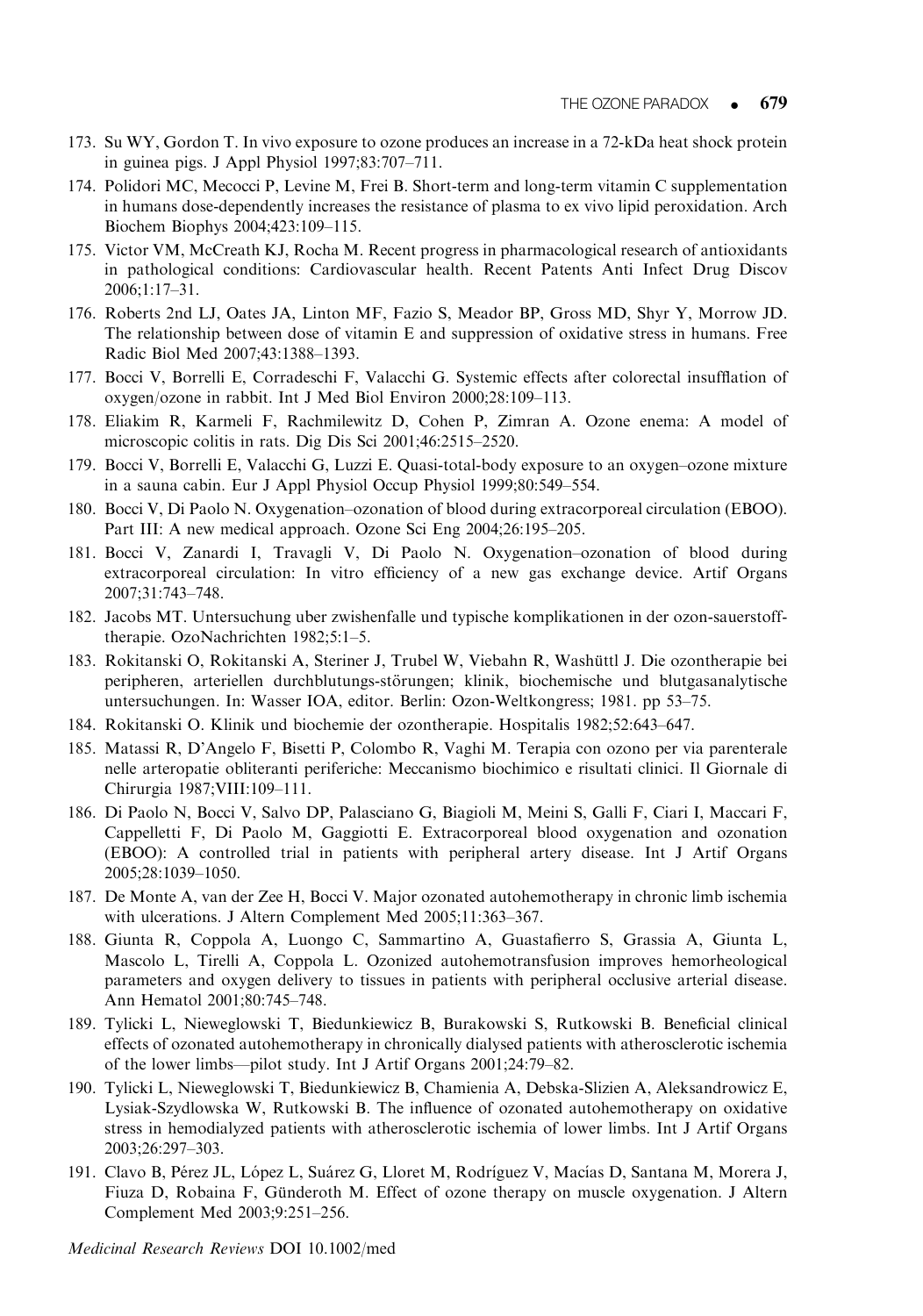173. Su WY, Gordon T. In vivo exposure to ozone produces an increase in a 72-kDa heat shock protein in guinea pigs. J Appl Physiol 1997;83:707–711.
174. Polidori MC, Mecocci P, Levine M, Frei B. Short-term and long-term vitamin C supplementation in humans dose-dependently increases the resistance of plasma to ex vivo lipid peroxidation. Arch Biochem Biophys 2004;423:109–115.
175. Victor VM, McCreath KJ, Rocha M. Recent progress in pharmacological research of antioxidants in pathological conditions: Cardiovascular health. Recent Patents Anti Infect Drug Discov 2006;1:17–31.
176. Roberts 2nd LJ, Oates JA, Linton MF, Fazio S, Meador BP, Gross MD, Shyr Y, Morrow JD. The relationship between dose of vitamin E and suppression of oxidative stress in humans. Free Radic Biol Med 2007;43:1388–1393.
177. Bocci V, Borrelli E, Corradeschi F, Valacchi G. Systemic effects after colorectal insufflation of oxygen/ozone in rabbit. Int J Med Biol Environ 2000;28:109–113.
178. Eliakim R, Karmeli F, Rachmilewitz D, Cohen P, Zimran A. Ozone enema: A model of microscopic colitis in rats. Dig Dis Sci 2001;46:2515–2520.
179. Bocci V, Borrelli E, Valacchi G, Luzzi E. Quasi-total-body exposure to an oxygen–ozone mixture in a sauna cabin. Eur J Appl Physiol Occup Physiol 1999;80:549–554.
180. Bocci V, Di Paolo N. Oxygenation–ozonation of blood during extracorporeal circulation (EBOO). Part III: A new medical approach. Ozone Sci Eng 2004;26:195–205.
181. Bocci V, Zanardi I, Travagli V, Di Paolo N. Oxygenation–ozonation of blood during extracorporeal circulation: In vitro efficiency of a new gas exchange device. Artif Organs 2007;31:743–748.
182. Jacobs MT. Untersuchung uber zwishenfalle und typische komplikationen in der ozon-sauerstoff-therapie. OzoNachrichten 1982;5:1–5.
183. Rokitanski O, Rokitanski A, Steriner J, Trubel W, Viebahn R, Washüttl J. Die ozontherapie bei peripheren, arteriellen durchblutungs-störungen; klinik, biochemische und blutgasanalytische untersuchungen. In: Wasser IOA, editor. Berlin: Ozon-Weltkongress; 1981. pp 53–75.
184. Rokitanski O. Klinik und biochemie der ozontherapie. Hospitalis 1982;52:643–647.
185. Matassi R, D'Angelo F, Bisetti P, Colombo R, Vaghi M. Terapia con ozono per via parenterale nelle arteropatie obliteranti periferiche: Meccanismo biochimico e risultati clinici. Il Giornale di Chirurgia 1987;VIII:109–111.
186. Di Paolo N, Bocci V, Salvo DP, Palasciano G, Biagioli M, Meini S, Galli F, Ciari I, Maccari F, Cappelletti F, Di Paolo M, Gaggiotti E. Extracorporeal blood oxygenation and ozonation (EBOO): A controlled trial in patients with peripheral artery disease. Int J Artif Organs 2005;28:1039–1050.
187. De Monte A, van der Zee H, Bocci V. Major ozonated autohemotherapy in chronic limb ischemia with ulcerations. J Altern Complement Med 2005;11:363–367.
188. Giunta R, Coppola A, Luongo C, Sammartino A, Guastafierro S, Grassia A, Giunta L, Mascolo L, Tirelli A, Coppola L. Ozonized autohemotransfusion improves hemorheological parameters and oxygen delivery to tissues in patients with peripheral occlusive arterial disease. Ann Hematol 2001;80:745–748.
189. Tylicki L, Nieweglowski T, Biedunkiewicz B, Burakowski S, Rutkowski B. Beneficial clinical effects of ozonated autohemotherapy in chronically dialysed patients with atherosclerotic ischemia of the lower limbs—pilot study. Int J Artif Organs 2001;24:79–82.
190. Tylicki L, Nieweglowski T, Biedunkiewicz B, Chamienia A, Debska-Slizien A, Aleksandrowicz E, Lysiak-Szydlowska W, Rutkowski B. The influence of ozonated autohemotherapy on oxidative stress in hemodialyzed patients with atherosclerotic ischemia of lower limbs. Int J Artif Organs 2003;26:297–303.
191. Clavo B, Pérez JL, López L, Suárez G, Lloret M, Rodríguez V, Macías D, Santana M, Morera J, Fiuza D, Robaina F, Günderoth M. Effect of ozone therapy on muscle oxygenation. J Altern Complement Med 2003;9:251–256.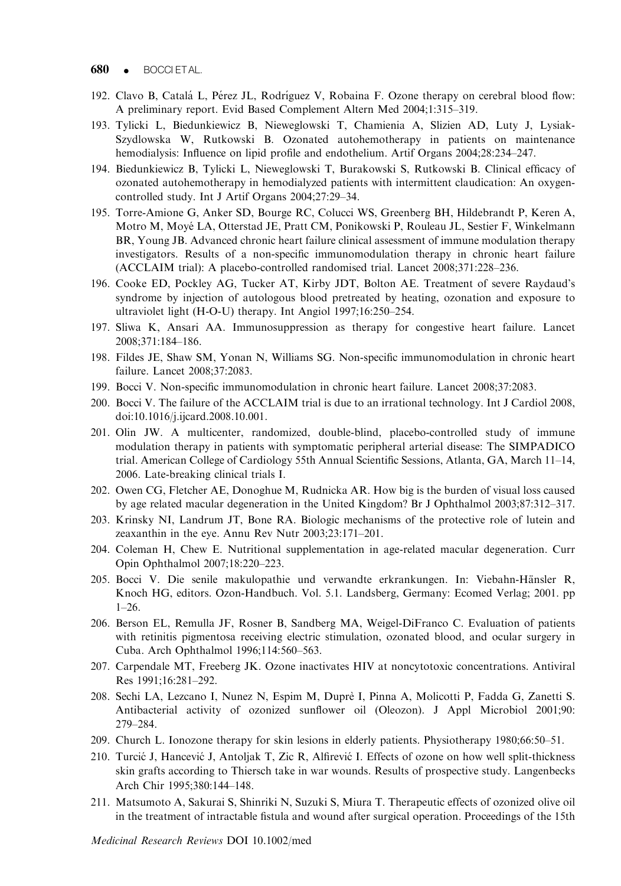192. Clavo B, Catalá L, Pérez JL, Rodríguez V, Robaina F. Ozone therapy on cerebral blood flow: A preliminary report. Evid Based Complement Altern Med 2004;1:315–319.
193. Tylicki L, Biedunkiewicz B, Nieweglowski T, Chamienia A, Slizien AD, Luty J, Lysiak-Szydlowska W, Rutkowski B. Ozonated autohemotherapy in patients on maintenance hemodialysis: Influence on lipid profile and endothelium. Artif Organs 2004;28:234–247.
194. Biedunkiewicz B, Tylicki L, Nieweglowski T, Burakowski S, Rutkowski B. Clinical efficacy of ozonated autohemotherapy in hemodialyzed patients with intermittent claudication: An oxygen-controlled study. Int J Artif Organs 2004;27:29–34.
195. Torre-Amione G, Anker SD, Bourge RC, Colucci WS, Greenberg BH, Hildebrandt P, Keren A, Motro M, Moyé LA, Otterstad JE, Pratt CM, Ponikowski P, Rouleau JL, Sestier F, Winkelmann BR, Young JB. Advanced chronic heart failure clinical assessment of immune modulation therapy investigators. Results of a non-specific immunomodulation therapy in chronic heart failure (ACCLAIM trial): A placebo-controlled randomised trial. Lancet 2008;371:228–236.
196. Cooke ED, Pockley AG, Tucker AT, Kirby JDT, Bolton AE. Treatment of severe Raydaud's syndrome by injection of autologous blood pretreated by heating, ozonation and exposure to ultraviolet light (H-O-U) therapy. Int Angiol 1997;16:250–254.
197. Sliwa K, Ansari AA. Immunosuppression as therapy for congestive heart failure. Lancet 2008;371:184–186.
198. Fildes JE, Shaw SM, Yonan N, Williams SG. Non-specific immunomodulation in chronic heart failure. Lancet 2008;37:2083.
199. Bocci V. Non-specific immunomodulation in chronic heart failure. Lancet 2008;37:2083.
200. Bocci V. The failure of the ACCLAIM trial is due to an irrational technology. Int J Cardiol 2008, doi:10.1016/j.ijcard.2008.10.001.
201. Olin JW. A multicenter, randomized, double-blind, placebo-controlled study of immune modulation therapy in patients with symptomatic peripheral arterial disease: The SIMPADICO trial. American College of Cardiology 55th Annual Scientific Sessions, Atlanta, GA, March 11–14, 2006. Late-breaking clinical trials I.
202. Owen CG, Fletcher AE, Donoghue M, Rudnicka AR. How big is the burden of visual loss caused by age related macular degeneration in the United Kingdom? Br J Ophthalmol 2003;87:312–317.
203. Krinsky NI, Landrum JT, Bone RA. Biologic mechanisms of the protective role of lutein and zeaxanthin in the eye. Annu Rev Nutr 2003;23:171–201.
204. Coleman H, Chew E. Nutritional supplementation in age-related macular degeneration. Curr Opin Ophthalmol 2007;18:220–223.
205. Bocci V. Die senile makulopathie und verwandte erkrankungen. In: Viebahn-Hänsler R, Knoch HG, editors. Ozon-Handbuch. Vol. 5.1. Landsberg, Germany: Ecomed Verlag; 2001. pp 1–26.
206. Berson EL, Remulla JF, Rosner B, Sandberg MA, Weigel-DiFranco C. Evaluation of patients with retinitis pigmentosa receiving electric stimulation, ozonated blood, and ocular surgery in Cuba. Arch Ophthalmol 1996;114:560–563.
207. Carpendale MT, Freeberg JK. Ozone inactivates HIV at noncytotoxic concentrations. Antiviral Res 1991;16:281–292.
208. Sechi LA, Lezcano I, Nunez N, Espim M, Duprè I, Pinna A, Molicotti P, Fadda G, Zanetti S. Antibacterial activity of ozonized sunflower oil (Oleozon). J Appl Microbiol 2001;90: 279–284.
209. Church L. Ionozone therapy for skin lesions in elderly patients. Physiotherapy 1980;66:50–51.
210. Turcić J, Hancević J, Antoljak T, Zic R, Alfirević I. Effects of ozone on how well split-thickness skin grafts according to Thiersch take in war wounds. Results of prospective study. Langenbecks Arch Chir 1995;380:144–148.
211. Matsumoto A, Sakurai S, Shinriki N, Suzuki S, Miura T. Therapeutic effects of ozonized olive oil in the treatment of intractable fistula and wound after surgical operation. Proceedings of the 15th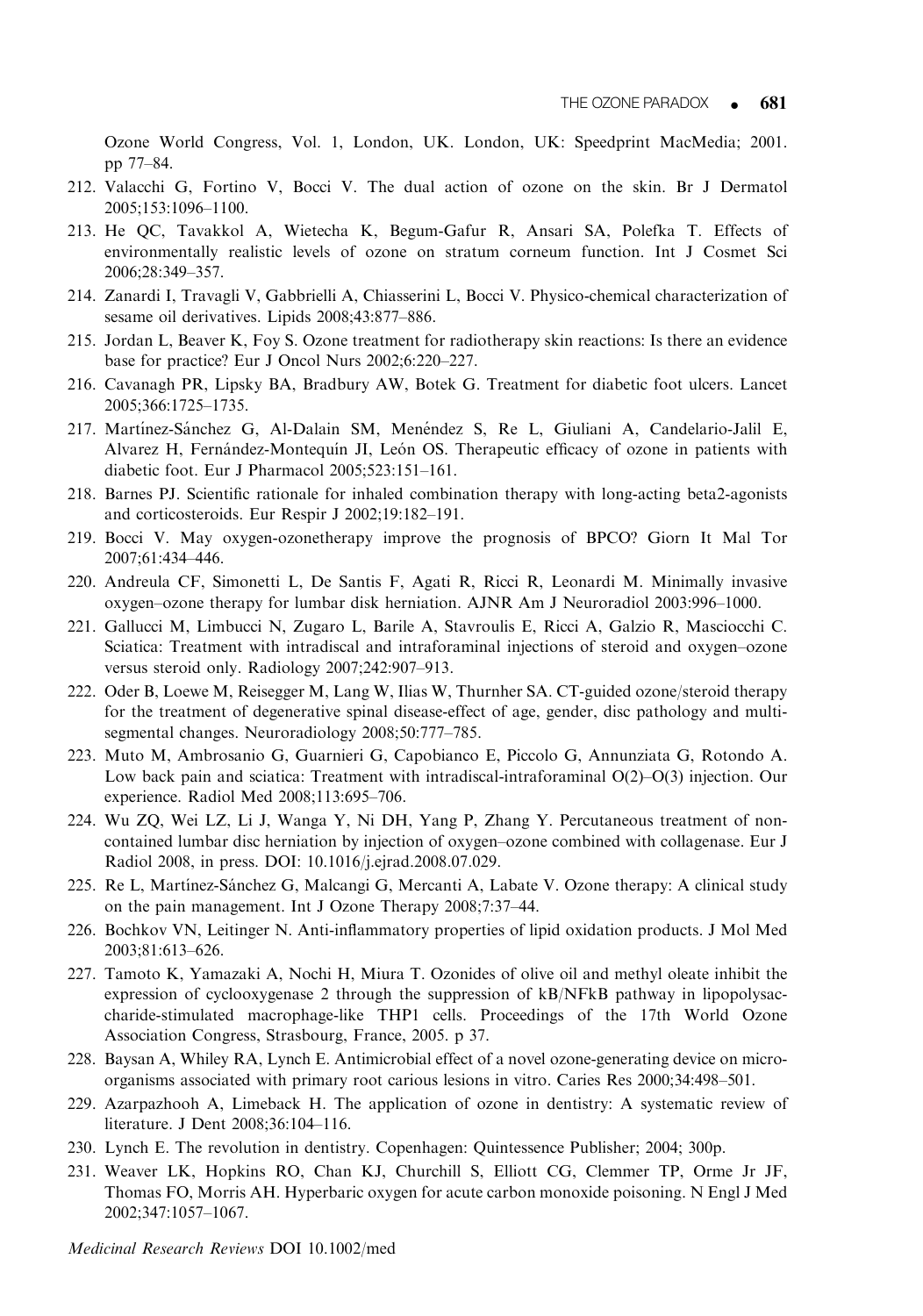Ozone World Congress, Vol. 1, London, UK. London, UK: Speedprint MacMedia; 2001. pp 77–84.

212. Valacchi G, Fortino V, Bocci V. The dual action of ozone on the skin. Br J Dermatol 2005;153:1096–1100.
213. He QC, Tavakkol A, Wietecha K, Begum-Gafur R, Ansari SA, Polefka T. Effects of environmentally realistic levels of ozone on stratum corneum function. Int J Cosmet Sci 2006;28:349–357.
214. Zanardi I, Travagli V, Gabbrielli A, Chiasserini L, Bocci V. Physico-chemical characterization of sesame oil derivatives. Lipids 2008;43:877–886.
215. Jordan L, Beaver K, Foy S. Ozone treatment for radiotherapy skin reactions: Is there an evidence base for practice? Eur J Oncol Nurs 2002;6:220–227.
216. Cavanagh PR, Lipsky BA, Bradbury AW, Botek G. Treatment for diabetic foot ulcers. Lancet 2005;366:1725–1735.
217. Martínez-Sánchez G, Al-Dalain SM, Menéndez S, Re L, Giuliani A, Candelario-Jalil E, Alvarez H, Fernández-Montequín JI, León OS. Therapeutic efficacy of ozone in patients with diabetic foot. Eur J Pharmacol 2005;523:151–161.
218. Barnes PJ. Scientific rationale for inhaled combination therapy with long-acting beta2-agonists and corticosteroids. Eur Respir J 2002;19:182–191.
219. Bocci V. May oxygen-ozonetherapy improve the prognosis of BPCO? Giorn It Mal Tor 2007;61:434–446.
220. Andreula CF, Simonetti L, De Santis F, Agati R, Ricci R, Leonardi M. Minimally invasive oxygen–ozone therapy for lumbar disk herniation. AJNR Am J Neuroradiol 2003:996–1000.
221. Gallucci M, Limbucci N, Zugaro L, Barile A, Stavroulis E, Ricci A, Galzio R, Masciocchi C. Sciatica: Treatment with intradiscal and intraforaminal injections of steroid and oxygen–ozone versus steroid only. Radiology 2007;242:907–913.
222. Oder B, Loewe M, Reisegger M, Lang W, Ilias W, Thurnher SA. CT-guided ozone/steroid therapy for the treatment of degenerative spinal disease-effect of age, gender, disc pathology and multi-segmental changes. Neuroradiology 2008;50:777–785.
223. Muto M, Ambrosanio G, Guarnieri G, Capobianco E, Piccolo G, Annunziata G, Rotondo A. Low back pain and sciatica: Treatment with intradiscal-intraforaminal O(2)–O(3) injection. Our experience. Radiol Med 2008;113:695–706.
224. Wu ZQ, Wei LZ, Li J, Wanga Y, Ni DH, Yang P, Zhang Y. Percutaneous treatment of non-contained lumbar disc herniation by injection of oxygen–ozone combined with collagenase. Eur J Radiol 2008, in press. DOI: 10.1016/j.ejrad.2008.07.029.
225. Re L, Martínez-Sánchez G, Malcangi G, Mercanti A, Labate V. Ozone therapy: A clinical study on the pain management. Int J Ozone Therapy 2008;7:37–44.
226. Bochkov VN, Leitinger N. Anti-inflammatory properties of lipid oxidation products. J Mol Med 2003;81:613–626.
227. Tamoto K, Yamazaki A, Nochi H, Miura T. Ozonides of olive oil and methyl oleate inhibit the expression of cyclooxygenase 2 through the suppression of kB/NFkB pathway in lipopolysaccharide-stimulated macrophage-like THP1 cells. Proceedings of the 17th World Ozone Association Congress, Strasbourg, France, 2005. p 37.
228. Baysan A, Whiley RA, Lynch E. Antimicrobial effect of a novel ozone-generating device on micro-organisms associated with primary root carious lesions in vitro. Caries Res 2000;34:498–501.
229. Azarpazhooh A, Limeback H. The application of ozone in dentistry: A systematic review of literature. J Dent 2008;36:104–116.
230. Lynch E. The revolution in dentistry. Copenhagen: Quintessence Publisher; 2004; 300p.
231. Weaver LK, Hopkins RO, Chan KJ, Churchill S, Elliott CG, Clemmer TP, Orme Jr JF, Thomas FO, Morris AH. Hyperbaric oxygen for acute carbon monoxide poisoning. N Engl J Med 2002;347:1057–1067.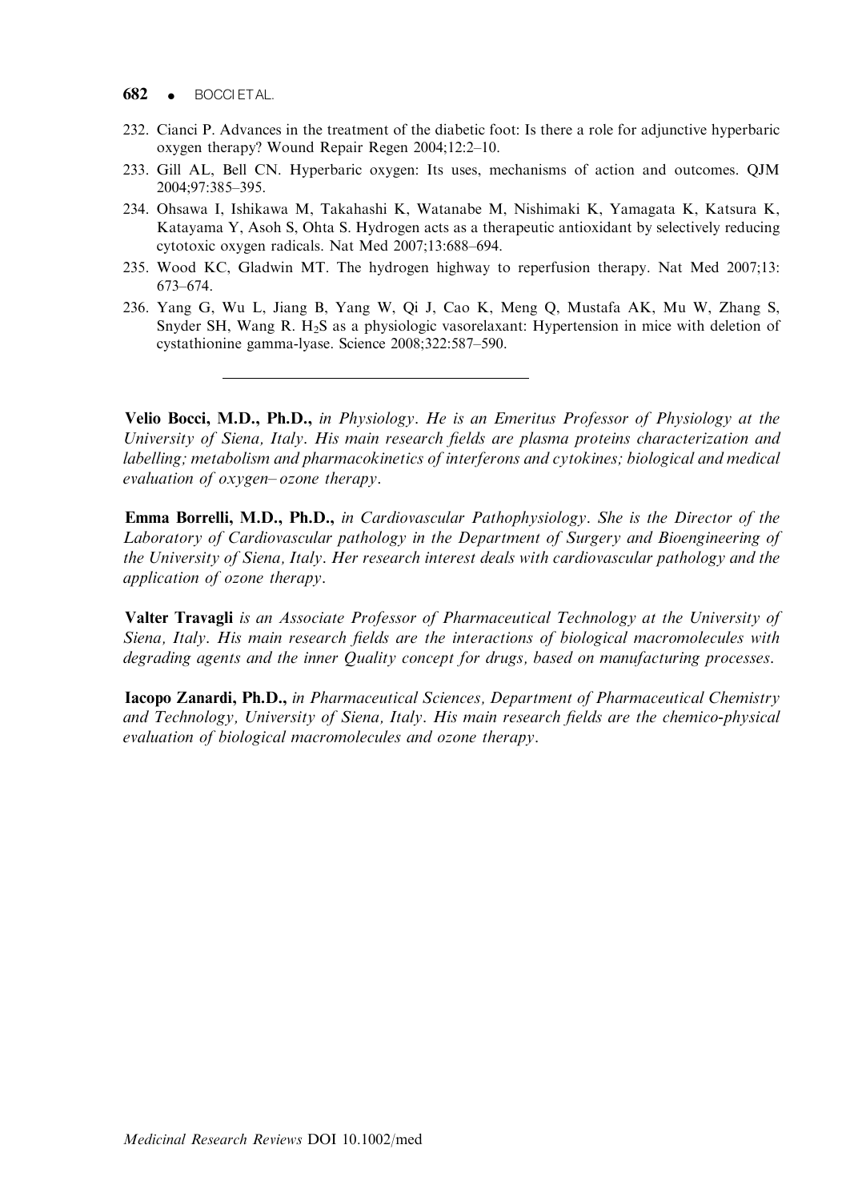232. Cianci P. Advances in the treatment of the diabetic foot: Is there a role for adjunctive hyperbaric oxygen therapy? Wound Repair Regen 2004;12:2–10.
233. Gill AL, Bell CN. Hyperbaric oxygen: Its uses, mechanisms of action and outcomes. QJM 2004;97:385–395.
234. Ohsawa I, Ishikawa M, Takahashi K, Watanabe M, Nishimaki K, Yamagata K, Katsura K, Katayama Y, Asoh S, Ohta S. Hydrogen acts as a therapeutic antioxidant by selectively reducing cytotoxic oxygen radicals. Nat Med 2007;13:688–694.
235. Wood KC, Gladwin MT. The hydrogen highway to reperfusion therapy. Nat Med 2007;13: 673–674.
236. Yang G, Wu L, Jiang B, Yang W, Qi J, Cao K, Meng Q, Mustafa AK, Mu W, Zhang S, Snyder SH, Wang R. $H_2S$ as a physiologic vasorelaxant: Hypertension in mice with deletion of cystathionine gamma-lyase. Science 2008;322:587–590.

---

**Velio Bocci, M.D., Ph.D.,** *in Physiology. He is an Emeritus Professor of Physiology at the University of Siena, Italy. His main research fields are plasma proteins characterization and labelling; metabolism and pharmacokinetics of interferons and cytokines; biological and medical evaluation of oxygen– ozone therapy.*

**Emma Borrelli, M.D., Ph.D.,** *in Cardiovascular Pathophysiology. She is the Director of the Laboratory of Cardiovascular pathology in the Department of Surgery and Bioengineering of the University of Siena, Italy. Her research interest deals with cardiovascular pathology and the application of ozone therapy.*

**Valter Travagli** *is an Associate Professor of Pharmaceutical Technology at the University of Siena, Italy. His main research fields are the interactions of biological macromolecules with degrading agents and the inner Quality concept for drugs, based on manufacturing processes.*

**Iacopo Zanardi, Ph.D.,** *in Pharmaceutical Sciences, Department of Pharmaceutical Chemistry and Technology, University of Siena, Italy. His main research fields are the chemico-physical evaluation of biological macromolecules and ozone therapy.*